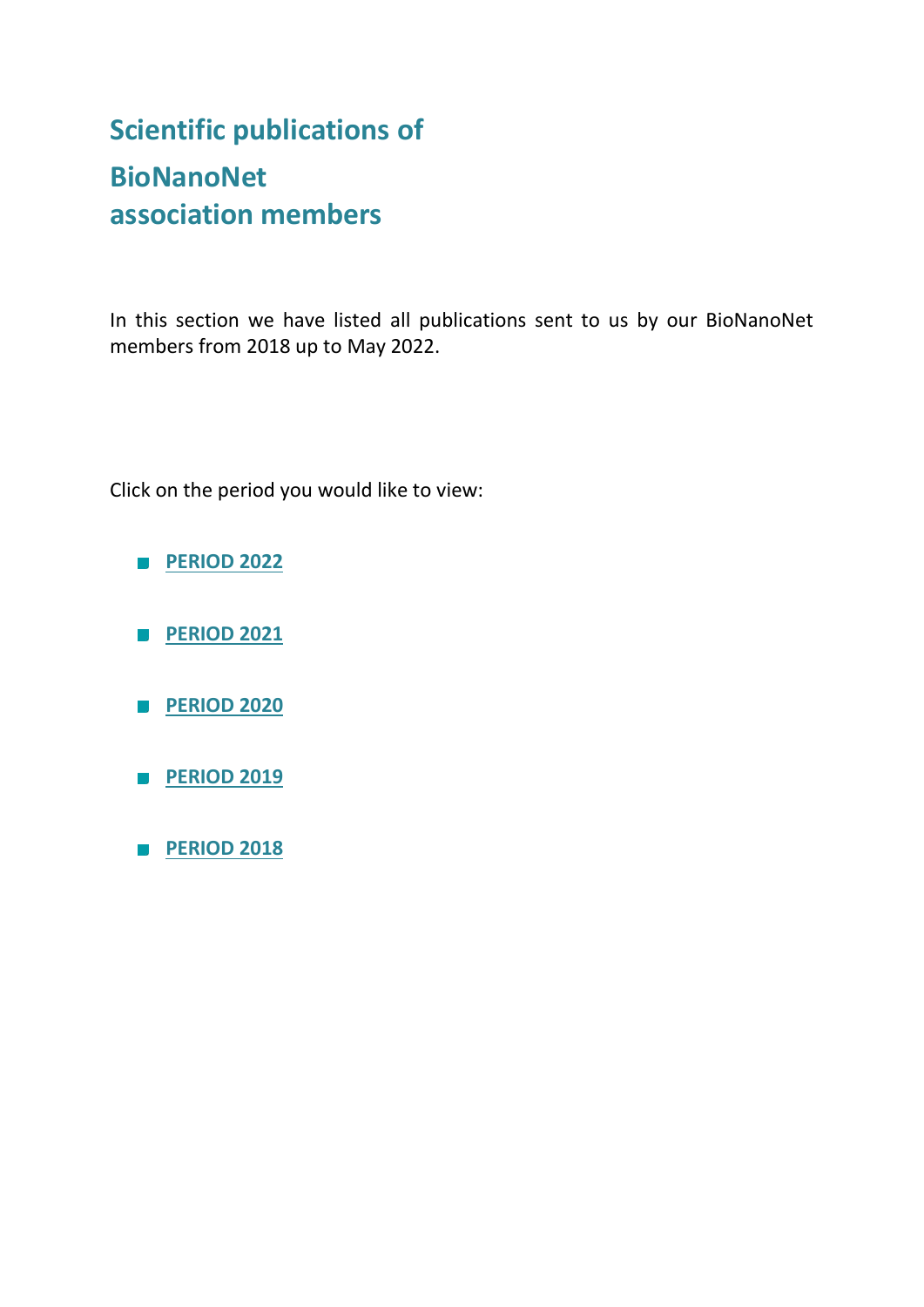# Scientific publications of BioNanoNet association members

In this section we have listed all publications sent to us by our BioNanoNet members from 2018 up to May 2022.

Click on the period you would like to view:

- **PERIOD 2022**
- **PERIOD 2021**
- **PERIOD 2020**
- **PERIOD 2019**
- **PERIOD 2018**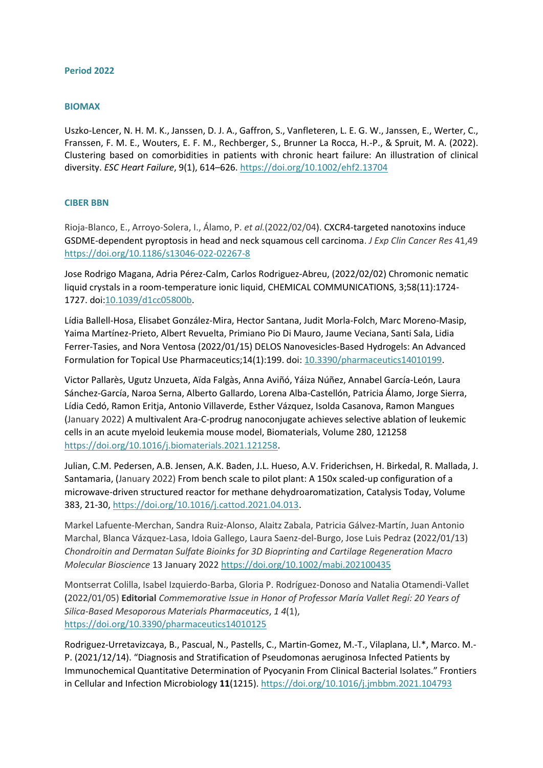### Period 2022

#### BIOMAX

Uszko-Lencer, N. H. M. K., Janssen, D. J. A., Gaffron, S., Vanfleteren, L. E. G. W., Janssen, E., Werter, C., Franssen, F. M. E., Wouters, E. F. M., Rechberger, S., Brunner La Rocca, H.-P., & Spruit, M. A. (2022). Clustering based on comorbidities in patients with chronic heart failure: An illustration of clinical diversity. *ESC Heart Failure*, 9(1), 614–626. https://doi.org/10.1002/ehf2.13704

#### CIBER BBN

Rioja-Blanco, E., Arroyo-Solera, I., Álamo, P. *et al.*(2022/02/04). CXCR4-targeted nanotoxins induce GSDME-dependent pyroptosis in head and neck squamous cell carcinoma. *J Exp Clin Cancer Res* 41,49 https://doi.org/10.1186/s13046-022-02267-8

Jose Rodrigo Magana, Adria Pérez-Calm, Carlos Rodriguez-Abreu, (2022/02/02) Chromonic nematic liquid crystals in a room-temperature ionic liquid, CHEMICAL COMMUNICATIONS, 3;58(11):1724-1727. doi:10.1039/d1cc05800b.

Lídia Ballell-Hosa, Elisabet González-Mira, Hector Santana, Judit Morla-Folch, Marc Moreno-Masip, Yaima Martínez-Prieto, Albert Revuelta, Primiano Pio Di Mauro, Jaume Veciana, Santi Sala, Lidia Ferrer-Tasies, and Nora Ventosa (2022/01/15) DELOS Nanovesicles-Based Hydrogels: An Advanced Formulation for Topical Use Pharmaceutics;14(1):199. doi: 10.3390/pharmaceutics14010199.

Victor Pallarès, Ugutz Unzueta, Aïda Falgàs, Anna Aviñó, Yáiza Núñez, Annabel García-León, Laura Sánchez-García, Naroa Serna, Alberto Gallardo, Lorena Alba-Castellón, Patricia Álamo, Jorge Sierra, Lídia Cedó, Ramon Eritja, Antonio Villaverde, Esther Vázquez, Isolda Casanova, Ramon Mangues (January 2022) A multivalent Ara-C-prodrug nanoconjugate achieves selective ablation of leukemic cells in an acute myeloid leukemia mouse model, Biomaterials, Volume 280, 121258 https://doi.org/10.1016/j.biomaterials.2021.121258.

Julian, C.M. Pedersen, A.B. Jensen, A.K. Baden, J.L. Hueso, A.V. Friderichsen, H. Birkedal, R. Mallada, J. Santamaria, (January 2022) From bench scale to pilot plant: A 150x scaled-up configuration of a microwave-driven structured reactor for methane dehydroaromatization, Catalysis Today, Volume 383, 21-30, https://doi.org/10.1016/j.cattod.2021.04.013.

Markel Lafuente-Merchan, Sandra Ruiz-Alonso, Alaitz Zabala, Patricia Gálvez-Martín, Juan Antonio Marchal, Blanca Vázquez-Lasa, Idoia Gallego, Laura Saenz-del-Burgo, Jose Luis Pedraz (2022/01/13) *Chondroitin and Dermatan Sulfate Bioinks for 3D Bioprinting and Cartilage Regeneration Macro Molecular Bioscience* 13 January 2022 https://doi.org/10.1002/mabi.202100435

Montserrat Colilla, Isabel Izquierdo-Barba, Gloria P. Rodríguez-Donoso and Natalia Otamendi-Vallet (2022/01/05) **Editorial** *Commemorative Issue in Honor of Professor María Vallet Regí: 20 Years of Silica-Based Mesoporous Materials Pharmaceutics*, *1 4*(1), https://doi.org/10.3390/pharmaceutics14010125

Rodriguez-Urretavizcaya, B., Pascual, N., Pastells, C., Martin-Gomez, M.-T., Vilaplana, Ll.*, Marco. M.-P. (2021/12/14). "Diagnosis and Stratification of Pseudomonas aeruginosa Infected Patients by Immunochemical Quantitative Determination of Pyocyanin From Clinical Bacterial Isolates." Frontiers in Cellular and Infection Microbiology **11**(1215). https://doi.org/10.1016/j.jmbbm.2021.104793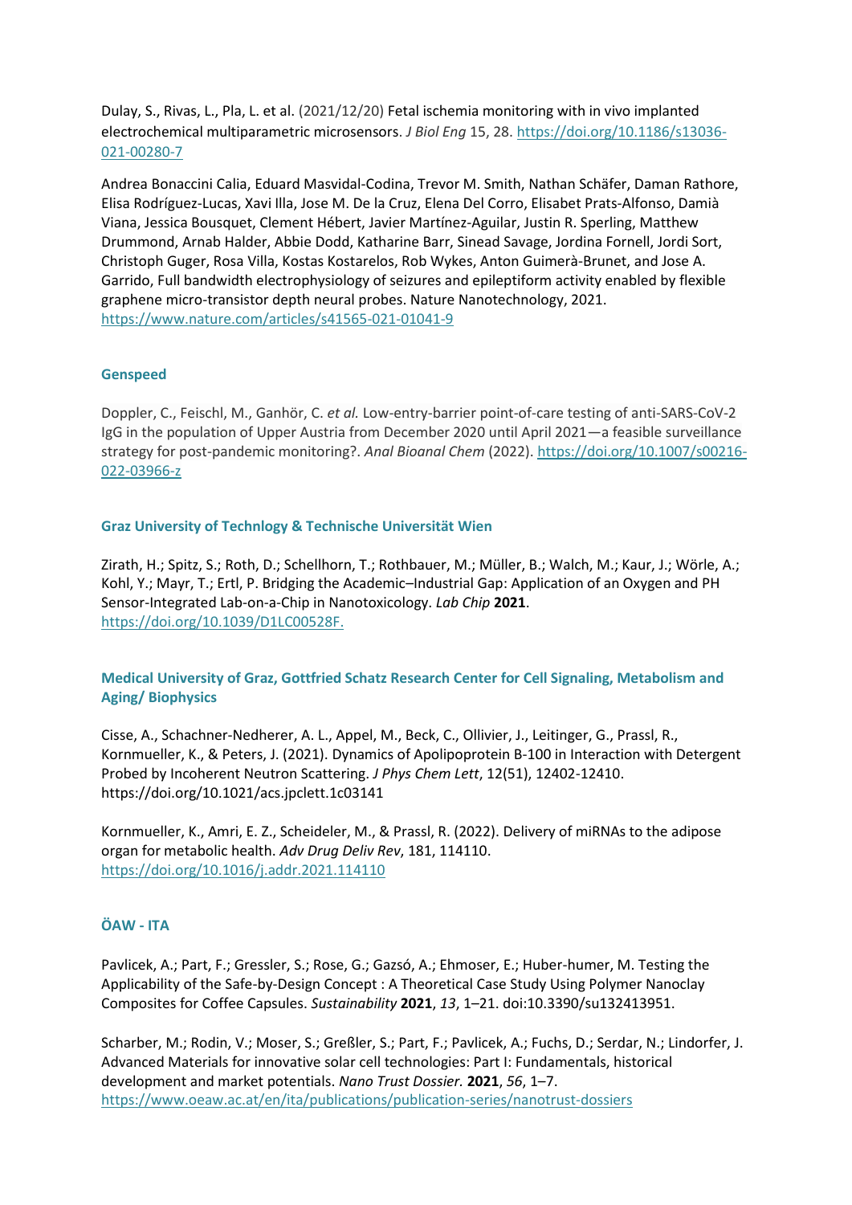Dulay, S., Rivas, L., Pla, L. et al. (2021/12/20) Fetal ischemia monitoring with in vivo implanted electrochemical multiparametric microsensors. *J Biol Eng* 15, 28. https://doi.org/10.1186/s13036-021-00280-7

Andrea Bonaccini Calia, Eduard Masvidal-Codina, Trevor M. Smith, Nathan Schäfer, Daman Rathore, Elisa Rodríguez-Lucas, Xavi Illa, Jose M. De la Cruz, Elena Del Corro, Elisabet Prats-Alfonso, Damià Viana, Jessica Bousquet, Clement Hébert, Javier Martínez-Aguilar, Justin R. Sperling, Matthew Drummond, Arnab Halder, Abbie Dodd, Katharine Barr, Sinead Savage, Jordina Fornell, Jordi Sort, Christoph Guger, Rosa Villa, Kostas Kostarelos, Rob Wykes, Anton Guimerà-Brunet, and Jose A. Garrido, Full bandwidth electrophysiology of seizures and epileptiform activity enabled by flexible graphene micro-transistor depth neural probes. Nature Nanotechnology, 2021. https://www.nature.com/articles/s41565-021-01041-9

### Genspeed

Doppler, C., Feischl, M., Ganhör, C. *et al.* Low-entry-barrier point-of-care testing of anti-SARS-CoV-2 IgG in the population of Upper Austria from December 2020 until April 2021—a feasible surveillance strategy for post-pandemic monitoring?. *Anal Bioanal Chem* (2022). https://doi.org/10.1007/s00216-022-03966-z

### Graz University of Technlogy & Technische Universität Wien

Zirath, H.; Spitz, S.; Roth, D.; Schellhorn, T.; Rothbauer, M.; Müller, B.; Walch, M.; Kaur, J.; Wörle, A.; Kohl, Y.; Mayr, T.; Ertl, P. Bridging the Academic–Industrial Gap: Application of an Oxygen and PH Sensor-Integrated Lab-on-a-Chip in Nanotoxicology. *Lab Chip* **2021**. https://doi.org/10.1039/D1LC00528F.

### Medical University of Graz, Gottfried Schatz Research Center for Cell Signaling, Metabolism and Aging/ Biophysics

Cisse, A., Schachner-Nedherer, A. L., Appel, M., Beck, C., Ollivier, J., Leitinger, G., Prassl, R., Kornmueller, K., & Peters, J. (2021). Dynamics of Apolipoprotein B-100 in Interaction with Detergent Probed by Incoherent Neutron Scattering. *J Phys Chem Lett*, 12(51), 12402-12410. https://doi.org/10.1021/acs.jpclett.1c03141

Kornmueller, K., Amri, E. Z., Scheideler, M., & Prassl, R. (2022). Delivery of miRNAs to the adipose organ for metabolic health. *Adv Drug Deliv Rev*, 181, 114110. https://doi.org/10.1016/j.addr.2021.114110

### ÖAW - ITA

Pavlicek, A.; Part, F.; Gressler, S.; Rose, G.; Gazsó, A.; Ehmoser, E.; Huber-humer, M. Testing the Applicability of the Safe-by-Design Concept : A Theoretical Case Study Using Polymer Nanoclay Composites for Coffee Capsules. *Sustainability* **2021**, *13*, 1–21. doi:10.3390/su132413951.

Scharber, M.; Rodin, V.; Moser, S.; Greßler, S.; Part, F.; Pavlicek, A.; Fuchs, D.; Serdar, N.; Lindorfer, J. Advanced Materials for innovative solar cell technologies: Part I: Fundamentals, historical development and market potentials. *Nano Trust Dossier.* **2021**, *56*, 1–7. https://www.oeaw.ac.at/en/ita/publications/publication-series/nanotrust-dossiers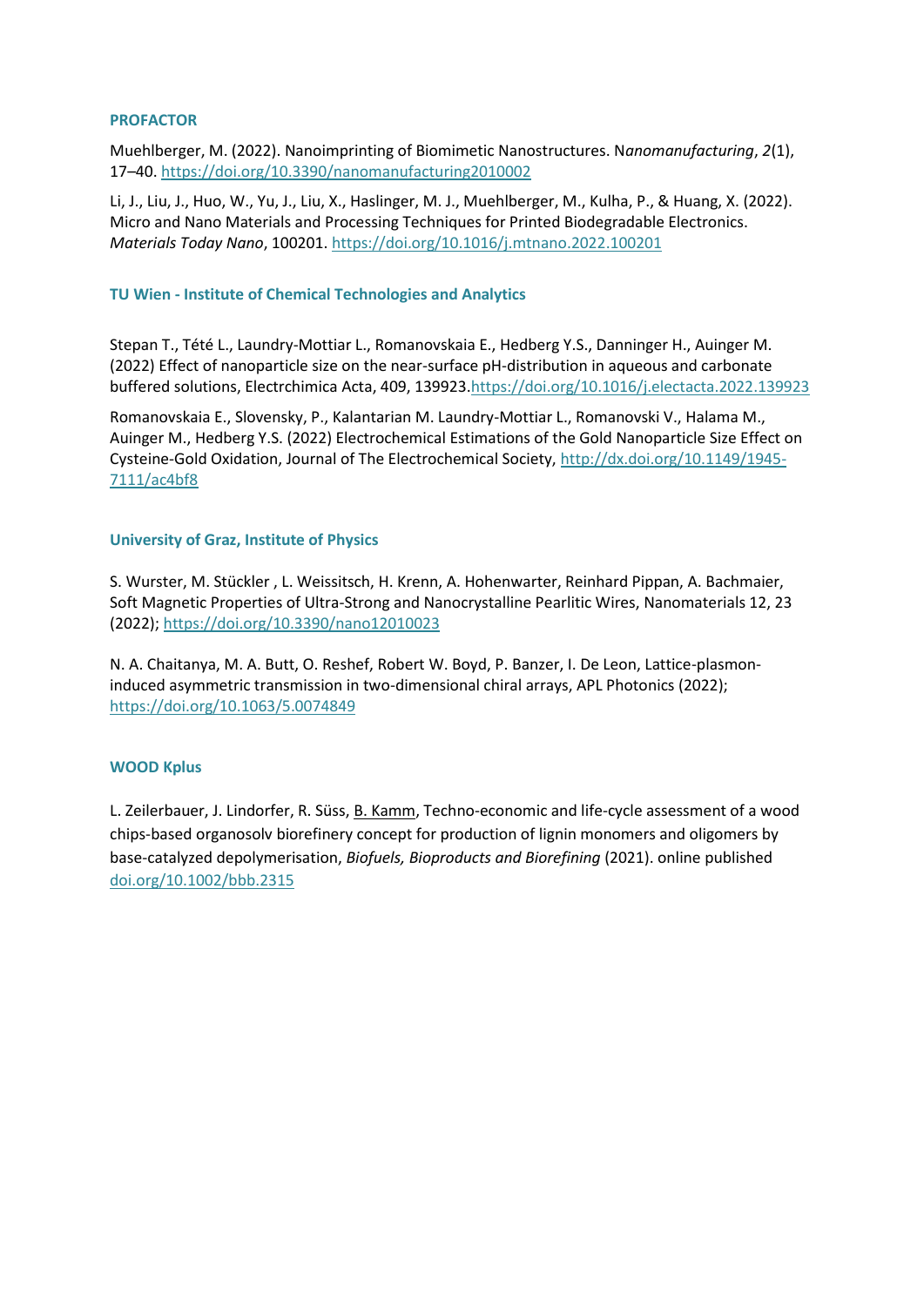### PROFACTOR

Muehlberger, M. (2022). Nanoimprinting of Biomimetic Nanostructures. N*anomanufacturing*, *2*(1), 17–40. https://doi.org/10.3390/nanomanufacturing2010002

Li, J., Liu, J., Huo, W., Yu, J., Liu, X., Haslinger, M. J., Muehlberger, M., Kulha, P., & Huang, X. (2022). Micro and Nano Materials and Processing Techniques for Printed Biodegradable Electronics. *Materials Today Nano*, 100201. https://doi.org/10.1016/j.mtnano.2022.100201

### TU Wien - Institute of Chemical Technologies and Analytics

Stepan T., Tété L., Laundry-Mottiar L., Romanovskaia E., Hedberg Y.S., Danninger H., Auinger M. (2022) Effect of nanoparticle size on the near-surface pH-distribution in aqueous and carbonate buffered solutions, Electrchimica Acta, 409, 139923.https://doi.org/10.1016/j.electacta.2022.139923

Romanovskaia E., Slovensky, P., Kalantarian M. Laundry-Mottiar L., Romanovski V., Halama M., Auinger M., Hedberg Y.S. (2022) Electrochemical Estimations of the Gold Nanoparticle Size Effect on Cysteine-Gold Oxidation, Journal of The Electrochemical Society, http://dx.doi.org/10.1149/1945-7111/ac4bf8

### University of Graz, Institute of Physics

S. Wurster, M. Stückler , L. Weissitsch, H. Krenn, A. Hohenwarter, Reinhard Pippan, A. Bachmaier, Soft Magnetic Properties of Ultra-Strong and Nanocrystalline Pearlitic Wires, Nanomaterials 12, 23 (2022); https://doi.org/10.3390/nano12010023

N. A. Chaitanya, M. A. Butt, O. Reshef, Robert W. Boyd, P. Banzer, I. De Leon, Lattice-plasmon-induced asymmetric transmission in two-dimensional chiral arrays, APL Photonics (2022); https://doi.org/10.1063/5.0074849

### WOOD Kplus

L. Zeilerbauer, J. Lindorfer, R. Süss, B. Kamm, Techno-economic and life-cycle assessment of a wood chips-based organosolv biorefinery concept for production of lignin monomers and oligomers by base-catalyzed depolymerisation, *Biofuels, Bioproducts and Biorefining* (2021). online published doi.org/10.1002/bbb.2315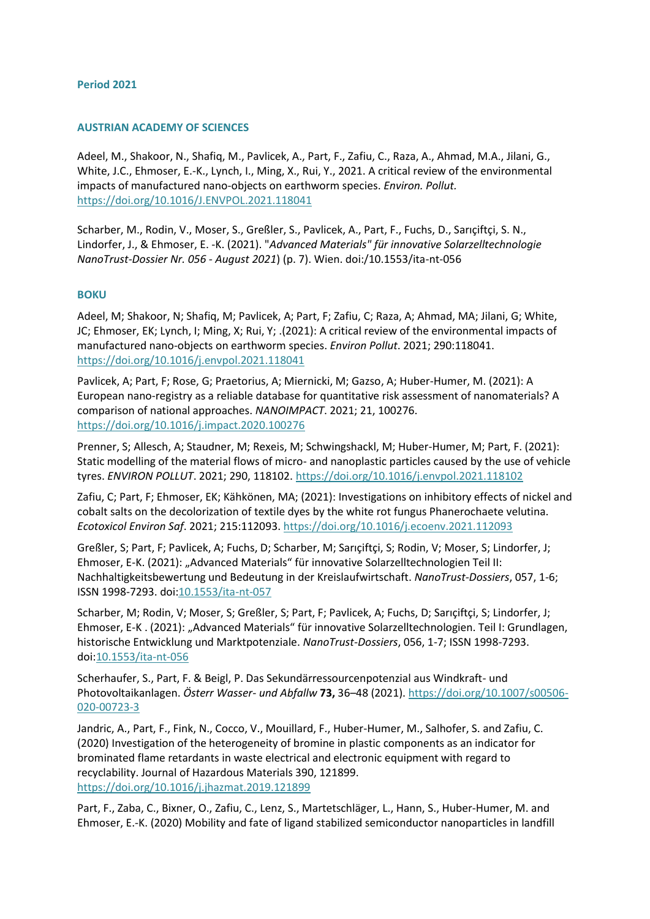### Period 2021

#### AUSTRIAN ACADEMY OF SCIENCES

Adeel, M., Shakoor, N., Shafiq, M., Pavlicek, A., Part, F., Zafiu, C., Raza, A., Ahmad, M.A., Jilani, G., White, J.C., Ehmoser, E.-K., Lynch, I., Ming, X., Rui, Y., 2021. A critical review of the environmental impacts of manufactured nano-objects on earthworm species. *Environ. Pollut.* https://doi.org/10.1016/J.ENVPOL.2021.118041

Scharber, M., Rodin, V., Moser, S., Greßler, S., Pavlicek, A., Part, F., Fuchs, D., Sarıçiftçi, S. N., Lindorfer, J., & Ehmoser, E. -K. (2021). "*Advanced Materials" für innovative Solarzelltechnologie NanoTrust-Dossier Nr. 056 - August 2021*) (p. 7). Wien. doi:/10.1553/ita-nt-056

#### BOKU

Adeel, M; Shakoor, N; Shafiq, M; Pavlicek, A; Part, F; Zafiu, C; Raza, A; Ahmad, MA; Jilani, G; White, JC; Ehmoser, EK; Lynch, I; Ming, X; Rui, Y; .(2021): A critical review of the environmental impacts of manufactured nano-objects on earthworm species. *Environ Pollut*. 2021; 290:118041. https://doi.org/10.1016/j.envpol.2021.118041

Pavlicek, A; Part, F; Rose, G; Praetorius, A; Miernicki, M; Gazso, A; Huber-Humer, M. (2021): A European nano-registry as a reliable database for quantitative risk assessment of nanomaterials? A comparison of national approaches. *NANOIMPACT*. 2021; 21, 100276. https://doi.org/10.1016/j.impact.2020.100276

Prenner, S; Allesch, A; Staudner, M; Rexeis, M; Schwingshackl, M; Huber-Humer, M; Part, F. (2021): Static modelling of the material flows of micro- and nanoplastic particles caused by the use of vehicle tyres. *ENVIRON POLLUT*. 2021; 290, 118102. https://doi.org/10.1016/j.envpol.2021.118102

Zafiu, C; Part, F; Ehmoser, EK; Kähkönen, MA; (2021): Investigations on inhibitory effects of nickel and cobalt salts on the decolorization of textile dyes by the white rot fungus Phanerochaete velutina. *Ecotoxicol Environ Saf*. 2021; 215:112093. https://doi.org/10.1016/j.ecoenv.2021.112093

Greßler, S; Part, F; Pavlicek, A; Fuchs, D; Scharber, M; Sarıçiftçi, S; Rodin, V; Moser, S; Lindorfer, J; Ehmoser, E-K. (2021): „Advanced Materials" für innovative Solarzelltechnologien Teil II: Nachhaltigkeitsbewertung und Bedeutung in der Kreislaufwirtschaft. *NanoTrust-Dossiers*, 057, 1-6; ISSN 1998-7293. doi:10.1553/ita-nt-057

Scharber, M; Rodin, V; Moser, S; Greßler, S; Part, F; Pavlicek, A; Fuchs, D; Sarıçiftçi, S; Lindorfer, J; Ehmoser, E-K . (2021): „Advanced Materials" für innovative Solarzelltechnologien. Teil I: Grundlagen, historische Entwicklung und Marktpotenziale. *NanoTrust-Dossiers*, 056, 1-7; ISSN 1998-7293. doi:10.1553/ita-nt-056

Scherhaufer, S., Part, F. & Beigl, P. Das Sekundärressourcenpotenzial aus Windkraft- und Photovoltaikanlagen. *Österr Wasser- und Abfallw* **73,** 36–48 (2021). https://doi.org/10.1007/s00506-020-00723-3

Jandric, A., Part, F., Fink, N., Cocco, V., Mouillard, F., Huber-Humer, M., Salhofer, S. and Zafiu, C. (2020) Investigation of the heterogeneity of bromine in plastic components as an indicator for brominated flame retardants in waste electrical and electronic equipment with regard to recyclability. Journal of Hazardous Materials 390, 121899. https://doi.org/10.1016/j.jhazmat.2019.121899

Part, F., Zaba, C., Bixner, O., Zafiu, C., Lenz, S., Martetschläger, L., Hann, S., Huber-Humer, M. and Ehmoser, E.-K. (2020) Mobility and fate of ligand stabilized semiconductor nanoparticles in landfill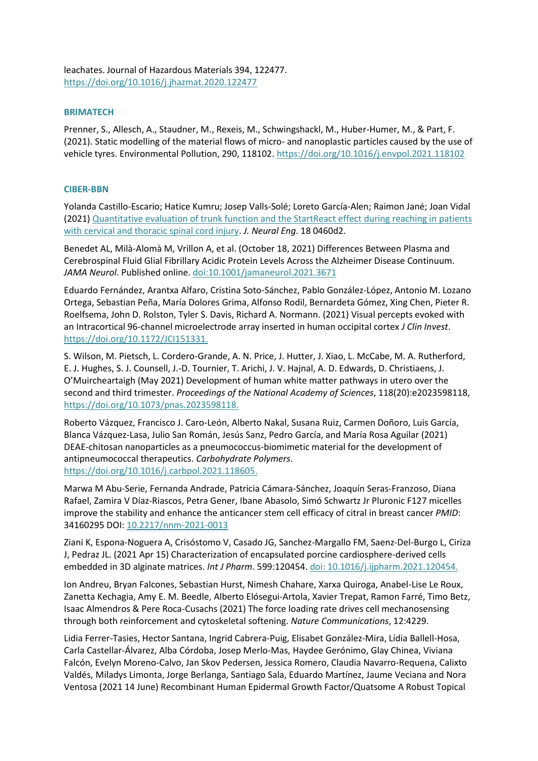leachates. Journal of Hazardous Materials 394, 122477. https://doi.org/10.1016/j.jhazmat.2020.122477

### BRIMATECH

Prenner, S., Allesch, A., Staudner, M., Rexeis, M., Schwingshackl, M., Huber-Humer, M., & Part, F. (2021). Static modelling of the material flows of micro- and nanoplastic particles caused by the use of vehicle tyres. Environmental Pollution, 290, 118102. https://doi.org/10.1016/j.envpol.2021.118102

### CIBER-BBN

Yolanda Castillo-Escario; Hatice Kumru; Josep Valls-Solé; Loreto García-Alen; Raimon Jané; Joan Vidal (2021) Quantitative evaluation of trunk function and the StartReact effect during reaching in patients with cervical and thoracic spinal cord injury. *J. Neural Eng*. 18 0460d2.

Benedet AL, Milà-Alomà M, Vrillon A, et al. (October 18, 2021) Differences Between Plasma and Cerebrospinal Fluid Glial Fibrillary Acidic Protein Levels Across the Alzheimer Disease Continuum. *JAMA Neurol*. Published online. doi:10.1001/jamaneurol.2021.3671

Eduardo Fernández, Arantxa Alfaro, Cristina Soto-Sánchez, Pablo González-López, Antonio M. Lozano Ortega, Sebastian Peña, María Dolores Grima, Alfonso Rodil, Bernardeta Gómez, Xing Chen, Pieter R. Roelfsema, John D. Rolston, Tyler S. Davis, Richard A. Normann. (2021) Visual percepts evoked with an Intracortical 96-channel microelectrode array inserted in human occipital cortex *J Clin Invest*. https://doi.org/10.1172/JCI151331.

S. Wilson, M. Pietsch, L. Cordero-Grande, A. N. Price, J. Hutter, J. Xiao, L. McCabe, M. A. Rutherford, E. J. Hughes, S. J. Counsell, J.-D. Tournier, T. Arichi, J. V. Hajnal, A. D. Edwards, D. Christiaens, J. O'Muircheartaigh (May 2021) Development of human white matter pathways in utero over the second and third trimester. *Proceedings of the National Academy of Sciences*, 118(20):e2023598118, https://doi.org/10.1073/pnas.2023598118.

Roberto Vázquez, Francisco J. Caro-León, Alberto Nakal, Susana Ruiz, Carmen Doñoro, Luis García, Blanca Vázquez-Lasa, Julio San Román, Jesús Sanz, Pedro García, and María Rosa Aguilar (2021) DEAE-chitosan nanoparticles as a pneumococcus-biomimetic material for the development of antipneumococcal therapeutics. *Carbohydrate Polymers*. https://doi.org/10.1016/j.carbpol.2021.118605.

Marwa M Abu-Serie, Fernanda Andrade, Patricia Cámara-Sánchez, Joaquín Seras-Franzoso, Diana Rafael, Zamira V Díaz-Riascos, Petra Gener, Ibane Abasolo, Simó Schwartz Jr Pluronic F127 micelles improve the stability and enhance the anticancer stem cell efficacy of citral in breast cancer *PMID*: 34160295 DOI: 10.2217/nnm-2021-0013

Ziani K, Espona-Noguera A, Crisóstomo V, Casado JG, Sanchez-Margallo FM, Saenz-Del-Burgo L, Ciriza J, Pedraz JL. (2021 Apr 15) Characterization of encapsulated porcine cardiosphere-derived cells embedded in 3D alginate matrices. *Int J Pharm*. 599:120454. doi: 10.1016/j.ijpharm.2021.120454.

Ion Andreu, Bryan Falcones, Sebastian Hurst, Nimesh Chahare, Xarxa Quiroga, Anabel-Lise Le Roux, Zanetta Kechagia, Amy E. M. Beedle, Alberto Elósegui-Artola, Xavier Trepat, Ramon Farré, Timo Betz, Isaac Almendros & Pere Roca-Cusachs (2021) The force loading rate drives cell mechanosensing through both reinforcement and cytoskeletal softening. *Nature Communications*, 12:4229.

Lidia Ferrer-Tasies, Hector Santana, Ingrid Cabrera-Puig, Elisabet González-Mira, Lídia Ballell-Hosa, Carla Castellar-Álvarez, Alba Córdoba, Josep Merlo-Mas, Haydee Gerónimo, Glay Chinea, Viviana Falcón, Evelyn Moreno-Calvo, Jan Skov Pedersen, Jessica Romero, Claudia Navarro-Requena, Calixto Valdés, Miladys Limonta, Jorge Berlanga, Santiago Sala, Eduardo Martínez, Jaume Veciana and Nora Ventosa (2021 14 June) Recombinant Human Epidermal Growth Factor/Quatsome A Robust Topical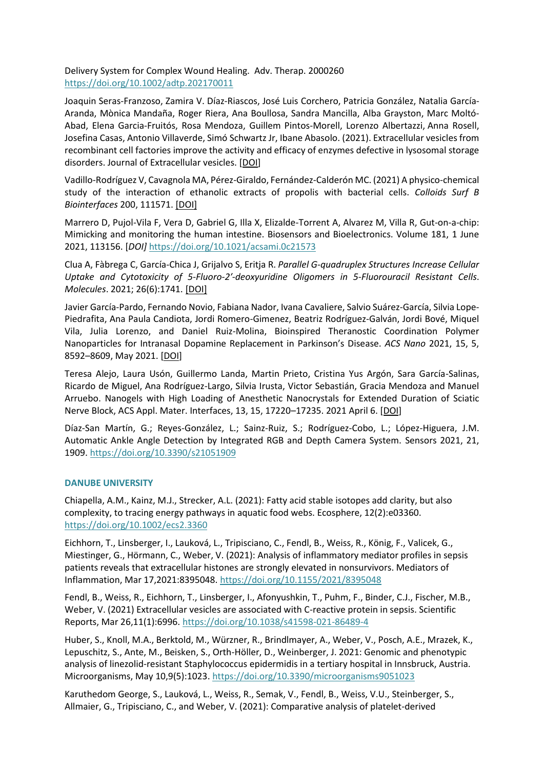Delivery System for Complex Wound Healing. Adv. Therap. 2000260 https://doi.org/10.1002/adtp.202170011

Joaquin Seras-Franzoso, Zamira V. Díaz-Riascos, José Luis Corchero, Patricia González, Natalia García-Aranda, Mònica Mandaña, Roger Riera, Ana Boullosa, Sandra Mancilla, Alba Grayston, Marc Moltó-Abad, Elena Garcia-Fruitós, Rosa Mendoza, Guillem Pintos-Morell, Lorenzo Albertazzi, Anna Rosell, Josefina Casas, Antonio Villaverde, Simó Schwartz Jr, Ibane Abasolo. (2021). Extracellular vesicles from recombinant cell factories improve the activity and efficacy of enzymes defective in lysosomal storage disorders. Journal of Extracellular vesicles. [DOI]

Vadillo-Rodríguez V, Cavagnola MA, Pérez-Giraldo, Fernández-Calderón MC. (2021) A physico-chemical study of the interaction of ethanolic extracts of propolis with bacterial cells. *Colloids Surf B Biointerfaces* 200, 111571. [DOI]

Marrero D, Pujol-Vila F, Vera D, Gabriel G, Illa X, Elizalde-Torrent A, Alvarez M, Villa R, Gut-on-a-chip: Mimicking and monitoring the human intestine. Biosensors and Bioelectronics. Volume 181, 1 June 2021, 113156. [*DOI]* https://doi.org/10.1021/acsami.0c21573

Clua A, Fàbrega C, García-Chica J, Grijalvo S, Eritja R. *Parallel G-quadruplex Structures Increase Cellular Uptake and Cytotoxicity of 5-Fluoro-2'-deoxyuridine Oligomers in 5-Fluorouracil Resistant Cells*. *Molecules*. 2021; 26(6):1741. [DOI]

Javier García-Pardo, Fernando Novio, Fabiana Nador, Ivana Cavaliere, Salvio Suárez-García, Silvia Lope-Piedrafita, Ana Paula Candiota, Jordi Romero-Gimenez, Beatriz Rodríguez-Galván, Jordi Bové, Miquel Vila, Julia Lorenzo, and Daniel Ruiz-Molina, Bioinspired Theranostic Coordination Polymer Nanoparticles for Intranasal Dopamine Replacement in Parkinson's Disease. *ACS Nano* 2021, 15, 5, 8592–8609, May 2021. [DOI]

Teresa Alejo, Laura Usón, Guillermo Landa, Martin Prieto, Cristina Yus Argón, Sara García-Salinas, Ricardo de Miguel, Ana Rodríguez-Largo, Silvia Irusta, Victor Sebastián, Gracia Mendoza and Manuel Arruebo. Nanogels with High Loading of Anesthetic Nanocrystals for Extended Duration of Sciatic Nerve Block, ACS Appl. Mater. Interfaces, 13, 15, 17220–17235. 2021 April 6. [DOI]

Díaz-San Martín, G.; Reyes-González, L.; Sainz-Ruiz, S.; Rodríguez-Cobo, L.; López-Higuera, J.M. Automatic Ankle Angle Detection by Integrated RGB and Depth Camera System. Sensors 2021, 21, 1909. https://doi.org/10.3390/s21051909

### DANUBE UNIVERSITY

Chiapella, A.M., Kainz, M.J., Strecker, A.L. (2021): Fatty acid stable isotopes add clarity, but also complexity, to tracing energy pathways in aquatic food webs. Ecosphere, 12(2):e03360. https://doi.org/10.1002/ecs2.3360

Eichhorn, T., Linsberger, I., Lauková, L., Tripisciano, C., Fendl, B., Weiss, R., König, F., Valicek, G., Miestinger, G., Hörmann, C., Weber, V. (2021): Analysis of inflammatory mediator profiles in sepsis patients reveals that extracellular histones are strongly elevated in nonsurvivors. Mediators of Inflammation, Mar 17,2021:8395048. https://doi.org/10.1155/2021/8395048

Fendl, B., Weiss, R., Eichhorn, T., Linsberger, I., Afonyushkin, T., Puhm, F., Binder, C.J., Fischer, M.B., Weber, V. (2021) Extracellular vesicles are associated with C-reactive protein in sepsis. Scientific Reports, Mar 26,11(1):6996. https://doi.org/10.1038/s41598-021-86489-4

Huber, S., Knoll, M.A., Berktold, M., Würzner, R., Brindlmayer, A., Weber, V., Posch, A.E., Mrazek, K., Lepuschitz, S., Ante, M., Beisken, S., Orth-Höller, D., Weinberger, J. 2021: Genomic and phenotypic analysis of linezolid-resistant Staphylococcus epidermidis in a tertiary hospital in Innsbruck, Austria. Microorganisms, May 10,9(5):1023. https://doi.org/10.3390/microorganisms9051023

Karuthedom George, S., Lauková, L., Weiss, R., Semak, V., Fendl, B., Weiss, V.U., Steinberger, S., Allmaier, G., Tripisciano, C., and Weber, V. (2021): Comparative analysis of platelet-derived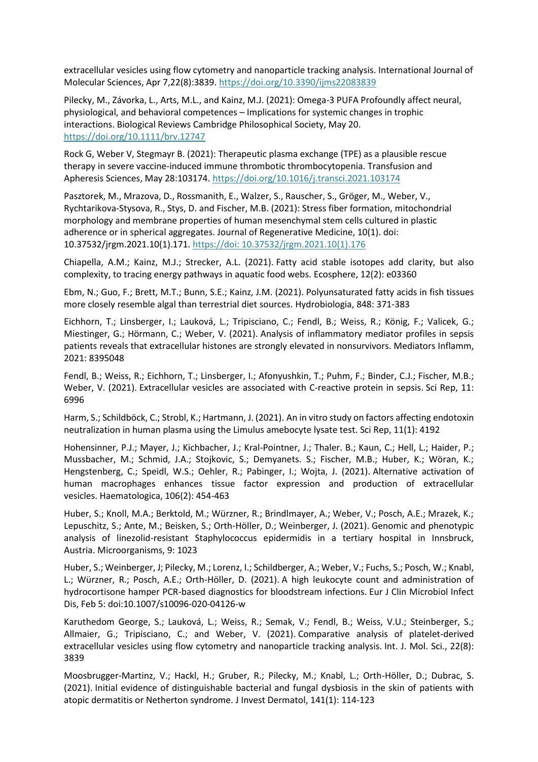extracellular vesicles using flow cytometry and nanoparticle tracking analysis. International Journal of Molecular Sciences, Apr 7,22(8):3839. https://doi.org/10.3390/ijms22083839

Pilecky, M., Závorka, L., Arts, M.L., and Kainz, M.J. (2021): Omega-3 PUFA Profoundly affect neural, physiological, and behavioral competences – Implications for systemic changes in trophic interactions. Biological Reviews Cambridge Philosophical Society, May 20. https://doi.org/10.1111/brv.12747

Rock G, Weber V, Stegmayr B. (2021): Therapeutic plasma exchange (TPE) as a plausible rescue therapy in severe vaccine-induced immune thrombotic thrombocytopenia. Transfusion and Apheresis Sciences, May 28:103174. https://doi.org/10.1016/j.transci.2021.103174

Pasztorek, M., Mrazova, D., Rossmanith, E., Walzer, S., Rauscher, S., Gröger, M., Weber, V., Rychtarikova-Stysova, R., Stys, D. and Fischer, M.B. (2021): Stress fiber formation, mitochondrial morphology and membrane properties of human mesenchymal stem cells cultured in plastic adherence or in spherical aggregates. Journal of Regenerative Medicine, 10(1). doi: 10.37532/jrgm.2021.10(1).171. https://doi: 10.37532/jrgm.2021.10(1).176

Chiapella, A.M.; Kainz, M.J.; Strecker, A.L. (2021). Fatty acid stable isotopes add clarity, but also complexity, to tracing energy pathways in aquatic food webs. Ecosphere, 12(2): e03360

Ebm, N.; Guo, F.; Brett, M.T.; Bunn, S.E.; Kainz, J.M. (2021). Polyunsaturated fatty acids in fish tissues more closely resemble algal than terrestrial diet sources. Hydrobiologia, 848: 371-383

Eichhorn, T.; Linsberger, I.; Lauková, L.; Tripisciano, C.; Fendl, B.; Weiss, R.; König, F.; Valicek, G.; Miestinger, G.; Hörmann, C.; Weber, V. (2021). Analysis of inflammatory mediator profiles in sepsis patients reveals that extracellular histones are strongly elevated in nonsurvivors. Mediators Inflamm, 2021: 8395048

Fendl, B.; Weiss, R.; Eichhorn, T.; Linsberger, I.; Afonyushkin, T.; Puhm, F.; Binder, C.J.; Fischer, M.B.; Weber, V. (2021). Extracellular vesicles are associated with C-reactive protein in sepsis. Sci Rep, 11: 6996

Harm, S.; Schildböck, C.; Strobl, K.; Hartmann, J. (2021). An in vitro study on factors affecting endotoxin neutralization in human plasma using the Limulus amebocyte lysate test. Sci Rep, 11(1): 4192

Hohensinner, P.J.; Mayer, J.; Kichbacher, J.; Kral-Pointner, J.; Thaler. B.; Kaun, C.; Hell, L.; Haider, P.; Mussbacher, M.; Schmid, J.A.; Stojkovic, S.; Demyanets. S.; Fischer, M.B.; Huber, K.; Wöran, K.; Hengstenberg, C.; Speidl, W.S.; Oehler, R.; Pabinger, I.; Wojta, J. (2021). Alternative activation of human macrophages enhances tissue factor expression and production of extracellular vesicles. Haematologica, 106(2): 454-463

Huber, S.; Knoll, M.A.; Berktold, M.; Würzner, R.; Brindlmayer, A.; Weber, V.; Posch, A.E.; Mrazek, K.; Lepuschitz, S.; Ante, M.; Beisken, S.; Orth-Höller, D.; Weinberger, J. (2021). Genomic and phenotypic analysis of linezolid-resistant Staphylococcus epidermidis in a tertiary hospital in Innsbruck, Austria. Microorganisms, 9: 1023

Huber, S.; Weinberger, J; Pilecky, M.; Lorenz, I.; Schildberger, A.; Weber, V.; Fuchs, S.; Posch, W.; Knabl, L.; Würzner, R.; Posch, A.E.; Orth-Höller, D. (2021). A high leukocyte count and administration of hydrocortisone hamper PCR-based diagnostics for bloodstream infections. Eur J Clin Microbiol Infect Dis, Feb 5: doi:10.1007/s10096-020-04126-w

Karuthedom George, S.; Lauková, L.; Weiss, R.; Semak, V.; Fendl, B.; Weiss, V.U.; Steinberger, S.; Allmaier, G.; Tripisciano, C.; and Weber, V. (2021). Comparative analysis of platelet-derived extracellular vesicles using flow cytometry and nanoparticle tracking analysis. Int. J. Mol. Sci., 22(8): 3839

Moosbrugger-Martinz, V.; Hackl, H.; Gruber, R.; Pilecky, M.; Knabl, L.; Orth-Höller, D.; Dubrac, S. (2021). Initial evidence of distinguishable bacterial and fungal dysbiosis in the skin of patients with atopic dermatitis or Netherton syndrome. J Invest Dermatol, 141(1): 114-123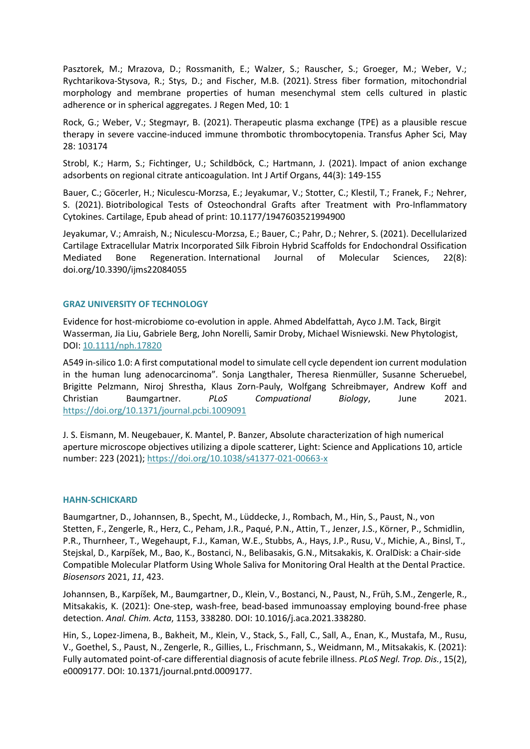Pasztorek, M.; Mrazova, D.; Rossmanith, E.; Walzer, S.; Rauscher, S.; Groeger, M.; Weber, V.; Rychtarikova-Stysova, R.; Stys, D.; and Fischer, M.B. (2021). Stress fiber formation, mitochondrial morphology and membrane properties of human mesenchymal stem cells cultured in plastic adherence or in spherical aggregates. J Regen Med, 10: 1

Rock, G.; Weber, V.; Stegmayr, B. (2021). Therapeutic plasma exchange (TPE) as a plausible rescue therapy in severe vaccine-induced immune thrombotic thrombocytopenia. Transfus Apher Sci, May 28: 103174

Strobl, K.; Harm, S.; Fichtinger, U.; Schildböck, C.; Hartmann, J. (2021). Impact of anion exchange adsorbents on regional citrate anticoagulation. Int J Artif Organs, 44(3): 149-155

Bauer, C.; Göcerler, H.; Niculescu-Morzsa, E.; Jeyakumar, V.; Stotter, C.; Klestil, T.; Franek, F.; Nehrer, S. (2021). Biotribological Tests of Osteochondral Grafts after Treatment with Pro-Inflammatory Cytokines. Cartilage, Epub ahead of print: 10.1177/1947603521994900

Jeyakumar, V.; Amraish, N.; Niculescu-Morzsa, E.; Bauer, C.; Pahr, D.; Nehrer, S. (2021). Decellularized Cartilage Extracellular Matrix Incorporated Silk Fibroin Hybrid Scaffolds for Endochondral Ossification Mediated Bone Regeneration. International Journal of Molecular Sciences, 22(8): doi.org/10.3390/ijms22084055

## GRAZ UNIVERSITY OF TECHNOLOGY

Evidence for host-microbiome co-evolution in apple. Ahmed Abdelfattah, Ayco J.M. Tack, Birgit Wasserman, Jia Liu, Gabriele Berg, John Norelli, Samir Droby, Michael Wisniewski. New Phytologist, DOI: 10.1111/nph.17820

A549 in-silico 1.0: A first computational model to simulate cell cycle dependent ion current modulation in the human lung adenocarcinoma". Sonja Langthaler, Theresa Rienmüller, Susanne Scheruebel, Brigitte Pelzmann, Niroj Shrestha, Klaus Zorn-Pauly, Wolfgang Schreibmayer, Andrew Koff and Christian Baumgartner. *PLoS Compuational Biology*, June 2021. https://doi.org/10.1371/journal.pcbi.1009091

J. S. Eismann, M. Neugebauer, K. Mantel, P. Banzer, Absolute characterization of high numerical aperture microscope objectives utilizing a dipole scatterer, Light: Science and Applications 10, article number: 223 (2021); https://doi.org/10.1038/s41377-021-00663-x

## HAHN-SCHICKARD

Baumgartner, D., Johannsen, B., Specht, M., Lüddecke, J., Rombach, M., Hin, S., Paust, N., von Stetten, F., Zengerle, R., Herz, C., Peham, J.R., Paqué, P.N., Attin, T., Jenzer, J.S., Körner, P., Schmidlin, P.R., Thurnheer, T., Wegehaupt, F.J., Kaman, W.E., Stubbs, A., Hays, J.P., Rusu, V., Michie, A., Binsl, T., Stejskal, D., Karpíšek, M., Bao, K., Bostanci, N., Belibasakis, G.N., Mitsakakis, K. OralDisk: a Chair-side Compatible Molecular Platform Using Whole Saliva for Monitoring Oral Health at the Dental Practice. *Biosensors* 2021, *11*, 423.

Johannsen, B., Karpíšek, M., Baumgartner, D., Klein, V., Bostanci, N., Paust, N., Früh, S.M., Zengerle, R., Mitsakakis, K. (2021): One-step, wash-free, bead-based immunoassay employing bound-free phase detection. *Anal. Chim. Acta*, 1153, 338280. DOI: 10.1016/j.aca.2021.338280.

Hin, S., Lopez-Jimena, B., Bakheit, M., Klein, V., Stack, S., Fall, C., Sall, A., Enan, K., Mustafa, M., Rusu, V., Goethel, S., Paust, N., Zengerle, R., Gillies, L., Frischmann, S., Weidmann, M., Mitsakakis, K. (2021): Fully automated point-of-care differential diagnosis of acute febrile illness. *PLoS Negl. Trop. Dis.*, 15(2), e0009177. DOI: 10.1371/journal.pntd.0009177.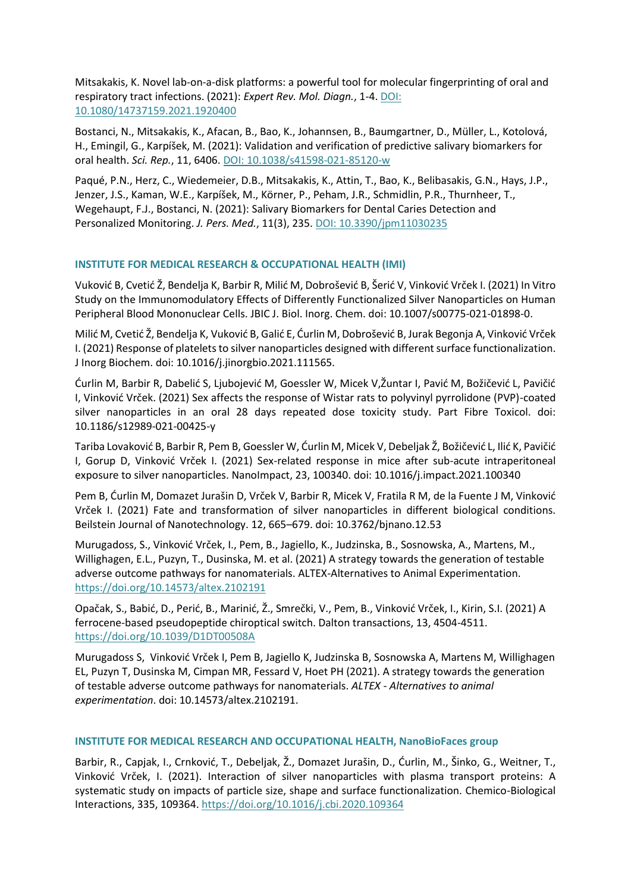Mitsakakis, K. Novel lab-on-a-disk platforms: a powerful tool for molecular fingerprinting of oral and respiratory tract infections. (2021): *Expert Rev. Mol. Diagn.*, 1-4. DOI: 10.1080/14737159.2021.1920400

Bostanci, N., Mitsakakis, K., Afacan, B., Bao, K., Johannsen, B., Baumgartner, D., Müller, L., Kotolová, H., Emingil, G., Karpíšek, M. (2021): Validation and verification of predictive salivary biomarkers for oral health. *Sci. Rep.*, 11, 6406. DOI: 10.1038/s41598-021-85120-w

Paqué, P.N., Herz, C., Wiedemeier, D.B., Mitsakakis, K., Attin, T., Bao, K., Belibasakis, G.N., Hays, J.P., Jenzer, J.S., Kaman, W.E., Karpíšek, M., Körner, P., Peham, J.R., Schmidlin, P.R., Thurnheer, T., Wegehaupt, F.J., Bostanci, N. (2021): Salivary Biomarkers for Dental Caries Detection and Personalized Monitoring. *J. Pers. Med.*, 11(3), 235. DOI: 10.3390/jpm11030235

### INSTITUTE FOR MEDICAL RESEARCH & OCCUPATIONAL HEALTH (IMI)

Vuković B, Cvetić Ž, Bendelja K, Barbir R, Milić M, Dobrošević B, Šerić V, Vinković Vrček I. (2021) In Vitro Study on the Immunomodulatory Effects of Differently Functionalized Silver Nanoparticles on Human Peripheral Blood Mononuclear Cells. JBIC J. Biol. Inorg. Chem. doi: 10.1007/s00775-021-01898-0.

Milić M, Cvetić Ž, Bendelja K, Vuković B, Galić E, Ćurlin M, Dobrošević B, Jurak Begonja A, Vinković Vrček I. (2021) Response of platelets to silver nanoparticles designed with different surface functionalization. J Inorg Biochem. doi: 10.1016/j.jinorgbio.2021.111565.

Ćurlin M, Barbir R, Dabelić S, Ljubojević M, Goessler W, Micek V, Žuntar I, Pavić M, Božičević L, Pavičić I, Vinković Vrček. (2021) Sex affects the response of Wistar rats to polyvinyl pyrrolidone (PVP)-coated silver nanoparticles in an oral 28 days repeated dose toxicity study. Part Fibre Toxicol. doi: 10.1186/s12989-021-00425-y

Tariba Lovaković B, Barbir R, Pem B, Goessler W, Ćurlin M, Micek V, Debeljak Ž, Božičević L, Ilić K, Pavičić I, Gorup D, Vinković Vrček I. (2021) Sex-related response in mice after sub-acute intraperitoneal exposure to silver nanoparticles. NanoImpact, 23, 100340. doi: 10.1016/j.impact.2021.100340

Pem B, Ćurlin M, Domazet Jurašin D, Vrček V, Barbir R, Micek V, Fratila R M, de la Fuente J M, Vinković Vrček I. (2021) Fate and transformation of silver nanoparticles in different biological conditions. Beilstein Journal of Nanotechnology. 12, 665–679. doi: 10.3762/bjnano.12.53

Murugadoss, S., Vinković Vrček, I., Pem, B., Jagiello, K., Judzinska, B., Sosnowska, A., Martens, M., Willighagen, E.L., Puzyn, T., Dusinska, M. et al. (2021) A strategy towards the generation of testable adverse outcome pathways for nanomaterials. ALTEX-Alternatives to Animal Experimentation. https://doi.org/10.14573/altex.2102191

Opačak, S., Babić, D., Perić, B., Marinić, Ž., Smrečki, V., Pem, B., Vinković Vrček, I., Kirin, S.I. (2021) A ferrocene-based pseudopeptide chiroptical switch. Dalton transactions, 13, 4504-4511. https://doi.org/10.1039/D1DT00508A

Murugadoss S, Vinković Vrček I, Pem B, Jagiello K, Judzinska B, Sosnowska A, Martens M, Willighagen EL, Puzyn T, Dusinska M, Cimpan MR, Fessard V, Hoet PH (2021). A strategy towards the generation of testable adverse outcome pathways for nanomaterials. *ALTEX - Alternatives to animal experimentation*. doi: 10.14573/altex.2102191.

### INSTITUTE FOR MEDICAL RESEARCH AND OCCUPATIONAL HEALTH, NanoBioFaces group

Barbir, R., Capjak, I., Crnković, T., Debeljak, Ž., Domazet Jurašin, D., Ćurlin, M., Šinko, G., Weitner, T., Vinković Vrček, I. (2021). Interaction of silver nanoparticles with plasma transport proteins: A systematic study on impacts of particle size, shape and surface functionalization. Chemico-Biological Interactions, 335, 109364. https://doi.org/10.1016/j.cbi.2020.109364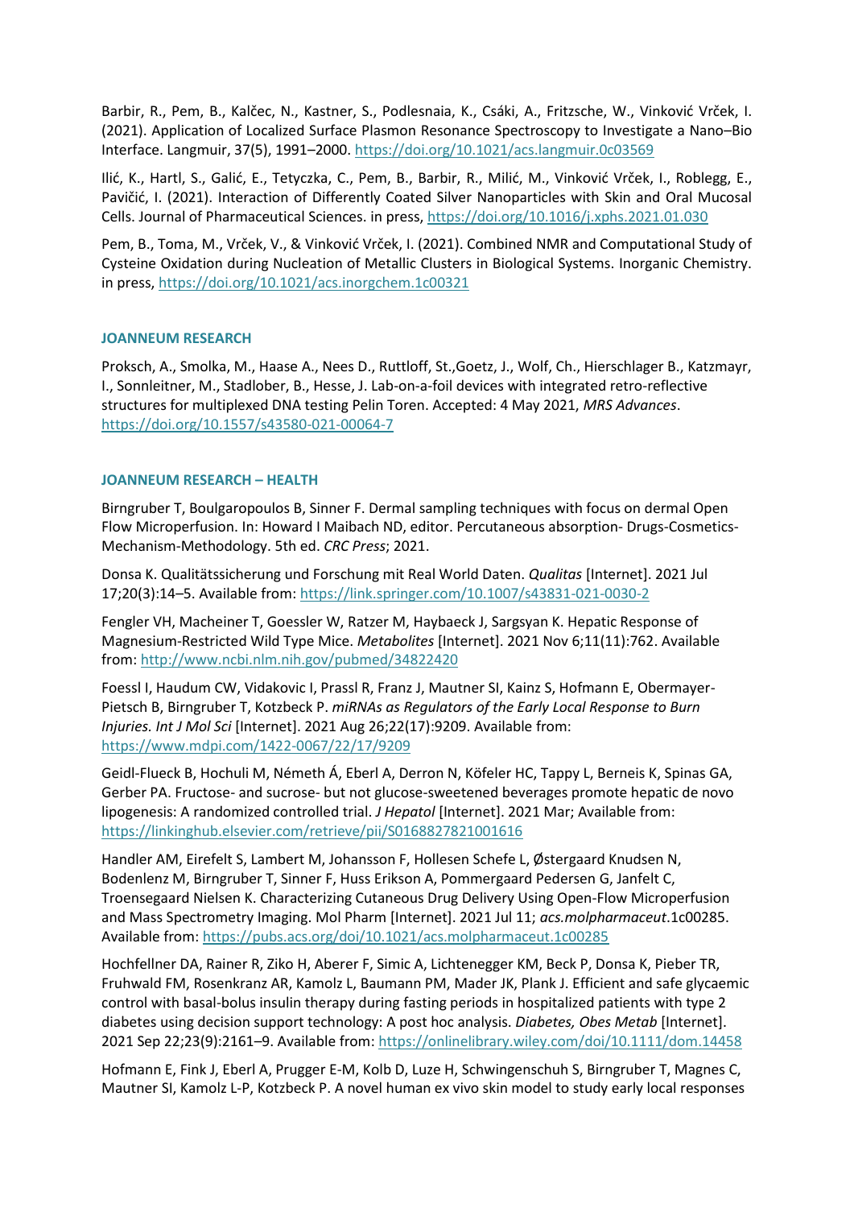Barbir, R., Pem, B., Kalčec, N., Kastner, S., Podlesnaia, K., Csáki, A., Fritzsche, W., Vinković Vrček, I. (2021). Application of Localized Surface Plasmon Resonance Spectroscopy to Investigate a Nano–Bio Interface. Langmuir, 37(5), 1991–2000. https://doi.org/10.1021/acs.langmuir.0c03569

Ilić, K., Hartl, S., Galić, E., Tetyczka, C., Pem, B., Barbir, R., Milić, M., Vinković Vrček, I., Roblegg, E., Pavičić, I. (2021). Interaction of Differently Coated Silver Nanoparticles with Skin and Oral Mucosal Cells. Journal of Pharmaceutical Sciences. in press, https://doi.org/10.1016/j.xphs.2021.01.030

Pem, B., Toma, M., Vrček, V., & Vinković Vrček, I. (2021). Combined NMR and Computational Study of Cysteine Oxidation during Nucleation of Metallic Clusters in Biological Systems. Inorganic Chemistry. in press, https://doi.org/10.1021/acs.inorgchem.1c00321

**JOANNEUM RESEARCH**

Proksch, A., Smolka, M., Haase A., Nees D., Ruttloff, St.,Goetz, J., Wolf, Ch., Hierschlager B., Katzmayr, I., Sonnleitner, M., Stadlober, B., Hesse, J. Lab-on-a-foil devices with integrated retro-reflective structures for multiplexed DNA testing Pelin Toren. Accepted: 4 May 2021, *MRS Advances*. https://doi.org/10.1557/s43580-021-00064-7

**JOANNEUM RESEARCH – HEALTH**

Birngruber T, Boulgaropoulos B, Sinner F. Dermal sampling techniques with focus on dermal Open Flow Microperfusion. In: Howard I Maibach ND, editor. Percutaneous absorption- Drugs-Cosmetics-Mechanism-Methodology. 5th ed. *CRC Press*; 2021.

Donsa K. Qualitätssicherung und Forschung mit Real World Daten. *Qualitas* [Internet]. 2021 Jul 17;20(3):14–5. Available from: https://link.springer.com/10.1007/s43831-021-0030-2

Fengler VH, Macheiner T, Goessler W, Ratzer M, Haybaeck J, Sargsyan K. Hepatic Response of Magnesium-Restricted Wild Type Mice. *Metabolites* [Internet]. 2021 Nov 6;11(11):762. Available from: http://www.ncbi.nlm.nih.gov/pubmed/34822420

Foessl I, Haudum CW, Vidakovic I, Prassl R, Franz J, Mautner SI, Kainz S, Hofmann E, Obermayer-Pietsch B, Birngruber T, Kotzbeck P. *miRNAs as Regulators of the Early Local Response to Burn Injuries. Int J Mol Sci* [Internet]. 2021 Aug 26;22(17):9209. Available from: https://www.mdpi.com/1422-0067/22/17/9209

Geidl-Flueck B, Hochuli M, Németh Á, Eberl A, Derron N, Köfeler HC, Tappy L, Berneis K, Spinas GA, Gerber PA. Fructose- and sucrose- but not glucose-sweetened beverages promote hepatic de novo lipogenesis: A randomized controlled trial. *J Hepatol* [Internet]. 2021 Mar; Available from: https://linkinghub.elsevier.com/retrieve/pii/S0168827821001616

Handler AM, Eirefelt S, Lambert M, Johansson F, Hollesen Schefe L, Østergaard Knudsen N, Bodenlenz M, Birngruber T, Sinner F, Huss Erikson A, Pommergaard Pedersen G, Janfelt C, Troensegaard Nielsen K. Characterizing Cutaneous Drug Delivery Using Open-Flow Microperfusion and Mass Spectrometry Imaging. Mol Pharm [Internet]. 2021 Jul 11; *acs.molpharmaceut*.1c00285. Available from: https://pubs.acs.org/doi/10.1021/acs.molpharmaceut.1c00285

Hochfellner DA, Rainer R, Ziko H, Aberer F, Simic A, Lichtenegger KM, Beck P, Donsa K, Pieber TR, Fruhwald FM, Rosenkranz AR, Kamolz L, Baumann PM, Mader JK, Plank J. Efficient and safe glycaemic control with basal-bolus insulin therapy during fasting periods in hospitalized patients with type 2 diabetes using decision support technology: A post hoc analysis. *Diabetes, Obes Metab* [Internet]. 2021 Sep 22;23(9):2161–9. Available from: https://onlinelibrary.wiley.com/doi/10.1111/dom.14458

Hofmann E, Fink J, Eberl A, Prugger E-M, Kolb D, Luze H, Schwingenschuh S, Birngruber T, Magnes C, Mautner SI, Kamolz L-P, Kotzbeck P. A novel human ex vivo skin model to study early local responses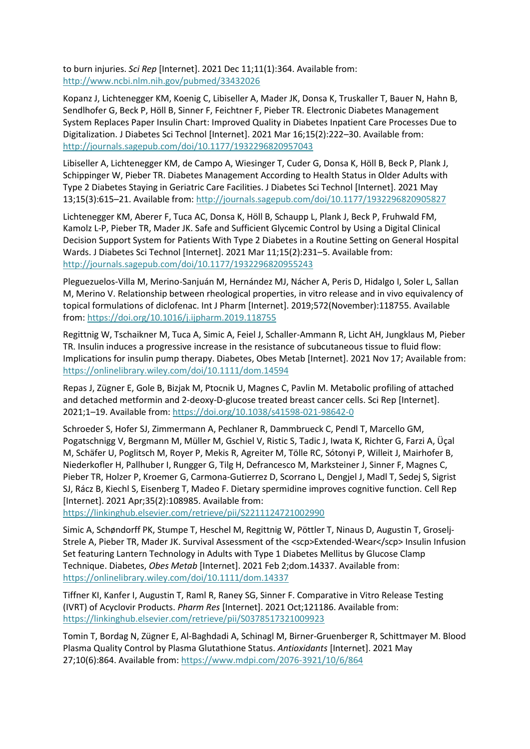to burn injuries. *Sci Rep* [Internet]. 2021 Dec 11;11(1):364. Available from: http://www.ncbi.nlm.nih.gov/pubmed/33432026

Kopanz J, Lichtenegger KM, Koenig C, Libiseller A, Mader JK, Donsa K, Truskaller T, Bauer N, Hahn B, Sendlhofer G, Beck P, Höll B, Sinner F, Feichtner F, Pieber TR. Electronic Diabetes Management System Replaces Paper Insulin Chart: Improved Quality in Diabetes Inpatient Care Processes Due to Digitalization. J Diabetes Sci Technol [Internet]. 2021 Mar 16;15(2):222–30. Available from: http://journals.sagepub.com/doi/10.1177/1932296820957043

Libiseller A, Lichtenegger KM, de Campo A, Wiesinger T, Cuder G, Donsa K, Höll B, Beck P, Plank J, Schippinger W, Pieber TR. Diabetes Management According to Health Status in Older Adults with Type 2 Diabetes Staying in Geriatric Care Facilities. J Diabetes Sci Technol [Internet]. 2021 May 13;15(3):615–21. Available from: http://journals.sagepub.com/doi/10.1177/1932296820905827

Lichtenegger KM, Aberer F, Tuca AC, Donsa K, Höll B, Schaupp L, Plank J, Beck P, Fruhwald FM, Kamolz L-P, Pieber TR, Mader JK. Safe and Sufficient Glycemic Control by Using a Digital Clinical Decision Support System for Patients With Type 2 Diabetes in a Routine Setting on General Hospital Wards. J Diabetes Sci Technol [Internet]. 2021 Mar 11;15(2):231–5. Available from: http://journals.sagepub.com/doi/10.1177/1932296820955243

Pleguezuelos-Villa M, Merino-Sanjuán M, Hernández MJ, Nácher A, Peris D, Hidalgo I, Soler L, Sallan M, Merino V. Relationship between rheological properties, in vitro release and in vivo equivalency of topical formulations of diclofenac. Int J Pharm [Internet]. 2019;572(November):118755. Available from: https://doi.org/10.1016/j.ijpharm.2019.118755

Regittnig W, Tschaikner M, Tuca A, Simic A, Feiel J, Schaller-Ammann R, Licht AH, Jungklaus M, Pieber TR. Insulin induces a progressive increase in the resistance of subcutaneous tissue to fluid flow: Implications for insulin pump therapy. Diabetes, Obes Metab [Internet]. 2021 Nov 17; Available from: https://onlinelibrary.wiley.com/doi/10.1111/dom.14594

Repas J, Zügner E, Gole B, Bizjak M, Ptocnik U, Magnes C, Pavlin M. Metabolic profiling of attached and detached metformin and 2-deoxy-D-glucose treated breast cancer cells. Sci Rep [Internet]. 2021;1–19. Available from: https://doi.org/10.1038/s41598-021-98642-0

Schroeder S, Hofer SJ, Zimmermann A, Pechlaner R, Dammbrueck C, Pendl T, Marcello GM, Pogatschnigg V, Bergmann M, Müller M, Gschiel V, Ristic S, Tadic J, Iwata K, Richter G, Farzi A, Üçal M, Schäfer U, Poglitsch M, Royer P, Mekis R, Agreiter M, Tölle RC, Sótonyi P, Willeit J, Mairhofer B, Niederkofler H, Pallhuber I, Rungger G, Tilg H, Defrancesco M, Marksteiner J, Sinner F, Magnes C, Pieber TR, Holzer P, Kroemer G, Carmona-Gutierrez D, Scorrano L, Dengjel J, Madl T, Sedej S, Sigrist SJ, Rácz B, Kiechl S, Eisenberg T, Madeo F. Dietary spermidine improves cognitive function. Cell Rep [Internet]. 2021 Apr;35(2):108985. Available from: https://linkinghub.elsevier.com/retrieve/pii/S2211124721002990

Simic A, Schøndorff PK, Stumpe T, Heschel M, Regittnig W, Pöttler T, Ninaus D, Augustin T, Groselj-Strele A, Pieber TR, Mader JK. Survival Assessment of the <scp>Extended-Wear</scp> Insulin Infusion Set featuring Lantern Technology in Adults with Type 1 Diabetes Mellitus by Glucose Clamp Technique. Diabetes, *Obes Metab* [Internet]. 2021 Feb 2;dom.14337. Available from: https://onlinelibrary.wiley.com/doi/10.1111/dom.14337

Tiffner KI, Kanfer I, Augustin T, Raml R, Raney SG, Sinner F. Comparative in Vitro Release Testing (IVRT) of Acyclovir Products. *Pharm Res* [Internet]. 2021 Oct;121186. Available from: https://linkinghub.elsevier.com/retrieve/pii/S0378517321009923

Tomin T, Bordag N, Zügner E, Al-Baghdadi A, Schinagl M, Birner-Gruenberger R, Schittmayer M. Blood Plasma Quality Control by Plasma Glutathione Status. *Antioxidants* [Internet]. 2021 May 27;10(6):864. Available from: https://www.mdpi.com/2076-3921/10/6/864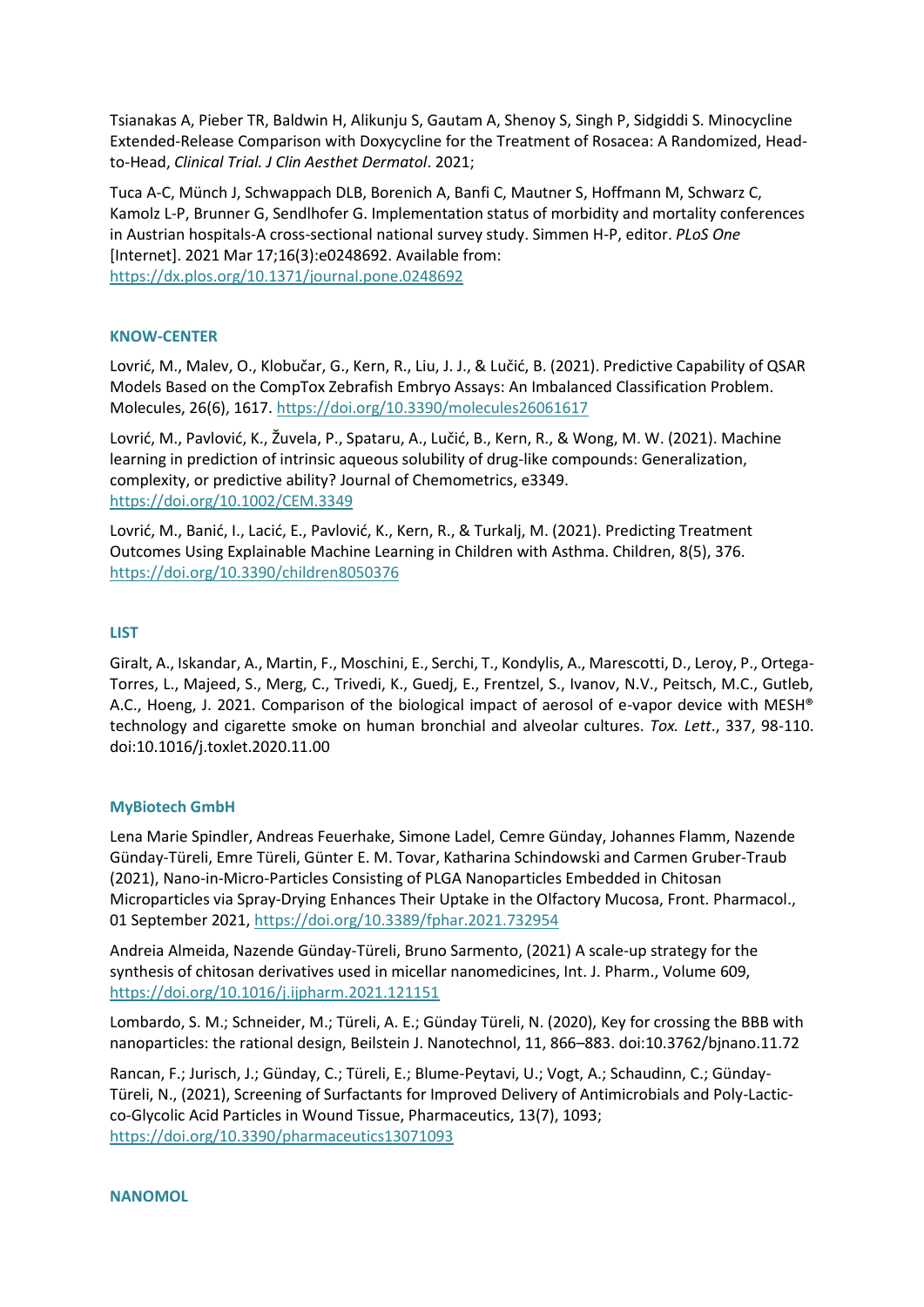Tsianakas A, Pieber TR, Baldwin H, Alikunju S, Gautam A, Shenoy S, Singh P, Sidgiddi S. Minocycline Extended-Release Comparison with Doxycycline for the Treatment of Rosacea: A Randomized, Head-to-Head, *Clinical Trial. J Clin Aesthet Dermatol*. 2021;

Tuca A-C, Münch J, Schwappach DLB, Borenich A, Banfi C, Mautner S, Hoffmann M, Schwarz C, Kamolz L-P, Brunner G, Sendlhofer G. Implementation status of morbidity and mortality conferences in Austrian hospitals-A cross-sectional national survey study. Simmen H-P, editor. *PLoS One* [Internet]. 2021 Mar 17;16(3):e0248692. Available from: https://dx.plos.org/10.1371/journal.pone.0248692

### KNOW-CENTER

Lovrić, M., Malev, O., Klobučar, G., Kern, R., Liu, J. J., & Lučić, B. (2021). Predictive Capability of QSAR Models Based on the CompTox Zebrafish Embryo Assays: An Imbalanced Classification Problem. Molecules, 26(6), 1617. https://doi.org/10.3390/molecules26061617

Lovrić, M., Pavlović, K., Žuvela, P., Spataru, A., Lučić, B., Kern, R., & Wong, M. W. (2021). Machine learning in prediction of intrinsic aqueous solubility of drug-like compounds: Generalization, complexity, or predictive ability? Journal of Chemometrics, e3349. https://doi.org/10.1002/CEM.3349

Lovrić, M., Banić, I., Lacić, E., Pavlović, K., Kern, R., & Turkalj, M. (2021). Predicting Treatment Outcomes Using Explainable Machine Learning in Children with Asthma. Children, 8(5), 376. https://doi.org/10.3390/children8050376

### LIST

Giralt, A., Iskandar, A., Martin, F., Moschini, E., Serchi, T., Kondylis, A., Marescotti, D., Leroy, P., Ortega-Torres, L., Majeed, S., Merg, C., Trivedi, K., Guedj, E., Frentzel, S., Ivanov, N.V., Peitsch, M.C., Gutleb, A.C., Hoeng, J. 2021. Comparison of the biological impact of aerosol of e-vapor device with MESH® technology and cigarette smoke on human bronchial and alveolar cultures. *Tox. Lett*., 337, 98-110. doi:10.1016/j.toxlet.2020.11.00

### MyBiotech GmbH

Lena Marie Spindler, Andreas Feuerhake, Simone Ladel, Cemre Günday, Johannes Flamm, Nazende Günday-Türeli, Emre Türeli, Günter E. M. Tovar, Katharina Schindowski and Carmen Gruber-Traub (2021), Nano-in-Micro-Particles Consisting of PLGA Nanoparticles Embedded in Chitosan Microparticles via Spray-Drying Enhances Their Uptake in the Olfactory Mucosa, Front. Pharmacol., 01 September 2021, https://doi.org/10.3389/fphar.2021.732954

Andreia Almeida, Nazende Günday-Türeli, Bruno Sarmento, (2021) A scale-up strategy for the synthesis of chitosan derivatives used in micellar nanomedicines, Int. J. Pharm., Volume 609, https://doi.org/10.1016/j.ijpharm.2021.121151

Lombardo, S. M.; Schneider, M.; Türeli, A. E.; Günday Türeli, N. (2020), Key for crossing the BBB with nanoparticles: the rational design, Beilstein J. Nanotechnol, 11, 866–883. doi:10.3762/bjnano.11.72

Rancan, F.; Jurisch, J.; Günday, C.; Türeli, E.; Blume-Peytavi, U.; Vogt, A.; Schaudinn, C.; Günday-Türeli, N., (2021), Screening of Surfactants for Improved Delivery of Antimicrobials and Poly-Lactic-co-Glycolic Acid Particles in Wound Tissue, Pharmaceutics, 13(7), 1093; https://doi.org/10.3390/pharmaceutics13071093

### NANOMOL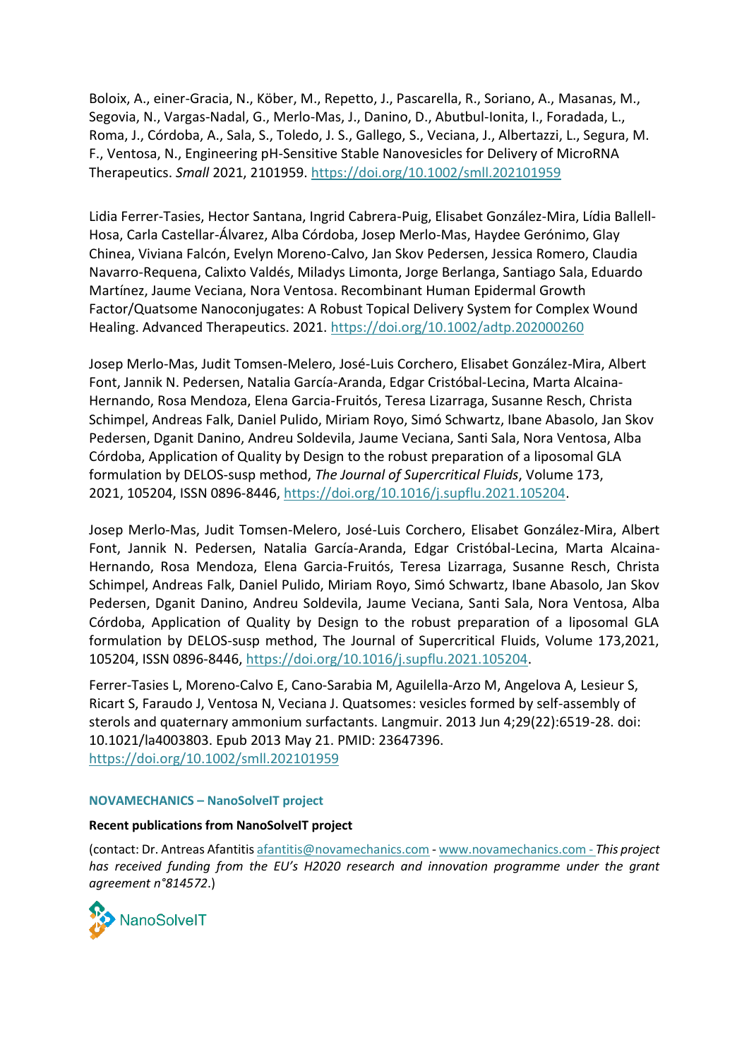Boloix, A., einer-Gracia, N., Köber, M., Repetto, J., Pascarella, R., Soriano, A., Masanas, M., Segovia, N., Vargas-Nadal, G., Merlo-Mas, J., Danino, D., Abutbul-Ionita, I., Foradada, L., Roma, J., Córdoba, A., Sala, S., Toledo, J. S., Gallego, S., Veciana, J., Albertazzi, L., Segura, M. F., Ventosa, N., Engineering pH-Sensitive Stable Nanovesicles for Delivery of MicroRNA Therapeutics. *Small* 2021, 2101959. https://doi.org/10.1002/smll.202101959

Lidia Ferrer-Tasies, Hector Santana, Ingrid Cabrera-Puig, Elisabet González-Mira, Lídia Ballell-Hosa, Carla Castellar-Álvarez, Alba Córdoba, Josep Merlo-Mas, Haydee Gerónimo, Glay Chinea, Viviana Falcón, Evelyn Moreno-Calvo, Jan Skov Pedersen, Jessica Romero, Claudia Navarro-Requena, Calixto Valdés, Miladys Limonta, Jorge Berlanga, Santiago Sala, Eduardo Martínez, Jaume Veciana, Nora Ventosa. Recombinant Human Epidermal Growth Factor/Quatsome Nanoconjugates: A Robust Topical Delivery System for Complex Wound Healing. Advanced Therapeutics. 2021. https://doi.org/10.1002/adtp.202000260

Josep Merlo-Mas, Judit Tomsen-Melero, José-Luis Corchero, Elisabet González-Mira, Albert Font, Jannik N. Pedersen, Natalia García-Aranda, Edgar Cristóbal-Lecina, Marta Alcaina-Hernando, Rosa Mendoza, Elena Garcia-Fruitós, Teresa Lizarraga, Susanne Resch, Christa Schimpel, Andreas Falk, Daniel Pulido, Miriam Royo, Simó Schwartz, Ibane Abasolo, Jan Skov Pedersen, Dganit Danino, Andreu Soldevila, Jaume Veciana, Santi Sala, Nora Ventosa, Alba Córdoba, Application of Quality by Design to the robust preparation of a liposomal GLA formulation by DELOS-susp method, *The Journal of Supercritical Fluids*, Volume 173, 2021, 105204, ISSN 0896-8446, https://doi.org/10.1016/j.supflu.2021.105204.

Josep Merlo-Mas, Judit Tomsen-Melero, José-Luis Corchero, Elisabet González-Mira, Albert Font, Jannik N. Pedersen, Natalia García-Aranda, Edgar Cristóbal-Lecina, Marta Alcaina-Hernando, Rosa Mendoza, Elena Garcia-Fruitós, Teresa Lizarraga, Susanne Resch, Christa Schimpel, Andreas Falk, Daniel Pulido, Miriam Royo, Simó Schwartz, Ibane Abasolo, Jan Skov Pedersen, Dganit Danino, Andreu Soldevila, Jaume Veciana, Santi Sala, Nora Ventosa, Alba Córdoba, Application of Quality by Design to the robust preparation of a liposomal GLA formulation by DELOS-susp method, The Journal of Supercritical Fluids, Volume 173,2021, 105204, ISSN 0896-8446, https://doi.org/10.1016/j.supflu.2021.105204.

Ferrer-Tasies L, Moreno-Calvo E, Cano-Sarabia M, Aguilella-Arzo M, Angelova A, Lesieur S, Ricart S, Faraudo J, Ventosa N, Veciana J. Quatsomes: vesicles formed by self-assembly of sterols and quaternary ammonium surfactants. Langmuir. 2013 Jun 4;29(22):6519-28. doi: 10.1021/la4003803. Epub 2013 May 21. PMID: 23647396.
https://doi.org/10.1002/smll.202101959

#### NOVAMECHANICS – NanoSolveIT project

**Recent publications from NanoSolveIT project**

(contact: Dr. Antreas Afantitis afantitis@novamechanics.com - www.novamechanics.com - *This project has received funding from the EU's H2020 research and innovation programme under the grant agreement n°814572*.)

NanoSolveIT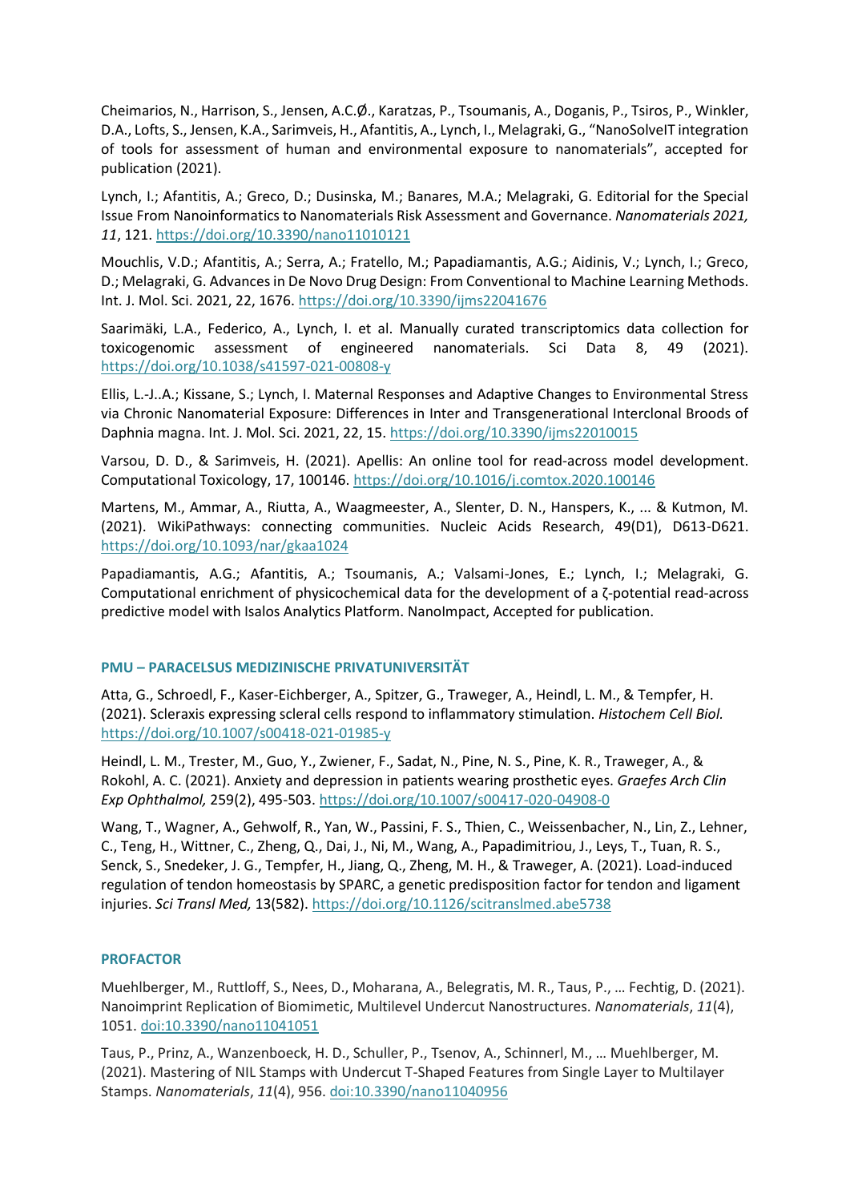Cheimarios, N., Harrison, S., Jensen, A.C.Ø., Karatzas, P., Tsoumanis, A., Doganis, P., Tsiros, P., Winkler, D.A., Lofts, S., Jensen, K.A., Sarimveis, H., Afantitis, A., Lynch, I., Melagraki, G., "NanoSolveIT integration of tools for assessment of human and environmental exposure to nanomaterials", accepted for publication (2021).

Lynch, I.; Afantitis, A.; Greco, D.; Dusinska, M.; Banares, M.A.; Melagraki, G. Editorial for the Special Issue From Nanoinformatics to Nanomaterials Risk Assessment and Governance. *Nanomaterials 2021, 11*, 121. https://doi.org/10.3390/nano11010121

Mouchlis, V.D.; Afantitis, A.; Serra, A.; Fratello, M.; Papadiamantis, A.G.; Aidinis, V.; Lynch, I.; Greco, D.; Melagraki, G. Advances in De Novo Drug Design: From Conventional to Machine Learning Methods. Int. J. Mol. Sci. 2021, 22, 1676. https://doi.org/10.3390/ijms22041676

Saarimäki, L.A., Federico, A., Lynch, I. et al. Manually curated transcriptomics data collection for toxicogenomic assessment of engineered nanomaterials. Sci Data 8, 49 (2021). https://doi.org/10.1038/s41597-021-00808-y

Ellis, L.-J..A.; Kissane, S.; Lynch, I. Maternal Responses and Adaptive Changes to Environmental Stress via Chronic Nanomaterial Exposure: Differences in Inter and Transgenerational Interclonal Broods of Daphnia magna. Int. J. Mol. Sci. 2021, 22, 15. https://doi.org/10.3390/ijms22010015

Varsou, D. D., & Sarimveis, H. (2021). Apellis: An online tool for read-across model development. Computational Toxicology, 17, 100146. https://doi.org/10.1016/j.comtox.2020.100146

Martens, M., Ammar, A., Riutta, A., Waagmeester, A., Slenter, D. N., Hanspers, K., ... & Kutmon, M. (2021). WikiPathways: connecting communities. Nucleic Acids Research, 49(D1), D613-D621. https://doi.org/10.1093/nar/gkaa1024

Papadiamantis, A.G.; Afantitis, A.; Tsoumanis, A.; Valsami-Jones, E.; Lynch, I.; Melagraki, G. Computational enrichment of physicochemical data for the development of a ζ-potential read-across predictive model with Isalos Analytics Platform. NanoImpact, Accepted for publication.

### PMU – PARACELSUS MEDIZINISCHE PRIVATUNIVERSITÄT

Atta, G., Schroedl, F., Kaser-Eichberger, A., Spitzer, G., Traweger, A., Heindl, L. M., & Tempfer, H. (2021). Scleraxis expressing scleral cells respond to inflammatory stimulation. *Histochem Cell Biol.* https://doi.org/10.1007/s00418-021-01985-y

Heindl, L. M., Trester, M., Guo, Y., Zwiener, F., Sadat, N., Pine, N. S., Pine, K. R., Traweger, A., & Rokohl, A. C. (2021). Anxiety and depression in patients wearing prosthetic eyes. *Graefes Arch Clin Exp Ophthalmol,* 259(2), 495-503. https://doi.org/10.1007/s00417-020-04908-0

Wang, T., Wagner, A., Gehwolf, R., Yan, W., Passini, F. S., Thien, C., Weissenbacher, N., Lin, Z., Lehner, C., Teng, H., Wittner, C., Zheng, Q., Dai, J., Ni, M., Wang, A., Papadimitriou, J., Leys, T., Tuan, R. S., Senck, S., Snedeker, J. G., Tempfer, H., Jiang, Q., Zheng, M. H., & Traweger, A. (2021). Load-induced regulation of tendon homeostasis by SPARC, a genetic predisposition factor for tendon and ligament injuries. *Sci Transl Med,* 13(582). https://doi.org/10.1126/scitranslmed.abe5738

### PROFACTOR

Muehlberger, M., Ruttloff, S., Nees, D., Moharana, A., Belegratis, M. R., Taus, P., … Fechtig, D. (2021). Nanoimprint Replication of Biomimetic, Multilevel Undercut Nanostructures. *Nanomaterials*, *11*(4), 1051. doi:10.3390/nano11041051

Taus, P., Prinz, A., Wanzenboeck, H. D., Schuller, P., Tsenov, A., Schinnerl, M., … Muehlberger, M. (2021). Mastering of NIL Stamps with Undercut T-Shaped Features from Single Layer to Multilayer Stamps. *Nanomaterials*, *11*(4), 956. doi:10.3390/nano11040956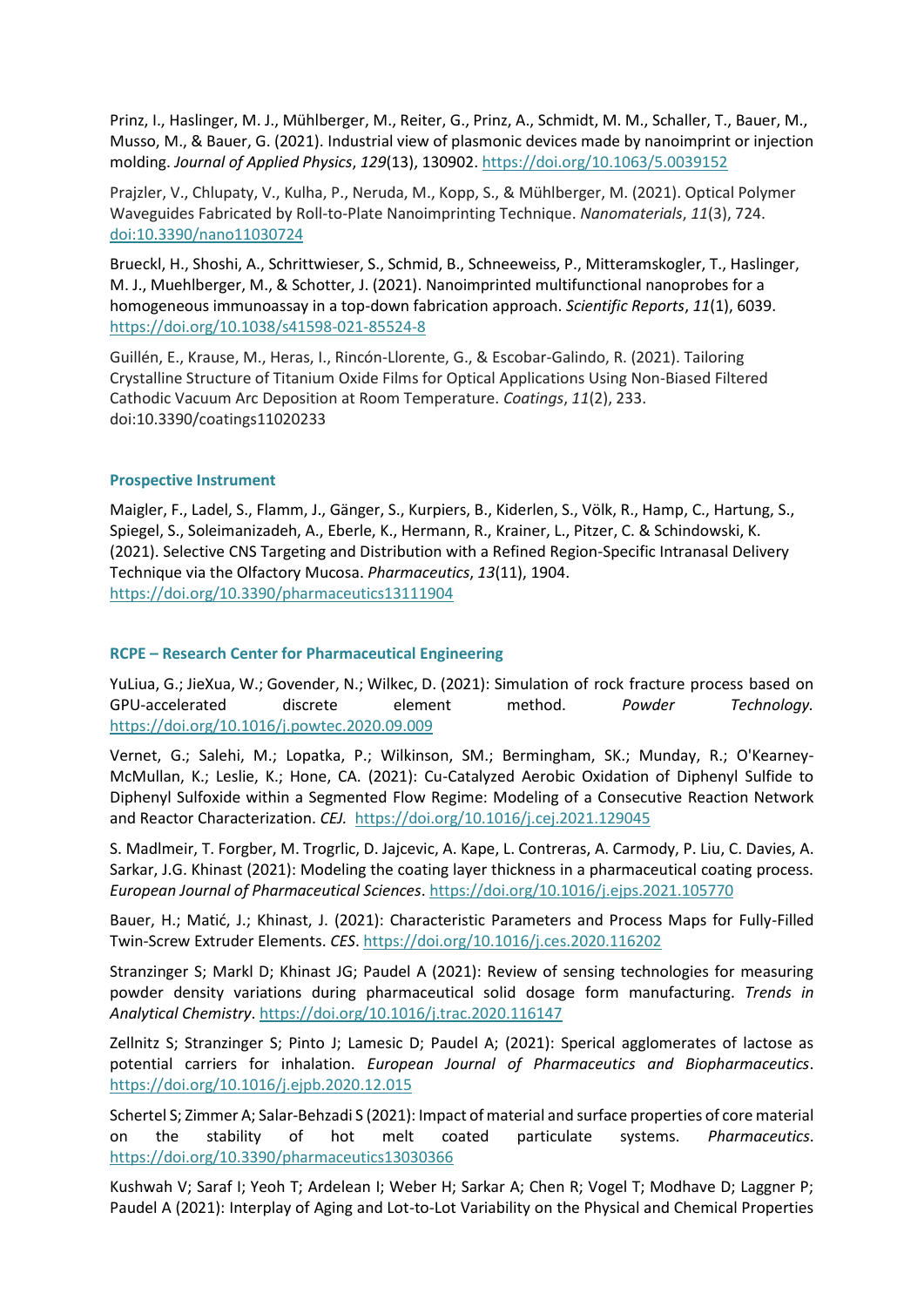Prinz, I., Haslinger, M. J., Mühlberger, M., Reiter, G., Prinz, A., Schmidt, M. M., Schaller, T., Bauer, M., Musso, M., & Bauer, G. (2021). Industrial view of plasmonic devices made by nanoimprint or injection molding. *Journal of Applied Physics*, *129*(13), 130902. https://doi.org/10.1063/5.0039152

Prajzler, V., Chlupaty, V., Kulha, P., Neruda, M., Kopp, S., & Mühlberger, M. (2021). Optical Polymer Waveguides Fabricated by Roll-to-Plate Nanoimprinting Technique. *Nanomaterials*, *11*(3), 724. doi:10.3390/nano11030724

Brueckl, H., Shoshi, A., Schrittwieser, S., Schmid, B., Schneeweiss, P., Mitteramskogler, T., Haslinger, M. J., Muehlberger, M., & Schotter, J. (2021). Nanoimprinted multifunctional nanoprobes for a homogeneous immunoassay in a top-down fabrication approach. *Scientific Reports*, *11*(1), 6039. https://doi.org/10.1038/s41598-021-85524-8

Guillén, E., Krause, M., Heras, I., Rincón-Llorente, G., & Escobar-Galindo, R. (2021). Tailoring Crystalline Structure of Titanium Oxide Films for Optical Applications Using Non-Biased Filtered Cathodic Vacuum Arc Deposition at Room Temperature. *Coatings*, *11*(2), 233. doi:10.3390/coatings11020233

### Prospective Instrument

Maigler, F., Ladel, S., Flamm, J., Gänger, S., Kurpiers, B., Kiderlen, S., Völk, R., Hamp, C., Hartung, S., Spiegel, S., Soleimanizadeh, A., Eberle, K., Hermann, R., Krainer, L., Pitzer, C. & Schindowski, K. (2021). Selective CNS Targeting and Distribution with a Refined Region-Specific Intranasal Delivery Technique via the Olfactory Mucosa. *Pharmaceutics*, *13*(11), 1904. https://doi.org/10.3390/pharmaceutics13111904

### RCPE – Research Center for Pharmaceutical Engineering

YuLiua, G.; JieXua, W.; Govender, N.; Wilkec, D. (2021): Simulation of rock fracture process based on GPU-accelerated discrete element method. *Powder Technology.* https://doi.org/10.1016/j.powtec.2020.09.009

Vernet, G.; Salehi, M.; Lopatka, P.; Wilkinson, SM.; Bermingham, SK.; Munday, R.; O'Kearney-McMullan, K.; Leslie, K.; Hone, CA. (2021): Cu-Catalyzed Aerobic Oxidation of Diphenyl Sulfide to Diphenyl Sulfoxide within a Segmented Flow Regime: Modeling of a Consecutive Reaction Network and Reactor Characterization. *CEJ.* https://doi.org/10.1016/j.cej.2021.129045

S. Madlmeir, T. Forgber, M. Trogrlic, D. Jajcevic, A. Kape, L. Contreras, A. Carmody, P. Liu, C. Davies, A. Sarkar, J.G. Khinast (2021): Modeling the coating layer thickness in a pharmaceutical coating process. *European Journal of Pharmaceutical Sciences*. https://doi.org/10.1016/j.ejps.2021.105770

Bauer, H.; Matić, J.; Khinast, J. (2021): Characteristic Parameters and Process Maps for Fully-Filled Twin-Screw Extruder Elements. *CES*. https://doi.org/10.1016/j.ces.2020.116202

Stranzinger S; Markl D; Khinast JG; Paudel A (2021): Review of sensing technologies for measuring powder density variations during pharmaceutical solid dosage form manufacturing. *Trends in Analytical Chemistry*. https://doi.org/10.1016/j.trac.2020.116147

Zellnitz S; Stranzinger S; Pinto J; Lamesic D; Paudel A; (2021): Sperical agglomerates of lactose as potential carriers for inhalation. *European Journal of Pharmaceutics and Biopharmaceutics*. https://doi.org/10.1016/j.ejpb.2020.12.015

Schertel S; Zimmer A; Salar-Behzadi S (2021): Impact of material and surface properties of core material on the stability of hot melt coated particulate systems. *Pharmaceutics*. https://doi.org/10.3390/pharmaceutics13030366

Kushwah V; Saraf I; Yeoh T; Ardelean I; Weber H; Sarkar A; Chen R; Vogel T; Modhave D; Laggner P; Paudel A (2021): Interplay of Aging and Lot-to-Lot Variability on the Physical and Chemical Properties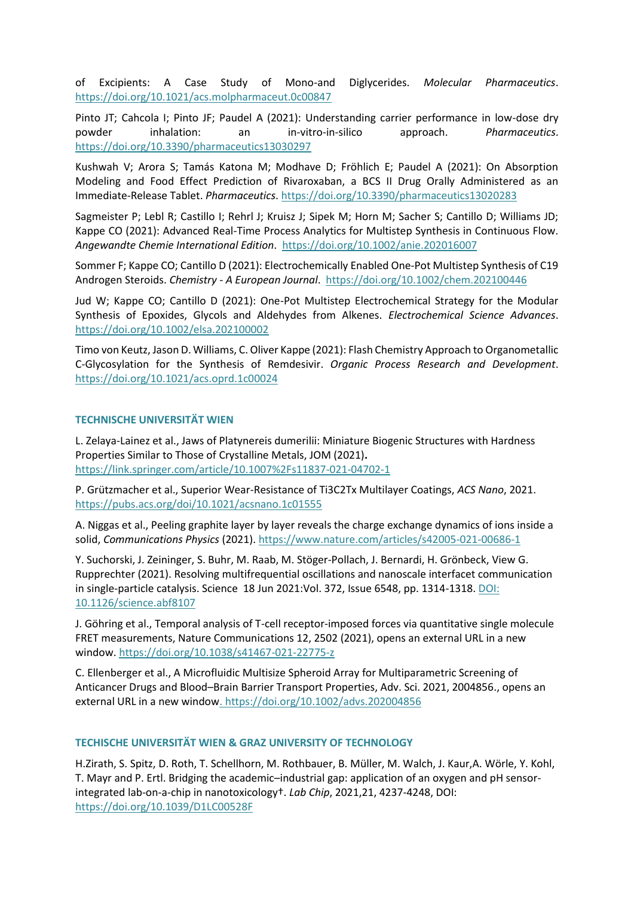of Excipients: A Case Study of Mono-and Diglycerides. *Molecular Pharmaceutics*. https://doi.org/10.1021/acs.molpharmaceut.0c00847

Pinto JT; Cahcola I; Pinto JF; Paudel A (2021): Understanding carrier performance in low-dose dry powder inhalation: an in-vitro-in-silico approach. *Pharmaceutics*. https://doi.org/10.3390/pharmaceutics13030297

Kushwah V; Arora S; Tamás Katona M; Modhave D; Fröhlich E; Paudel A (2021): On Absorption Modeling and Food Effect Prediction of Rivaroxaban, a BCS II Drug Orally Administered as an Immediate-Release Tablet. *Pharmaceutics*. https://doi.org/10.3390/pharmaceutics13020283

Sagmeister P; Lebl R; Castillo I; Rehrl J; Kruisz J; Sipek M; Horn M; Sacher S; Cantillo D; Williams JD; Kappe CO (2021): Advanced Real-Time Process Analytics for Multistep Synthesis in Continuous Flow. *Angewandte Chemie International Edition*. https://doi.org/10.1002/anie.202016007

Sommer F; Kappe CO; Cantillo D (2021): Electrochemically Enabled One-Pot Multistep Synthesis of C19 Androgen Steroids. *Chemistry - A European Journal*. https://doi.org/10.1002/chem.202100446

Jud W; Kappe CO; Cantillo D (2021): One-Pot Multistep Electrochemical Strategy for the Modular Synthesis of Epoxides, Glycols and Aldehydes from Alkenes. *Electrochemical Science Advances*. https://doi.org/10.1002/elsa.202100002

Timo von Keutz, Jason D. Williams, C. Oliver Kappe (2021): Flash Chemistry Approach to Organometallic C-Glycosylation for the Synthesis of Remdesivir. *Organic Process Research and Development*. https://doi.org/10.1021/acs.oprd.1c00024

### TECHNISCHE UNIVERSITÄT WIEN

L. Zelaya-Lainez et al., Jaws of Platynereis dumerilii: Miniature Biogenic Structures with Hardness Properties Similar to Those of Crystalline Metals, JOM (2021). https://link.springer.com/article/10.1007%2Fs11837-021-04702-1

P. Grützmacher et al., Superior Wear-Resistance of Ti3C2Tx Multilayer Coatings, *ACS Nano*, 2021. https://pubs.acs.org/doi/10.1021/acsnano.1c01555

A. Niggas et al., Peeling graphite layer by layer reveals the charge exchange dynamics of ions inside a solid, *Communications Physics* (2021). https://www.nature.com/articles/s42005-021-00686-1

Y. Suchorski, J. Zeininger, S. Buhr, M. Raab, M. Stöger-Pollach, J. Bernardi, H. Grönbeck, View G. Rupprechter (2021). Resolving multifrequential oscillations and nanoscale interfacet communication in single-particle catalysis. Science 18 Jun 2021:Vol. 372, Issue 6548, pp. 1314-1318. DOI: 10.1126/science.abf8107

J. Göhring et al., Temporal analysis of T-cell receptor-imposed forces via quantitative single molecule FRET measurements, Nature Communications 12, 2502 (2021), opens an external URL in a new window. https://doi.org/10.1038/s41467-021-22775-z

C. Ellenberger et al., A Microfluidic Multisize Spheroid Array for Multiparametric Screening of Anticancer Drugs and Blood–Brain Barrier Transport Properties, Adv. Sci. 2021, 2004856., opens an external URL in a new window. https://doi.org/10.1002/advs.202004856

### TECHISCHE UNIVERSITÄT WIEN & GRAZ UNIVERSITY OF TECHNOLOGY

H.Zirath, S. Spitz, D. Roth, T. Schellhorn, M. Rothbauer, B. Müller, M. Walch, J. Kaur,A. Wörle, Y. Kohl, T. Mayr and P. Ertl. Bridging the academic–industrial gap: application of an oxygen and pH sensor-integrated lab-on-a-chip in nanotoxicology†. *Lab Chip*, 2021,21, 4237-4248, DOI: https://doi.org/10.1039/D1LC00528F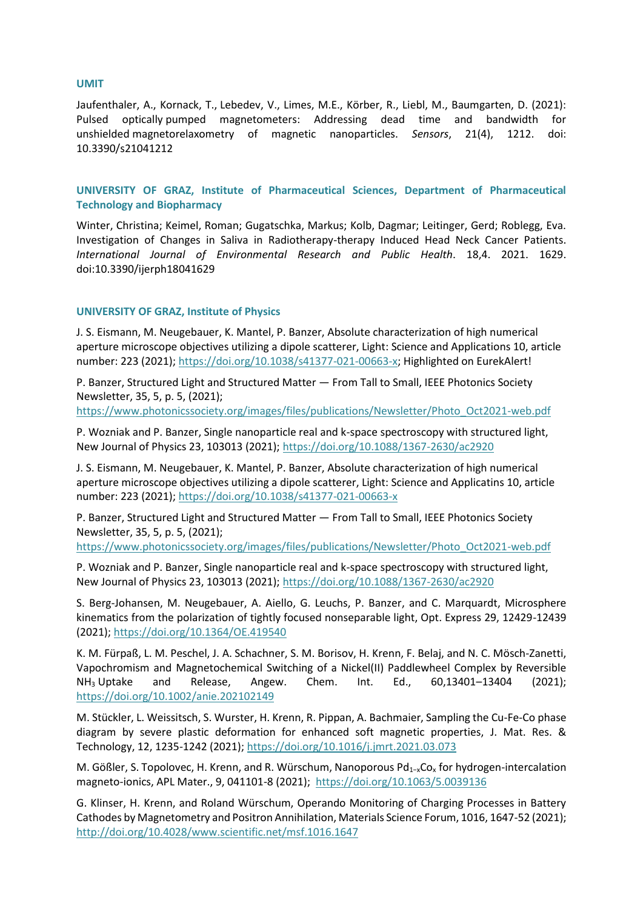### UMIT

Jaufenthaler, A., Kornack, T., Lebedev, V., Limes, M.E., Körber, R., Liebl, M., Baumgarten, D. (2021): Pulsed optically pumped magnetometers: Addressing dead time and bandwidth for unshielded magnetorelaxometry of magnetic nanoparticles. *Sensors*, 21(4), 1212. doi: 10.3390/s21041212

### UNIVERSITY OF GRAZ, Institute of Pharmaceutical Sciences, Department of Pharmaceutical Technology and Biopharmacy

Winter, Christina; Keimel, Roman; Gugatschka, Markus; Kolb, Dagmar; Leitinger, Gerd; Roblegg, Eva. Investigation of Changes in Saliva in Radiotherapy-therapy Induced Head Neck Cancer Patients. *International Journal of Environmental Research and Public Health*. 18,4. 2021. 1629. doi:10.3390/ijerph18041629

### UNIVERSITY OF GRAZ, Institute of Physics

J. S. Eismann, M. Neugebauer, K. Mantel, P. Banzer, Absolute characterization of high numerical aperture microscope objectives utilizing a dipole scatterer, Light: Science and Applications 10, article number: 223 (2021); https://doi.org/10.1038/s41377-021-00663-x; Highlighted on EurekAlert!

P. Banzer, Structured Light and Structured Matter — From Tall to Small, IEEE Photonics Society Newsletter, 35, 5, p. 5, (2021); https://www.photonicssociety.org/images/files/publications/Newsletter/Photo_Oct2021-web.pdf

P. Wozniak and P. Banzer, Single nanoparticle real and k-space spectroscopy with structured light, New Journal of Physics 23, 103013 (2021); https://doi.org/10.1088/1367-2630/ac2920

J. S. Eismann, M. Neugebauer, K. Mantel, P. Banzer, Absolute characterization of high numerical aperture microscope objectives utilizing a dipole scatterer, Light: Science and Applicatins 10, article number: 223 (2021); https://doi.org/10.1038/s41377-021-00663-x

P. Banzer, Structured Light and Structured Matter — From Tall to Small, IEEE Photonics Society Newsletter, 35, 5, p. 5, (2021); https://www.photonicssociety.org/images/files/publications/Newsletter/Photo_Oct2021-web.pdf

P. Wozniak and P. Banzer, Single nanoparticle real and k-space spectroscopy with structured light, New Journal of Physics 23, 103013 (2021); https://doi.org/10.1088/1367-2630/ac2920

S. Berg-Johansen, M. Neugebauer, A. Aiello, G. Leuchs, P. Banzer, and C. Marquardt, Microsphere kinematics from the polarization of tightly focused nonseparable light, Opt. Express 29, 12429-12439 (2021); https://doi.org/10.1364/OE.419540

K. M. Fürpaß, L. M. Peschel, J. A. Schachner, S. M. Borisov, H. Krenn, F. Belaj, and N. C. Mösch-Zanetti, Vapochromism and Magnetochemical Switching of a Nickel(II) Paddlewheel Complex by Reversible $NH_3$ Uptake and Release, Angew. Chem. Int. Ed., 60,13401–13404 (2021); https://doi.org/10.1002/anie.202102149

M. Stückler, L. Weissitsch, S. Wurster, H. Krenn, R. Pippan, A. Bachmaier, Sampling the Cu-Fe-Co phase diagram by severe plastic deformation for enhanced soft magnetic properties, J. Mat. Res. & Technology, 12, 1235-1242 (2021); https://doi.org/10.1016/j.jmrt.2021.03.073

M. Gößler, S. Topolovec, H. Krenn, and R. Würschum, Nanoporous $Pd_{1-x}Co_x$ for hydrogen-intercalation magneto-ionics, APL Mater., 9, 041101-8 (2021); https://doi.org/10.1063/5.0039136

G. Klinser, H. Krenn, and Roland Würschum, Operando Monitoring of Charging Processes in Battery Cathodes by Magnetometry and Positron Annihilation, Materials Science Forum, 1016, 1647-52 (2021); http://doi.org/10.4028/www.scientific.net/msf.1016.1647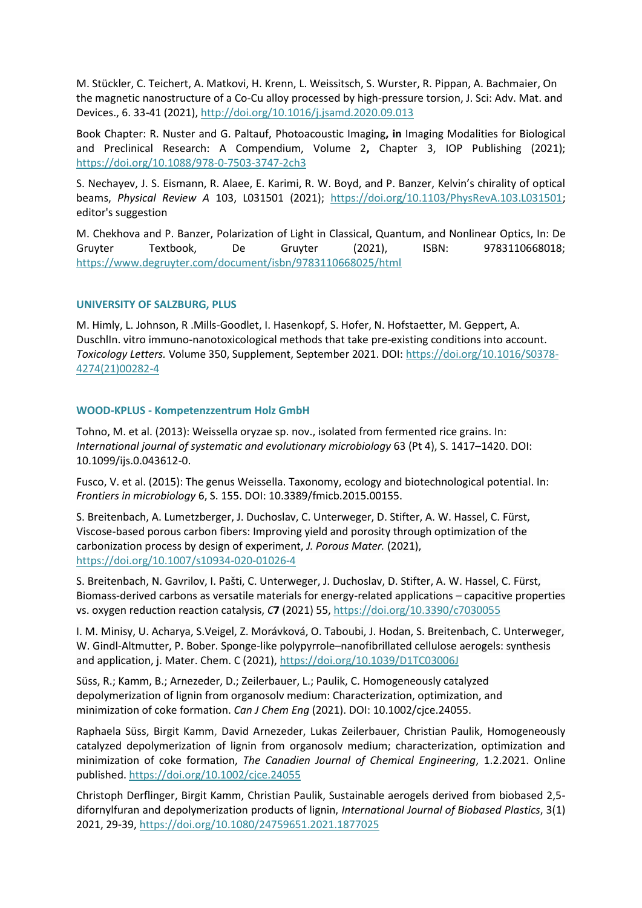M. Stückler, C. Teichert, A. Matkovi, H. Krenn, L. Weissitsch, S. Wurster, R. Pippan, A. Bachmaier, On the magnetic nanostructure of a Co-Cu alloy processed by high-pressure torsion, J. Sci: Adv. Mat. and Devices., 6. 33-41 (2021), http://doi.org/10.1016/j.jsamd.2020.09.013

Book Chapter: R. Nuster and G. Paltauf, Photoacoustic Imaging**, in** Imaging Modalities for Biological and Preclinical Research: A Compendium, Volume 2**,** Chapter 3, IOP Publishing (2021); https://doi.org/10.1088/978-0-7503-3747-2ch3

S. Nechayev, J. S. Eismann, R. Alaee, E. Karimi, R. W. Boyd, and P. Banzer, Kelvin's chirality of optical beams, *Physical Review A* 103, L031501 (2021); https://doi.org/10.1103/PhysRevA.103.L031501; editor's suggestion

M. Chekhova and P. Banzer, Polarization of Light in Classical, Quantum, and Nonlinear Optics, In: De Gruyter Textbook, De Gruyter (2021), ISBN: 9783110668018; https://www.degruyter.com/document/isbn/9783110668025/html

### UNIVERSITY OF SALZBURG, PLUS

M. Himly, L. Johnson, R .Mills-Goodlet, I. Hasenkopf, S. Hofer, N. Hofstaetter, M. Geppert, A. DuschlIn. vitro immuno-nanotoxicological methods that take pre-existing conditions into account. *Toxicology Letters.* Volume 350, Supplement, September 2021. DOI: https://doi.org/10.1016/S0378-4274(21)00282-4

### WOOD-KPLUS - Kompetenzzentrum Holz GmbH

Tohno, M. et al. (2013): Weissella oryzae sp. nov., isolated from fermented rice grains. In: *International journal of systematic and evolutionary microbiology* 63 (Pt 4), S. 1417–1420. DOI: 10.1099/ijs.0.043612-0.

Fusco, V. et al. (2015): The genus Weissella. Taxonomy, ecology and biotechnological potential. In: *Frontiers in microbiology* 6, S. 155. DOI: 10.3389/fmicb.2015.00155.

S. Breitenbach, A. Lumetzberger, J. Duchoslav, C. Unterweger, D. Stifter, A. W. Hassel, C. Fürst, Viscose-based porous carbon fibers: Improving yield and porosity through optimization of the carbonization process by design of experiment, *J. Porous Mater.* (2021), https://doi.org/10.1007/s10934-020-01026-4

S. Breitenbach, N. Gavrilov, I. Pašti, C. Unterweger, J. Duchoslav, D. Stifter, A. W. Hassel, C. Fürst, Biomass-derived carbons as versatile materials for energy-related applications – capacitive properties vs. oxygen reduction reaction catalysis, *C***7** (2021) 55, https://doi.org/10.3390/c7030055

I. M. Minisy, U. Acharya, S.Veigel, Z. Morávková, O. Taboubi, J. Hodan, S. Breitenbach, C. Unterweger, W. Gindl-Altmutter, P. Bober. Sponge-like polypyrrole–nanofibrillated cellulose aerogels: synthesis and application, j. Mater. Chem. C (2021), https://doi.org/10.1039/D1TC03006J

Süss, R.; Kamm, B.; Arnezeder, D.; Zeilerbauer, L.; Paulik, C. Homogeneously catalyzed depolymerization of lignin from organosolv medium: Characterization, optimization, and minimization of coke formation. *Can J Chem Eng* (2021). DOI: 10.1002/cjce.24055.

Raphaela Süss, Birgit Kamm, David Arnezeder, Lukas Zeilerbauer, Christian Paulik, Homogeneously catalyzed depolymerization of lignin from organosolv medium; characterization, optimization and minimization of coke formation, *The Canadien Journal of Chemical Engineering*, 1.2.2021. Online published. https://doi.org/10.1002/cjce.24055

Christoph Derflinger, Birgit Kamm, Christian Paulik, Sustainable aerogels derived from biobased 2,5-difonylfuran and depolymerization products of lignin, *International Journal of Biobased Plastics*, 3(1) 2021, 29-39, https://doi.org/10.1080/24759651.2021.1877025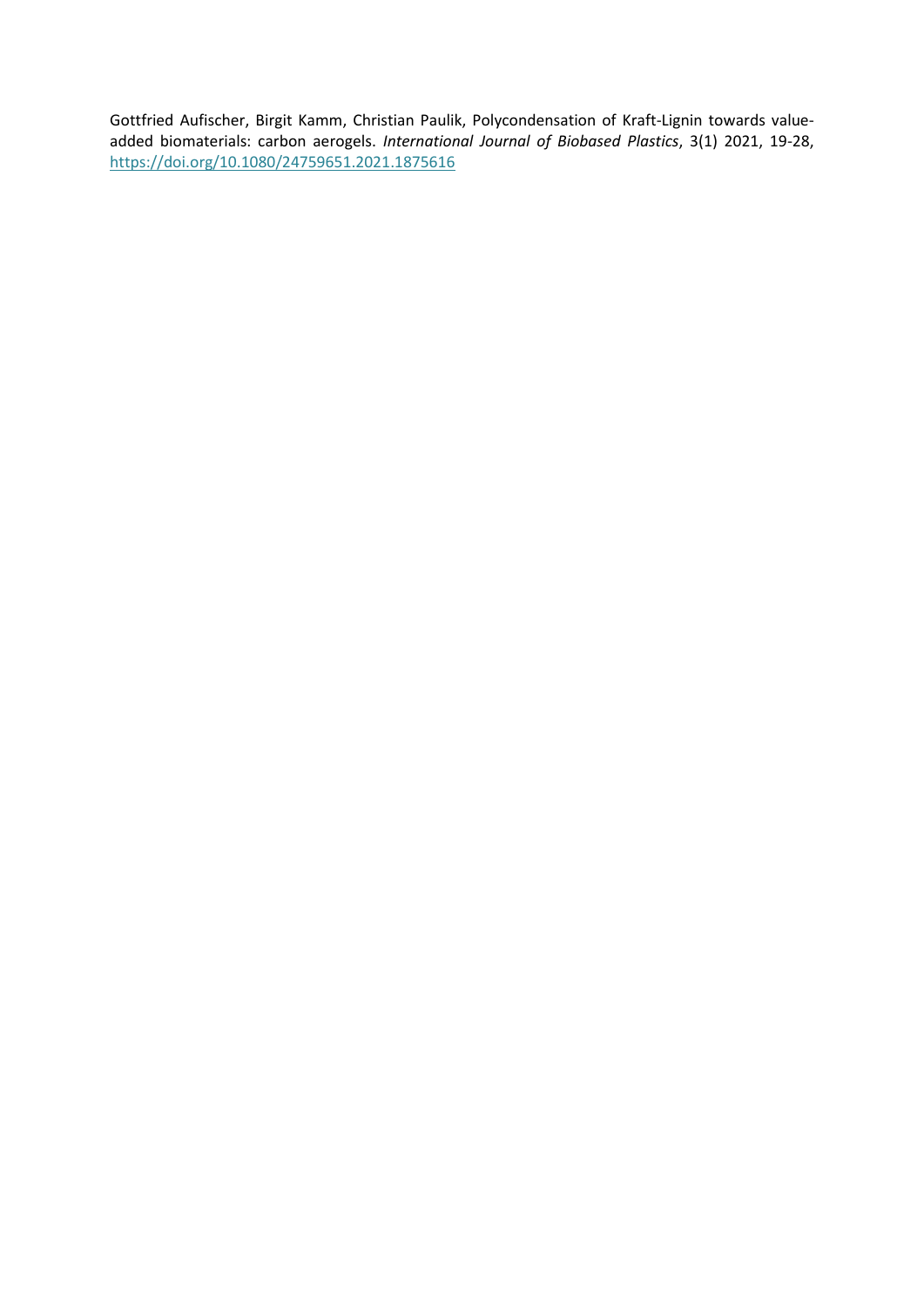Gottfried Aufischer, Birgit Kamm, Christian Paulik, Polycondensation of Kraft-Lignin towards value-added biomaterials: carbon aerogels. *International Journal of Biobased Plastics*, 3(1) 2021, 19-28, https://doi.org/10.1080/24759651.2021.1875616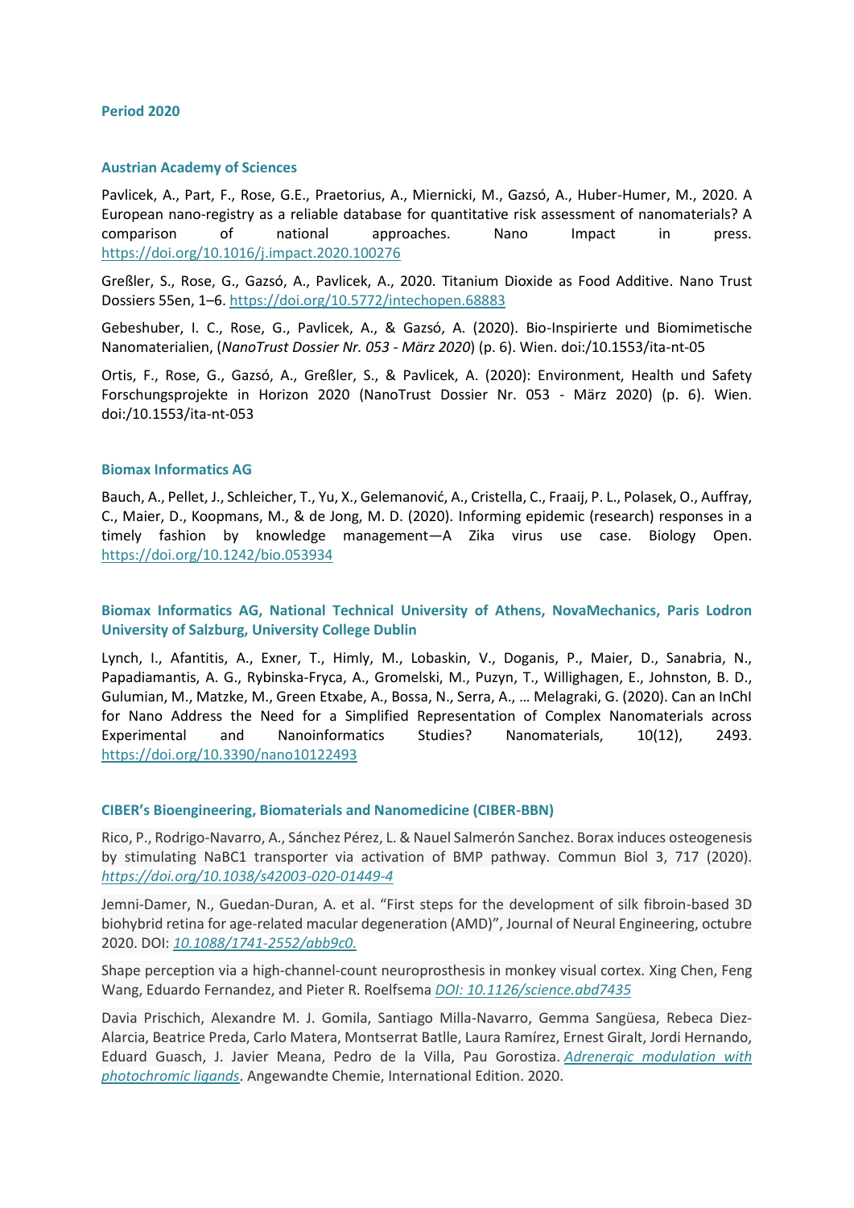## Period 2020

### Austrian Academy of Sciences

Pavlicek, A., Part, F., Rose, G.E., Praetorius, A., Miernicki, M., Gazsó, A., Huber-Humer, M., 2020. A European nano-registry as a reliable database for quantitative risk assessment of nanomaterials? A comparison of national approaches. Nano Impact in press. https://doi.org/10.1016/j.impact.2020.100276

Greßler, S., Rose, G., Gazsó, A., Pavlicek, A., 2020. Titanium Dioxide as Food Additive. Nano Trust Dossiers 55en, 1–6. https://doi.org/10.5772/intechopen.68883

Gebeshuber, I. C., Rose, G., Pavlicek, A., & Gazsó, A. (2020). Bio-Inspirierte und Biomimetische Nanomaterialien, (*NanoTrust Dossier Nr. 053 - März 2020*) (p. 6). Wien. doi:/10.1553/ita-nt-05

Ortis, F., Rose, G., Gazsó, A., Greßler, S., & Pavlicek, A. (2020): Environment, Health und Safety Forschungsprojekte in Horizon 2020 (NanoTrust Dossier Nr. 053 - März 2020) (p. 6). Wien. doi:/10.1553/ita-nt-053

### Biomax Informatics AG

Bauch, A., Pellet, J., Schleicher, T., Yu, X., Gelemanović, A., Cristella, C., Fraaij, P. L., Polasek, O., Auffray, C., Maier, D., Koopmans, M., & de Jong, M. D. (2020). Informing epidemic (research) responses in a timely fashion by knowledge management—A Zika virus use case. Biology Open. https://doi.org/10.1242/bio.053934

### Biomax Informatics AG, National Technical University of Athens, NovaMechanics, Paris Lodron University of Salzburg, University College Dublin

Lynch, I., Afantitis, A., Exner, T., Himly, M., Lobaskin, V., Doganis, P., Maier, D., Sanabria, N., Papadiamantis, A. G., Rybinska-Fryca, A., Gromelski, M., Puzyn, T., Willighagen, E., Johnston, B. D., Gulumian, M., Matzke, M., Green Etxabe, A., Bossa, N., Serra, A., … Melagraki, G. (2020). Can an InChI for Nano Address the Need for a Simplified Representation of Complex Nanomaterials across Experimental and Nanoinformatics Studies? Nanomaterials, 10(12), 2493. https://doi.org/10.3390/nano10122493

### CIBER's Bioengineering, Biomaterials and Nanomedicine (CIBER-BBN)

Rico, P., Rodrigo-Navarro, A., Sánchez Pérez, L. & Nauel Salmerón Sanchez. Borax induces osteogenesis by stimulating NaBC1 transporter via activation of BMP pathway. Commun Biol 3, 717 (2020). *https://doi.org/10.1038/s42003-020-01449-4*

Jemni-Damer, N., Guedan-Duran, A. et al. "First steps for the development of silk fibroin-based 3D biohybrid retina for age-related macular degeneration (AMD)", Journal of Neural Engineering, octubre 2020. DOI: *10.1088/1741-2552/abb9c0.*

Shape perception via a high-channel-count neuroprosthesis in monkey visual cortex. Xing Chen, Feng Wang, Eduardo Fernandez, and Pieter R. Roelfsema *DOI: 10.1126/science.abd7435*

Davia Prischich, Alexandre M. J. Gomila, Santiago Milla-Navarro, Gemma Sangüesa, Rebeca Diez-Alarcia, Beatrice Preda, Carlo Matera, Montserrat Batlle, Laura Ramírez, Ernest Giralt, Jordi Hernando, Eduard Guasch, J. Javier Meana, Pedro de la Villa, Pau Gorostiza. *Adrenergic modulation with photochromic ligands*. Angewandte Chemie, International Edition. 2020.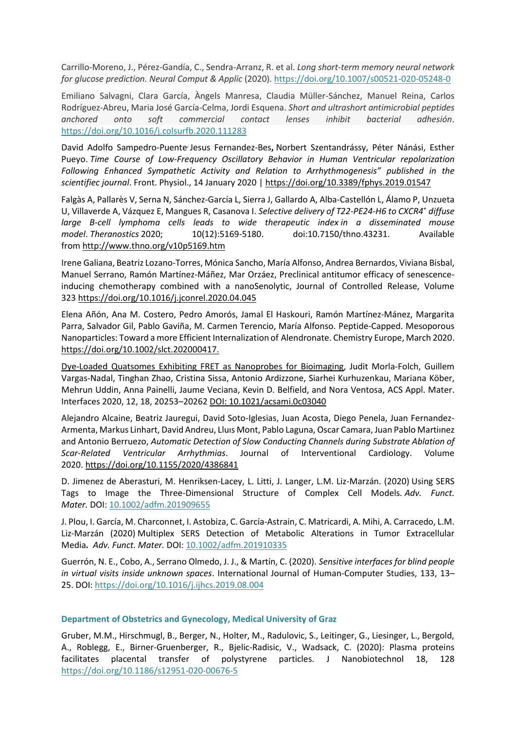Carrillo-Moreno, J., Pérez-Gandía, C., Sendra-Arranz, R. et al. *Long short-term memory neural network for glucose prediction. Neural Comput & Applic* (2020). https://doi.org/10.1007/s00521-020-05248-0

Emiliano Salvagni, Clara García, Àngels Manresa, Claudia Müller-Sánchez, Manuel Reina, Carlos Rodríguez-Abreu, Maria José García-Celma, Jordi Esquena. *Short and ultrashort antimicrobial peptides anchored onto soft commercial contact lenses inhibit bacterial adhesión*. https://doi.org/10.1016/j.colsurfb.2020.111283

David Adolfo Sampedro-Puente, Jesus Fernandez-Bes**,** Norbert Szentandrássy, Péter Nánási, Esther Pueyo. *Time Course of Low-Frequency Oscillatory Behavior in Human Ventricular repolarization Following Enhanced Sympathetic Activity and Relation to Arrhythmogenesis" published in the scientifiec journal*. Front. Physiol., 14 January 2020 | https://doi.org/10.3389/fphys.2019.01547

Falgàs A, Pallarès V, Serna N, Sánchez-García L, Sierra J, Gallardo A, Alba-Castellón L, Álamo P, Unzueta U, Villaverde A, Vázquez E, Mangues R, Casanova I. *Selective delivery of T22-PE24-H6 to CXCR4*[+] *diffuse large B-cell lymphoma cells leads to wide therapeutic index in a disseminated mouse model*. *Theranostics* 2020; 10(12):5169-5180. doi:10.7150/thno.43231. Available from http://www.thno.org/v10p5169.htm

Irene Galiana, Beatriz Lozano-Torres, Mónica Sancho, María Alfonso, Andrea Bernardos, Viviana Bisbal, Manuel Serrano, Ramón Martínez-Máñez, Mar Orzáez, Preclinical antitumor efficacy of senescence-inducing chemotherapy combined with a nanoSenolytic, Journal of Controlled Release, Volume 323 https://doi.org/10.1016/j.jconrel.2020.04.045

Elena Añón, Ana M. Costero, Pedro Amorós, Jamal El Haskouri, Ramón Martínez-Mánez, Margarita Parra, Salvador Gil, Pablo Gaviña, M. Carmen Terencio, María Alfonso. Peptide-Capped. Mesoporous Nanoparticles: Toward a more Efficient Internalization of Alendronate. Chemistry Europe, March 2020. https://doi.org/10.1002/slct.202000417.

Dye-Loaded Quatsomes Exhibiting FRET as Nanoprobes for Bioimaging, Judit Morla-Folch, Guillem Vargas-Nadal, Tinghan Zhao, Cristina Sissa, Antonio Ardizzone, Siarhei Kurhuzenkau, Mariana Köber, Mehrun Uddin, Anna Painelli, Jaume Veciana, Kevin D. Belfield, and Nora Ventosa, ACS Appl. Mater. Interfaces 2020, 12, 18, 20253–20262 DOI: 10.1021/acsami.0c03040

Alejandro Alcaine, Beatriz Jauregui, David Soto-Iglesias, Juan Acosta, Diego Penela, Juan Fernandez-Armenta, Markus Linhart, David Andreu, Lluıs Mont, Pablo Laguna, Oscar Camara, Juan Pablo Martiınez and Antonio Berruezo, *Automatic Detection of Slow Conducting Channels during Substrate Ablation of Scar-Related Ventricular Arrhythmias*. Journal of Interventional Cardiology. Volume 2020. https://doi.org/10.1155/2020/4386841

D. Jimenez de Aberasturi, M. Henriksen-Lacey, L. Litti, J. Langer, L.M. Liz-Marzán. (2020) Using SERS Tags to Image the Three-Dimensional Structure of Complex Cell Models. *Adv. Funct. Mater.* DOI: 10.1002/adfm.201909655

J. Plou, I. García, M. Charconnet, I. Astobiza, C. García-Astrain, C. Matricardi, A. Mihi, A. Carracedo, L.M. Liz-Marzán (2020) Multiplex SERS Detection of Metabolic Alterations in Tumor Extracellular Media**.** *Adv. Funct. Mater.* DOI: 10.1002/adfm.201910335

Guerrón, N. E., Cobo, A., Serrano Olmedo, J. J., & Martín, C. (2020). *Sensitive interfaces for blind people in virtual visits inside unknown spaces*. International Journal of Human-Computer Studies, 133, 13–25. DOI: https://doi.org/10.1016/j.ijhcs.2019.08.004

### Department of Obstetrics and Gynecology, Medical University of Graz

Gruber, M.M., Hirschmugl, B., Berger, N., Holter, M., Radulovic, S., Leitinger, G., Liesinger, L., Bergold, A., Roblegg, E., Birner-Gruenberger, R., Bjelic-Radisic, V., Wadsack, C. (2020): Plasma proteins facilitates placental transfer of polystyrene particles. J Nanobiotechnol 18, 128 https://doi.org/10.1186/s12951-020-00676-5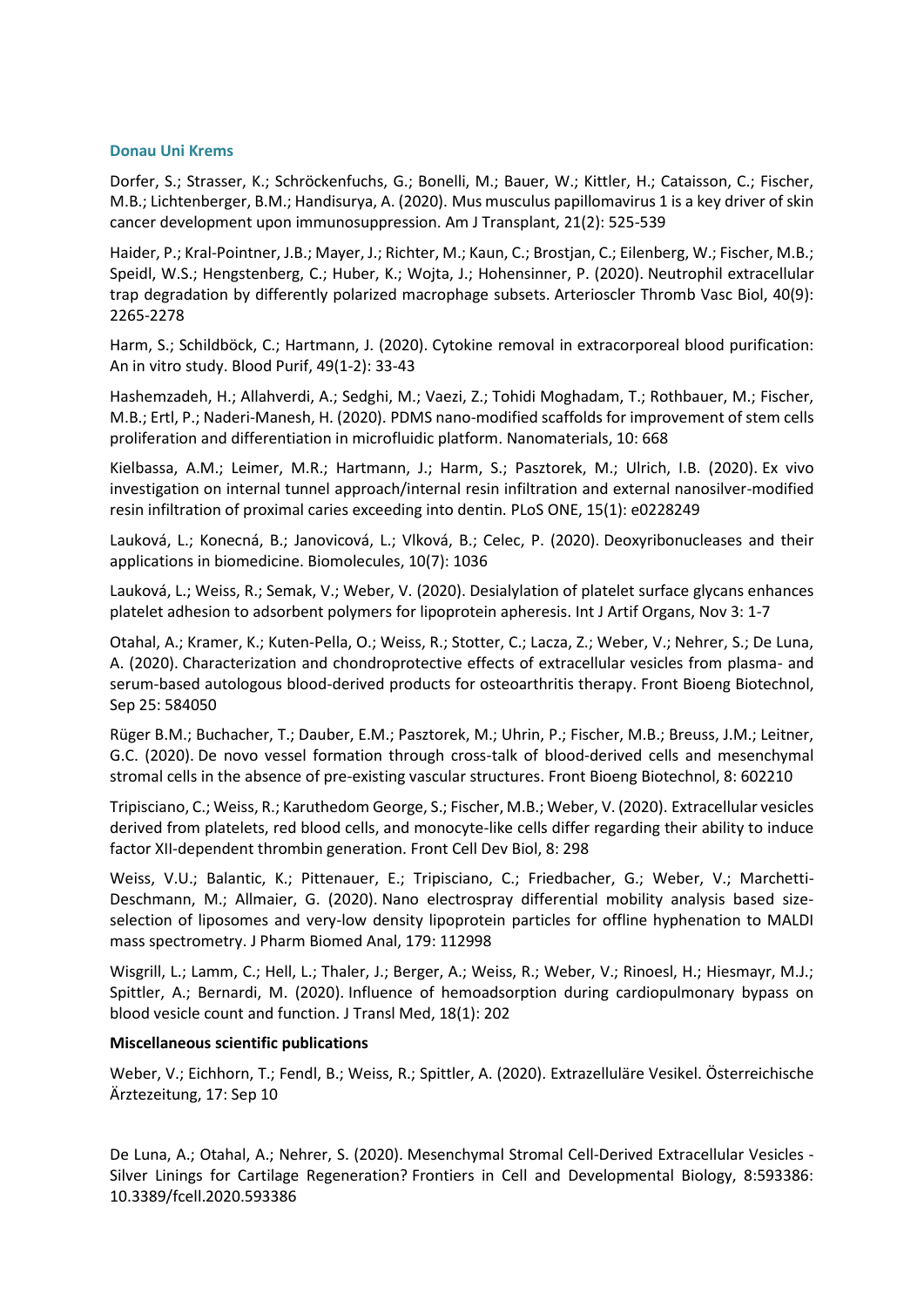### Donau Uni Krems

Dorfer, S.; Strasser, K.; Schröckenfuchs, G.; Bonelli, M.; Bauer, W.; Kittler, H.; Cataisson, C.; Fischer, M.B.; Lichtenberger, B.M.; Handisurya, A. (2020). Mus musculus papillomavirus 1 is a key driver of skin cancer development upon immunosuppression. Am J Transplant, 21(2): 525-539

Haider, P.; Kral-Pointner, J.B.; Mayer, J.; Richter, M.; Kaun, C.; Brostjan, C.; Eilenberg, W.; Fischer, M.B.; Speidl, W.S.; Hengstenberg, C.; Huber, K.; Wojta, J.; Hohensinner, P. (2020). Neutrophil extracellular trap degradation by differently polarized macrophage subsets. Arterioscler Thromb Vasc Biol, 40(9): 2265-2278

Harm, S.; Schildböck, C.; Hartmann, J. (2020). Cytokine removal in extracorporeal blood purification: An in vitro study. Blood Purif, 49(1-2): 33-43

Hashemzadeh, H.; Allahverdi, A.; Sedghi, M.; Vaezi, Z.; Tohidi Moghadam, T.; Rothbauer, M.; Fischer, M.B.; Ertl, P.; Naderi-Manesh, H. (2020). PDMS nano-modified scaffolds for improvement of stem cells proliferation and differentiation in microfluidic platform. Nanomaterials, 10: 668

Kielbassa, A.M.; Leimer, M.R.; Hartmann, J.; Harm, S.; Pasztorek, M.; Ulrich, I.B. (2020). Ex vivo investigation on internal tunnel approach/internal resin infiltration and external nanosilver-modified resin infiltration of proximal caries exceeding into dentin. PLoS ONE, 15(1): e0228249

Lauková, L.; Konecná, B.; Janovicová, L.; Vlková, B.; Celec, P. (2020). Deoxyribonucleases and their applications in biomedicine. Biomolecules, 10(7): 1036

Lauková, L.; Weiss, R.; Semak, V.; Weber, V. (2020). Desialylation of platelet surface glycans enhances platelet adhesion to adsorbent polymers for lipoprotein apheresis. Int J Artif Organs, Nov 3: 1-7

Otahal, A.; Kramer, K.; Kuten-Pella, O.; Weiss, R.; Stotter, C.; Lacza, Z.; Weber, V.; Nehrer, S.; De Luna, A. (2020). Characterization and chondroprotective effects of extracellular vesicles from plasma- and serum-based autologous blood-derived products for osteoarthritis therapy. Front Bioeng Biotechnol, Sep 25: 584050

Rüger B.M.; Buchacher, T.; Dauber, E.M.; Pasztorek, M.; Uhrin, P.; Fischer, M.B.; Breuss, J.M.; Leitner, G.C. (2020). De novo vessel formation through cross-talk of blood-derived cells and mesenchymal stromal cells in the absence of pre-existing vascular structures. Front Bioeng Biotechnol, 8: 602210

Tripisciano, C.; Weiss, R.; Karuthedom George, S.; Fischer, M.B.; Weber, V. (2020). Extracellular vesicles derived from platelets, red blood cells, and monocyte-like cells differ regarding their ability to induce factor XII-dependent thrombin generation. Front Cell Dev Biol, 8: 298

Weiss, V.U.; Balantic, K.; Pittenauer, E.; Tripisciano, C.; Friedbacher, G.; Weber, V.; Marchetti-Deschmann, M.; Allmaier, G. (2020). Nano electrospray differential mobility analysis based size-selection of liposomes and very-low density lipoprotein particles for offline hyphenation to MALDI mass spectrometry. J Pharm Biomed Anal, 179: 112998

Wisgrill, L.; Lamm, C.; Hell, L.; Thaler, J.; Berger, A.; Weiss, R.; Weber, V.; Rinoesl, H.; Hiesmayr, M.J.; Spittler, A.; Bernardi, M. (2020). Influence of hemoadsorption during cardiopulmonary bypass on blood vesicle count and function. J Transl Med, 18(1): 202

**Miscellaneous scientific publications**

Weber, V.; Eichhorn, T.; Fendl, B.; Weiss, R.; Spittler, A. (2020). Extrazelluläre Vesikel. Österreichische Ärztezeitung, 17: Sep 10

De Luna, A.; Otahal, A.; Nehrer, S. (2020). Mesenchymal Stromal Cell-Derived Extracellular Vesicles - Silver Linings for Cartilage Regeneration? Frontiers in Cell and Developmental Biology, 8:593386: 10.3389/fcell.2020.593386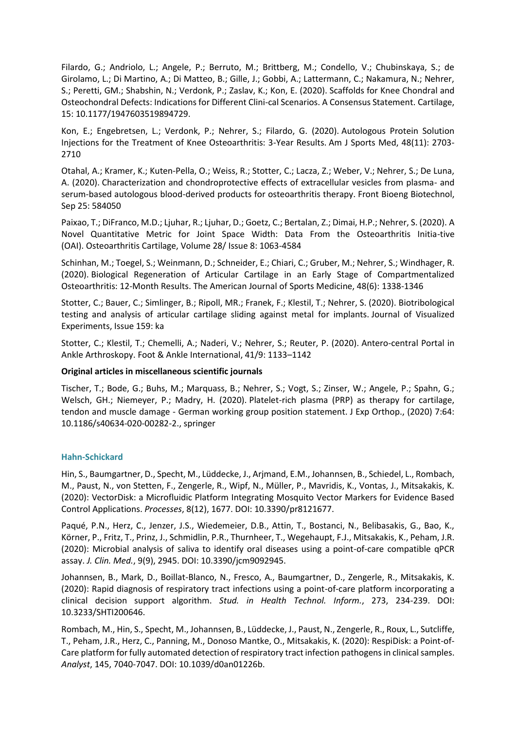Filardo, G.; Andriolo, L.; Angele, P.; Berruto, M.; Brittberg, M.; Condello, V.; Chubinskaya, S.; de Girolamo, L.; Di Martino, A.; Di Matteo, B.; Gille, J.; Gobbi, A.; Lattermann, C.; Nakamura, N.; Nehrer, S.; Peretti, GM.; Shabshin, N.; Verdonk, P.; Zaslav, K.; Kon, E. (2020). Scaffolds for Knee Chondral and Osteochondral Defects: Indications for Different Clini-cal Scenarios. A Consensus Statement. Cartilage, 15: 10.1177/1947603519894729.

Kon, E.; Engebretsen, L.; Verdonk, P.; Nehrer, S.; Filardo, G. (2020). Autologous Protein Solution Injections for the Treatment of Knee Osteoarthritis: 3-Year Results. Am J Sports Med, 48(11): 2703-2710

Otahal, A.; Kramer, K.; Kuten-Pella, O.; Weiss, R.; Stotter, C.; Lacza, Z.; Weber, V.; Nehrer, S.; De Luna, A. (2020). Characterization and chondroprotective effects of extracellular vesicles from plasma- and serum-based autologous blood-derived products for osteoarthritis therapy. Front Bioeng Biotechnol, Sep 25: 584050

Paixao, T.; DiFranco, M.D.; Ljuhar, R.; Ljuhar, D.; Goetz, C.; Bertalan, Z.; Dimai, H.P.; Nehrer, S. (2020). A Novel Quantitative Metric for Joint Space Width: Data From the Osteoarthritis Initia-tive (OAI). Osteoarthritis Cartilage, Volume 28/ Issue 8: 1063-4584

Schinhan, M.; Toegel, S.; Weinmann, D.; Schneider, E.; Chiari, C.; Gruber, M.; Nehrer, S.; Windhager, R. (2020). Biological Regeneration of Articular Cartilage in an Early Stage of Compartmentalized Osteoarthritis: 12-Month Results. The American Journal of Sports Medicine, 48(6): 1338-1346

Stotter, C.; Bauer, C.; Simlinger, B.; Ripoll, MR.; Franek, F.; Klestil, T.; Nehrer, S. (2020). Biotribological testing and analysis of articular cartilage sliding against metal for implants. Journal of Visualized Experiments, Issue 159: ka

Stotter, C.; Klestil, T.; Chemelli, A.; Naderi, V.; Nehrer, S.; Reuter, P. (2020). Antero-central Portal in Ankle Arthroskopy. Foot & Ankle International, 41/9: 1133–1142

**Original articles in miscellaneous scientific journals**

Tischer, T.; Bode, G.; Buhs, M.; Marquass, B.; Nehrer, S.; Vogt, S.; Zinser, W.; Angele, P.; Spahn, G.; Welsch, GH.; Niemeyer, P.; Madry, H. (2020). Platelet-rich plasma (PRP) as therapy for cartilage, tendon and muscle damage - German working group position statement. J Exp Orthop., (2020) 7:64: 10.1186/s40634-020-00282-2., springer

### Hahn-Schickard

Hin, S., Baumgartner, D., Specht, M., Lüddecke, J., Arjmand, E.M., Johannsen, B., Schiedel, L., Rombach, M., Paust, N., von Stetten, F., Zengerle, R., Wipf, N., Müller, P., Mavridis, K., Vontas, J., Mitsakakis, K. (2020): VectorDisk: a Microfluidic Platform Integrating Mosquito Vector Markers for Evidence Based Control Applications. *Processes*, 8(12), 1677. DOI: 10.3390/pr8121677.

Paqué, P.N., Herz, C., Jenzer, J.S., Wiedemeier, D.B., Attin, T., Bostanci, N., Belibasakis, G., Bao, K., Körner, P., Fritz, T., Prinz, J., Schmidlin, P.R., Thurnheer, T., Wegehaupt, F.J., Mitsakakis, K., Peham, J.R. (2020): Microbial analysis of saliva to identify oral diseases using a point-of-care compatible qPCR assay. *J. Clin. Med.*, 9(9), 2945. DOI: 10.3390/jcm9092945.

Johannsen, B., Mark, D., Boillat-Blanco, N., Fresco, A., Baumgartner, D., Zengerle, R., Mitsakakis, K. (2020): Rapid diagnosis of respiratory tract infections using a point-of-care platform incorporating a clinical decision support algorithm. *Stud. in Health Technol. Inform.*, 273, 234-239. DOI: 10.3233/SHTI200646.

Rombach, M., Hin, S., Specht, M., Johannsen, B., Lüddecke, J., Paust, N., Zengerle, R., Roux, L., Sutcliffe, T., Peham, J.R., Herz, C., Panning, M., Donoso Mantke, O., Mitsakakis, K. (2020): RespiDisk: a Point-of-Care platform for fully automated detection of respiratory tract infection pathogens in clinical samples. *Analyst*, 145, 7040-7047. DOI: 10.1039/d0an01226b.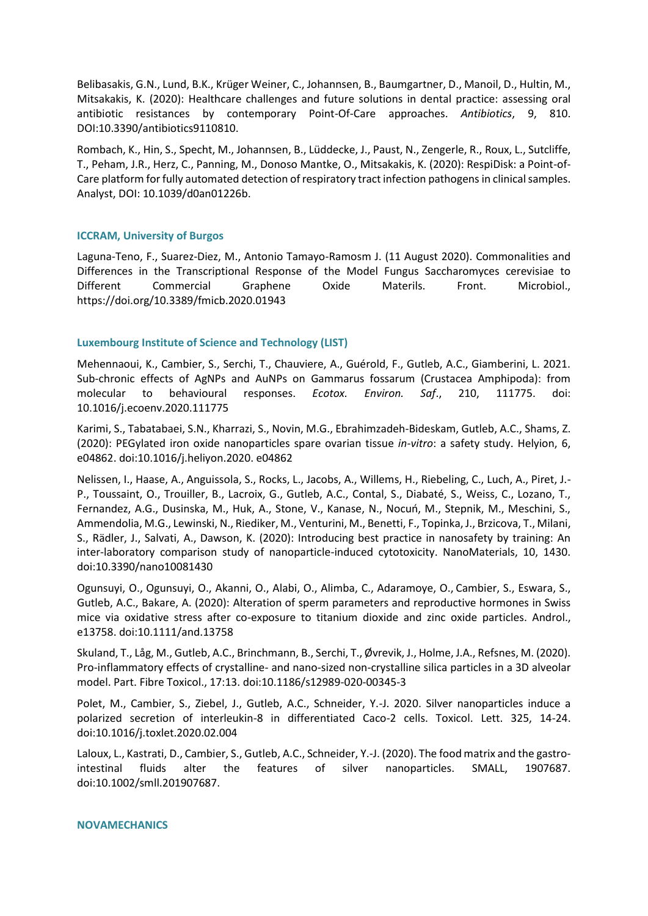Belibasakis, G.N., Lund, B.K., Krüger Weiner, C., Johannsen, B., Baumgartner, D., Manoil, D., Hultin, M., Mitsakakis, K. (2020): Healthcare challenges and future solutions in dental practice: assessing oral antibiotic resistances by contemporary Point-Of-Care approaches. *Antibiotics*, 9, 810. DOI:10.3390/antibiotics9110810.

Rombach, K., Hin, S., Specht, M., Johannsen, B., Lüddecke, J., Paust, N., Zengerle, R., Roux, L., Sutcliffe, T., Peham, J.R., Herz, C., Panning, M., Donoso Mantke, O., Mitsakakis, K. (2020): RespiDisk: a Point-of-Care platform for fully automated detection of respiratory tract infection pathogens in clinical samples. Analyst, DOI: 10.1039/d0an01226b.

### ICCRAM, University of Burgos

Laguna-Teno, F., Suarez-Diez, M., Antonio Tamayo-Ramosm J. (11 August 2020). Commonalities and Differences in the Transcriptional Response of the Model Fungus Saccharomyces cerevisiae to Different Commercial Graphene Oxide Materils. Front. Microbiol., https://doi.org/10.3389/fmicb.2020.01943

### Luxembourg Institute of Science and Technology (LIST)

Mehennaoui, K., Cambier, S., Serchi, T., Chauviere, A., Guérold, F., Gutleb, A.C., Giamberini, L. 2021. Sub-chronic effects of AgNPs and AuNPs on Gammarus fossarum (Crustacea Amphipoda): from molecular to behavioural responses. *Ecotox. Environ. Saf*., 210, 111775. doi: 10.1016/j.ecoenv.2020.111775

Karimi, S., Tabatabaei, S.N., Kharrazi, S., Novin, M.G., Ebrahimzadeh-Bideskam, Gutleb, A.C., Shams, Z. (2020): PEGylated iron oxide nanoparticles spare ovarian tissue *in-vitro*: a safety study. Helyion, 6, e04862. doi:10.1016/j.heliyon.2020. e04862

Nelissen, I., Haase, A., Anguissola, S., Rocks, L., Jacobs, A., Willems, H., Riebeling, C., Luch, A., Piret, J.-P., Toussaint, O., Trouiller, B., Lacroix, G., Gutleb, A.C., Contal, S., Diabaté, S., Weiss, C., Lozano, T., Fernandez, A.G., Dusinska, M., Huk, A., Stone, V., Kanase, N., Nocuń, M., Stepnik, M., Meschini, S., Ammendolia, M.G., Lewinski, N., Riediker, M., Venturini, M., Benetti, F., Topinka, J., Brzicova, T., Milani, S., Rädler, J., Salvati, A., Dawson, K. (2020): Introducing best practice in nanosafety by training: An inter-laboratory comparison study of nanoparticle-induced cytotoxicity. NanoMaterials, 10, 1430. doi:10.3390/nano10081430

Ogunsuyi, O., Ogunsuyi, O., Akanni, O., Alabi, O., Alimba, C., Adaramoye, O., Cambier, S., Eswara, S., Gutleb, A.C., Bakare, A. (2020): Alteration of sperm parameters and reproductive hormones in Swiss mice via oxidative stress after co-exposure to titanium dioxide and zinc oxide particles. Androl., e13758. doi:10.1111/and.13758

Skuland, T., Låg, M., Gutleb, A.C., Brinchmann, B., Serchi, T., Øvrevik, J., Holme, J.A., Refsnes, M. (2020). Pro-inflammatory effects of crystalline- and nano-sized non-crystalline silica particles in a 3D alveolar model. Part. Fibre Toxicol., 17:13. doi:10.1186/s12989-020-00345-3

Polet, M., Cambier, S., Ziebel, J., Gutleb, A.C., Schneider, Y.-J. 2020. Silver nanoparticles induce a polarized secretion of interleukin-8 in differentiated Caco-2 cells. Toxicol. Lett. 325, 14-24. doi:10.1016/j.toxlet.2020.02.004

Laloux, L., Kastrati, D., Cambier, S., Gutleb, A.C., Schneider, Y.-J. (2020). The food matrix and the gastro-intestinal fluids alter the features of silver nanoparticles. SMALL, 1907687. doi:10.1002/smll.201907687.

### NOVAMECHANICS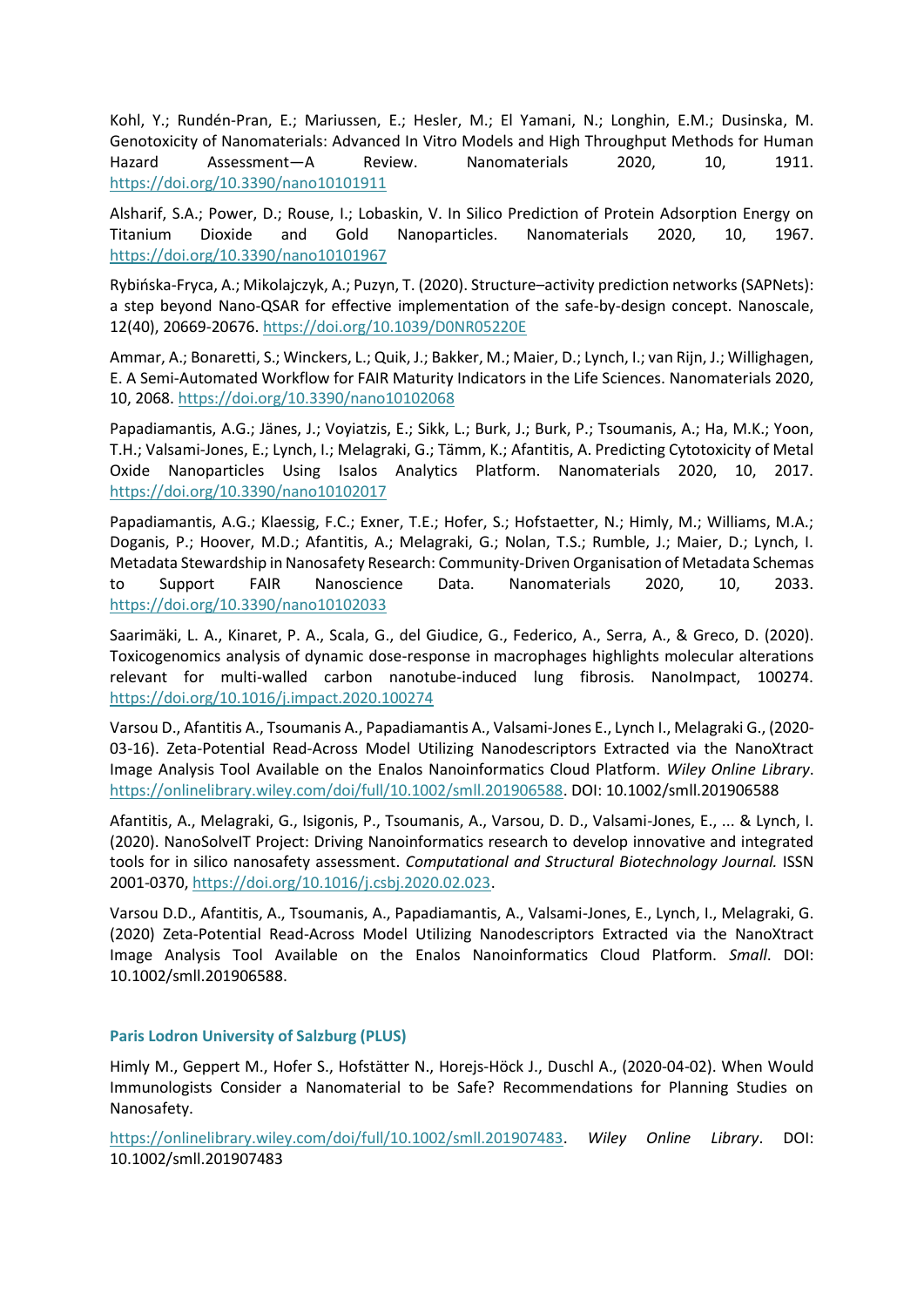Kohl, Y.; Rundén-Pran, E.; Mariussen, E.; Hesler, M.; El Yamani, N.; Longhin, E.M.; Dusinska, M. Genotoxicity of Nanomaterials: Advanced In Vitro Models and High Throughput Methods for Human Hazard Assessment—A Review. Nanomaterials 2020, 10, 1911. https://doi.org/10.3390/nano10101911

Alsharif, S.A.; Power, D.; Rouse, I.; Lobaskin, V. In Silico Prediction of Protein Adsorption Energy on Titanium Dioxide and Gold Nanoparticles. Nanomaterials 2020, 10, 1967. https://doi.org/10.3390/nano10101967

Rybińska-Fryca, A.; Mikolajczyk, A.; Puzyn, T. (2020). Structure–activity prediction networks (SAPNets): a step beyond Nano-QSAR for effective implementation of the safe-by-design concept. Nanoscale, 12(40), 20669-20676. https://doi.org/10.1039/D0NR05220E

Ammar, A.; Bonaretti, S.; Winckers, L.; Quik, J.; Bakker, M.; Maier, D.; Lynch, I.; van Rijn, J.; Willighagen, E. A Semi-Automated Workflow for FAIR Maturity Indicators in the Life Sciences. Nanomaterials 2020, 10, 2068. https://doi.org/10.3390/nano10102068

Papadiamantis, A.G.; Jänes, J.; Voyiatzis, E.; Sikk, L.; Burk, J.; Burk, P.; Tsoumanis, A.; Ha, M.K.; Yoon, T.H.; Valsami-Jones, E.; Lynch, I.; Melagraki, G.; Tämm, K.; Afantitis, A. Predicting Cytotoxicity of Metal Oxide Nanoparticles Using Isalos Analytics Platform. Nanomaterials 2020, 10, 2017. https://doi.org/10.3390/nano10102017

Papadiamantis, A.G.; Klaessig, F.C.; Exner, T.E.; Hofer, S.; Hofstaetter, N.; Himly, M.; Williams, M.A.; Doganis, P.; Hoover, M.D.; Afantitis, A.; Melagraki, G.; Nolan, T.S.; Rumble, J.; Maier, D.; Lynch, I. Metadata Stewardship in Nanosafety Research: Community-Driven Organisation of Metadata Schemas to Support FAIR Nanoscience Data. Nanomaterials 2020, 10, 2033. https://doi.org/10.3390/nano10102033

Saarimäki, L. A., Kinaret, P. A., Scala, G., del Giudice, G., Federico, A., Serra, A., & Greco, D. (2020). Toxicogenomics analysis of dynamic dose-response in macrophages highlights molecular alterations relevant for multi-walled carbon nanotube-induced lung fibrosis. NanoImpact, 100274. https://doi.org/10.1016/j.impact.2020.100274

Varsou D., Afantitis A., Tsoumanis A., Papadiamantis A., Valsami-Jones E., Lynch I., Melagraki G., (2020-03-16). Zeta-Potential Read-Across Model Utilizing Nanodescriptors Extracted via the NanoXtract Image Analysis Tool Available on the Enalos Nanoinformatics Cloud Platform. *Wiley Online Library*. https://onlinelibrary.wiley.com/doi/full/10.1002/smll.201906588. DOI: 10.1002/smll.201906588

Afantitis, A., Melagraki, G., Isigonis, P., Tsoumanis, A., Varsou, D. D., Valsami-Jones, E., ... & Lynch, I. (2020). NanoSolveIT Project: Driving Nanoinformatics research to develop innovative and integrated tools for in silico nanosafety assessment. *Computational and Structural Biotechnology Journal.* ISSN 2001-0370, https://doi.org/10.1016/j.csbj.2020.02.023.

Varsou D.D., Afantitis, A., Tsoumanis, A., Papadiamantis, A., Valsami-Jones, E., Lynch, I., Melagraki, G. (2020) Zeta-Potential Read-Across Model Utilizing Nanodescriptors Extracted via the NanoXtract Image Analysis Tool Available on the Enalos Nanoinformatics Cloud Platform. *Small*. DOI: 10.1002/smll.201906588.

### Paris Lodron University of Salzburg (PLUS)

Himly M., Geppert M., Hofer S., Hofstätter N., Horejs-Höck J., Duschl A., (2020-04-02). When Would Immunologists Consider a Nanomaterial to be Safe? Recommendations for Planning Studies on Nanosafety.

https://onlinelibrary.wiley.com/doi/full/10.1002/smll.201907483. *Wiley Online Library*. DOI: 10.1002/smll.201907483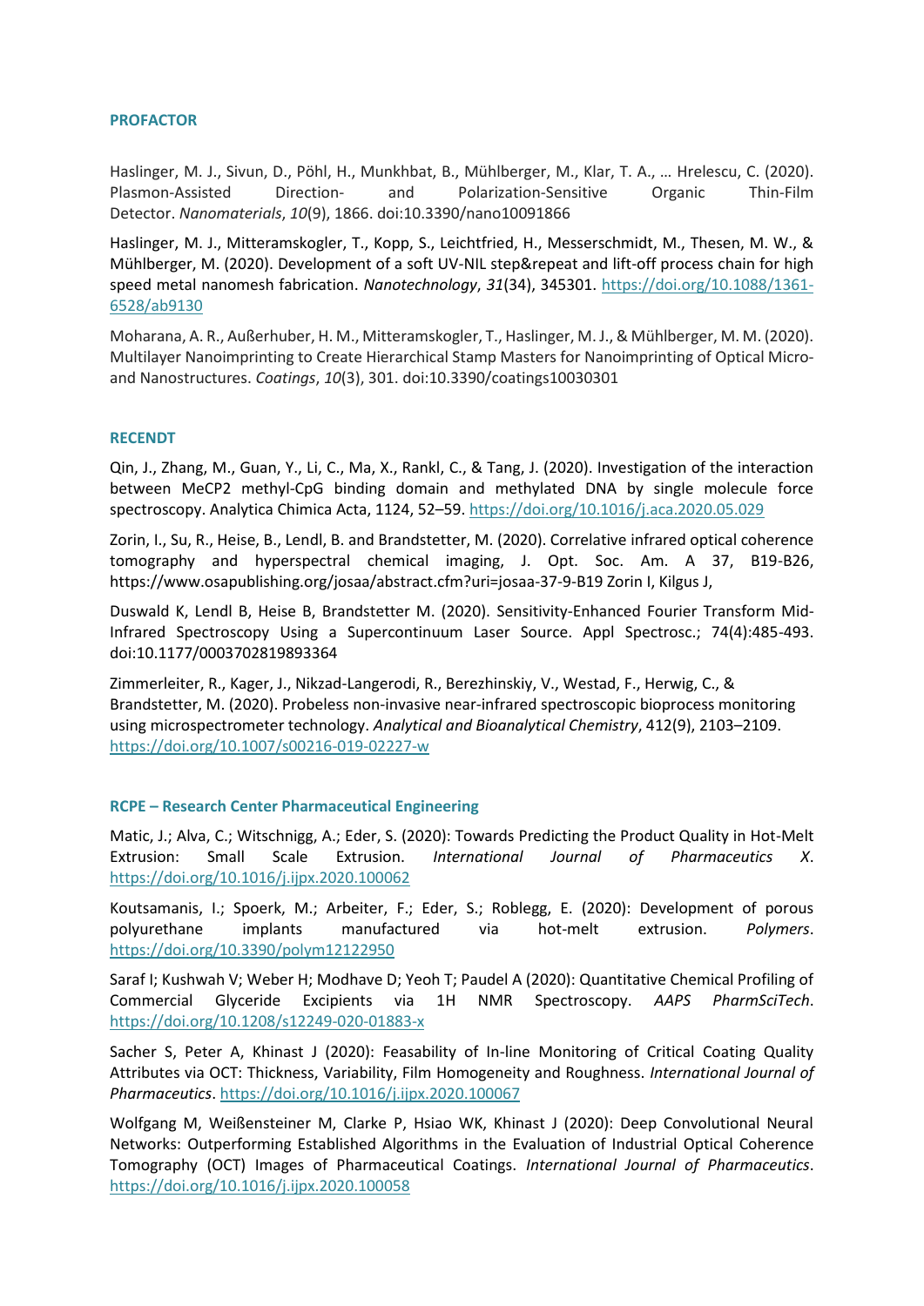**PROFACTOR**

Haslinger, M. J., Sivun, D., Pöhl, H., Munkhbat, B., Mühlberger, M., Klar, T. A., … Hrelescu, C. (2020). Plasmon-Assisted Direction- and Polarization-Sensitive Organic Thin-Film Detector. *Nanomaterials*, *10*(9), 1866. doi:10.3390/nano10091866

Haslinger, M. J., Mitteramskogler, T., Kopp, S., Leichtfried, H., Messerschmidt, M., Thesen, M. W., & Mühlberger, M. (2020). Development of a soft UV-NIL step&repeat and lift-off process chain for high speed metal nanomesh fabrication. *Nanotechnology*, *31*(34), 345301. https://doi.org/10.1088/1361-6528/ab9130

Moharana, A. R., Außerhuber, H. M., Mitteramskogler, T., Haslinger, M. J., & Mühlberger, M. M. (2020). Multilayer Nanoimprinting to Create Hierarchical Stamp Masters for Nanoimprinting of Optical Micro- and Nanostructures. *Coatings*, *10*(3), 301. doi:10.3390/coatings10030301

**RECENDT**

Qin, J., Zhang, M., Guan, Y., Li, C., Ma, X., Rankl, C., & Tang, J. (2020). Investigation of the interaction between MeCP2 methyl-CpG binding domain and methylated DNA by single molecule force spectroscopy. Analytica Chimica Acta, 1124, 52–59. https://doi.org/10.1016/j.aca.2020.05.029

Zorin, I., Su, R., Heise, B., Lendl, B. and Brandstetter, M. (2020). Correlative infrared optical coherence tomography and hyperspectral chemical imaging, J. Opt. Soc. Am. A 37, B19-B26, https://www.osapublishing.org/josaa/abstract.cfm?uri=josaa-37-9-B19 Zorin I, Kilgus J,

Duswald K, Lendl B, Heise B, Brandstetter M. (2020). Sensitivity-Enhanced Fourier Transform Mid-Infrared Spectroscopy Using a Supercontinuum Laser Source. Appl Spectrosc.; 74(4):485-493. doi:10.1177/0003702819893364

Zimmerleiter, R., Kager, J., Nikzad-Langerodi, R., Berezhinskiy, V., Westad, F., Herwig, C., & Brandstetter, M. (2020). Probeless non-invasive near-infrared spectroscopic bioprocess monitoring using microspectrometer technology. *Analytical and Bioanalytical Chemistry*, 412(9), 2103–2109. https://doi.org/10.1007/s00216-019-02227-w

**RCPE – Research Center Pharmaceutical Engineering**

Matic, J.; Alva, C.; Witschnigg, A.; Eder, S. (2020): Towards Predicting the Product Quality in Hot-Melt Extrusion: Small Scale Extrusion. *International Journal of Pharmaceutics X*. https://doi.org/10.1016/j.ijpx.2020.100062

Koutsamanis, I.; Spoerk, M.; Arbeiter, F.; Eder, S.; Roblegg, E. (2020): Development of porous polyurethane implants manufactured via hot-melt extrusion. *Polymers*. https://doi.org/10.3390/polym12122950

Saraf I; Kushwah V; Weber H; Modhave D; Yeoh T; Paudel A (2020): Quantitative Chemical Profiling of Commercial Glyceride Excipients via 1H NMR Spectroscopy. *AAPS PharmSciTech*. https://doi.org/10.1208/s12249-020-01883-x

Sacher S, Peter A, Khinast J (2020): Feasability of In-line Monitoring of Critical Coating Quality Attributes via OCT: Thickness, Variability, Film Homogeneity and Roughness. *International Journal of Pharmaceutics*. https://doi.org/10.1016/j.ijpx.2020.100067

Wolfgang M, Weißensteiner M, Clarke P, Hsiao WK, Khinast J (2020): Deep Convolutional Neural Networks: Outperforming Established Algorithms in the Evaluation of Industrial Optical Coherence Tomography (OCT) Images of Pharmaceutical Coatings. *International Journal of Pharmaceutics*. https://doi.org/10.1016/j.ijpx.2020.100058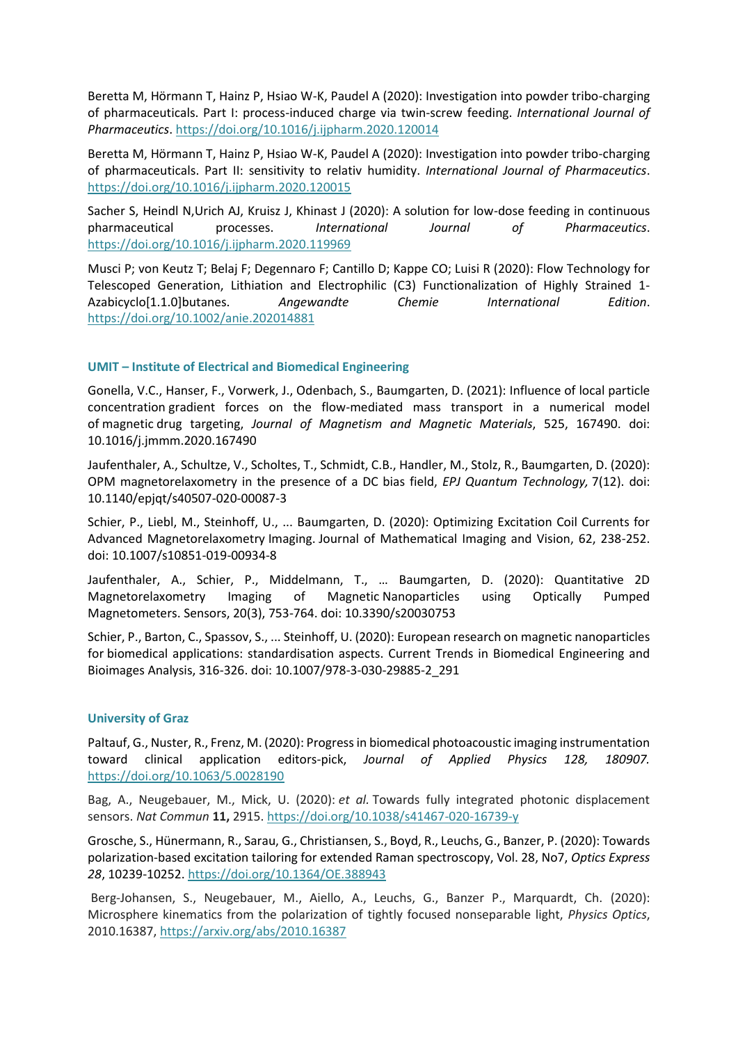Beretta M, Hörmann T, Hainz P, Hsiao W-K, Paudel A (2020): Investigation into powder tribo-charging of pharmaceuticals. Part I: process-induced charge via twin-screw feeding. *International Journal of Pharmaceutics*. https://doi.org/10.1016/j.ijpharm.2020.120014

Beretta M, Hörmann T, Hainz P, Hsiao W-K, Paudel A (2020): Investigation into powder tribo-charging of pharmaceuticals. Part II: sensitivity to relativ humidity. *International Journal of Pharmaceutics*. https://doi.org/10.1016/j.ijpharm.2020.120015

Sacher S, Heindl N,Urich AJ, Kruisz J, Khinast J (2020): A solution for low-dose feeding in continuous pharmaceutical processes. *International Journal of Pharmaceutics*. https://doi.org/10.1016/j.ijpharm.2020.119969

Musci P; von Keutz T; Belaj F; Degennaro F; Cantillo D; Kappe CO; Luisi R (2020): Flow Technology for Telescoped Generation, Lithiation and Electrophilic (C3) Functionalization of Highly Strained 1-Azabicyclo[1.1.0]butanes. *Angewandte Chemie International Edition*. https://doi.org/10.1002/anie.202014881

### UMIT – Institute of Electrical and Biomedical Engineering

Gonella, V.C., Hanser, F., Vorwerk, J., Odenbach, S., Baumgarten, D. (2021): Influence of local particle concentration gradient forces on the flow-mediated mass transport in a numerical model of magnetic drug targeting, *Journal of Magnetism and Magnetic Materials*, 525, 167490. doi: 10.1016/j.jmmm.2020.167490

Jaufenthaler, A., Schultze, V., Scholtes, T., Schmidt, C.B., Handler, M., Stolz, R., Baumgarten, D. (2020): OPM magnetorelaxometry in the presence of a DC bias field, *EPJ Quantum Technology,* 7(12). doi: 10.1140/epjqt/s40507-020-00087-3

Schier, P., Liebl, M., Steinhoff, U., ... Baumgarten, D. (2020): Optimizing Excitation Coil Currents for Advanced Magnetorelaxometry Imaging. Journal of Mathematical Imaging and Vision, 62, 238-252. doi: 10.1007/s10851-019-00934-8

Jaufenthaler, A., Schier, P., Middelmann, T., … Baumgarten, D. (2020): Quantitative 2D Magnetorelaxometry Imaging of Magnetic Nanoparticles using Optically Pumped Magnetometers. Sensors, 20(3), 753-764. doi: 10.3390/s20030753

Schier, P., Barton, C., Spassov, S., ... Steinhoff, U. (2020): European research on magnetic nanoparticles for biomedical applications: standardisation aspects. Current Trends in Biomedical Engineering and Bioimages Analysis, 316-326. doi: 10.1007/978-3-030-29885-2_291

### University of Graz

Paltauf, G., Nuster, R., Frenz, M. (2020): Progress in biomedical photoacoustic imaging instrumentation toward clinical application editors-pick, *Journal of Applied Physics 128, 180907.* https://doi.org/10.1063/5.0028190

Bag, A., Neugebauer, M., Mick, U. (2020): *et al.* Towards fully integrated photonic displacement sensors. *Nat Commun* **11,** 2915. https://doi.org/10.1038/s41467-020-16739-y

Grosche, S., Hünermann, R., Sarau, G., Christiansen, S., Boyd, R., Leuchs, G., Banzer, P. (2020): Towards polarization-based excitation tailoring for extended Raman spectroscopy, Vol. 28, No7, *Optics Express 28*, 10239-10252. https://doi.org/10.1364/OE.388943

Berg-Johansen, S., Neugebauer, M., Aiello, A., Leuchs, G., Banzer P., Marquardt, Ch. (2020): Microsphere kinematics from the polarization of tightly focused nonseparable light, *Physics Optics*, 2010.16387, https://arxiv.org/abs/2010.16387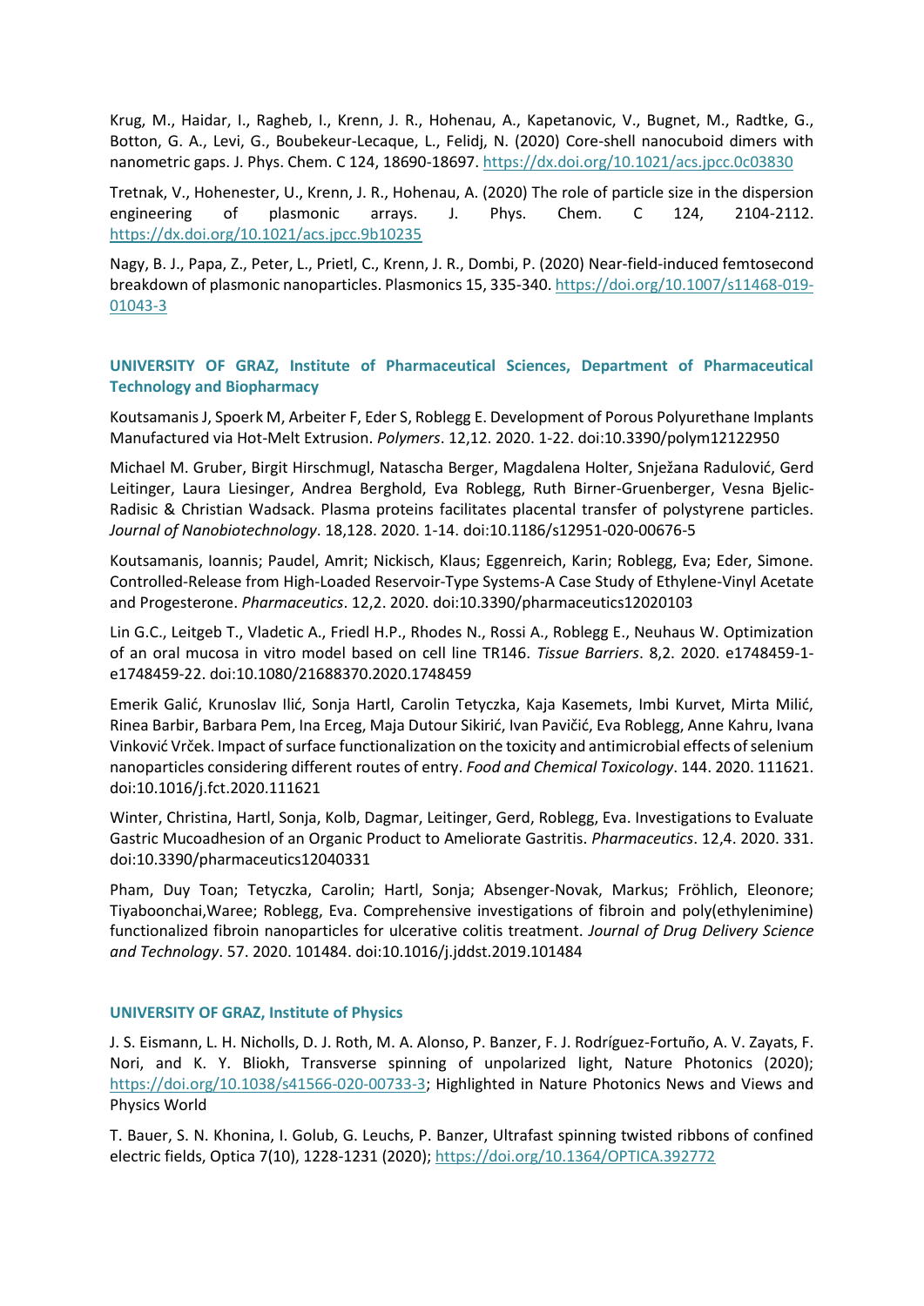Krug, M., Haidar, I., Ragheb, I., Krenn, J. R., Hohenau, A., Kapetanovic, V., Bugnet, M., Radtke, G., Botton, G. A., Levi, G., Boubekeur-Lecaque, L., Felidj, N. (2020) Core-shell nanocuboid dimers with nanometric gaps. J. Phys. Chem. C 124, 18690-18697. https://dx.doi.org/10.1021/acs.jpcc.0c03830

Tretnak, V., Hohenester, U., Krenn, J. R., Hohenau, A. (2020) The role of particle size in the dispersion engineering of plasmonic arrays. J. Phys. Chem. C 124, 2104-2112. https://dx.doi.org/10.1021/acs.jpcc.9b10235

Nagy, B. J., Papa, Z., Peter, L., Prietl, C., Krenn, J. R., Dombi, P. (2020) Near-field-induced femtosecond breakdown of plasmonic nanoparticles. Plasmonics 15, 335-340. https://doi.org/10.1007/s11468-019-01043-3

### UNIVERSITY OF GRAZ, Institute of Pharmaceutical Sciences, Department of Pharmaceutical Technology and Biopharmacy

Koutsamanis J, Spoerk M, Arbeiter F, Eder S, Roblegg E. Development of Porous Polyurethane Implants Manufactured via Hot-Melt Extrusion. *Polymers*. 12,12. 2020. 1-22. doi:10.3390/polym12122950

Michael M. Gruber, Birgit Hirschmugl, Natascha Berger, Magdalena Holter, Snježana Radulović, Gerd Leitinger, Laura Liesinger, Andrea Berghold, Eva Roblegg, Ruth Birner-Gruenberger, Vesna Bjelic-Radisic & Christian Wadsack. Plasma proteins facilitates placental transfer of polystyrene particles. *Journal of Nanobiotechnology*. 18,128. 2020. 1-14. doi:10.1186/s12951-020-00676-5

Koutsamanis, Ioannis; Paudel, Amrit; Nickisch, Klaus; Eggenreich, Karin; Roblegg, Eva; Eder, Simone. Controlled-Release from High-Loaded Reservoir-Type Systems-A Case Study of Ethylene-Vinyl Acetate and Progesterone. *Pharmaceutics*. 12,2. 2020. doi:10.3390/pharmaceutics12020103

Lin G.C., Leitgeb T., Vladetic A., Friedl H.P., Rhodes N., Rossi A., Roblegg E., Neuhaus W. Optimization of an oral mucosa in vitro model based on cell line TR146. *Tissue Barriers*. 8,2. 2020. e1748459-1-e1748459-22. doi:10.1080/21688370.2020.1748459

Emerik Galić, Krunoslav Ilić, Sonja Hartl, Carolin Tetyczka, Kaja Kasemets, Imbi Kurvet, Mirta Milić, Rinea Barbir, Barbara Pem, Ina Erceg, Maja Dutour Sikirić, Ivan Pavičić, Eva Roblegg, Anne Kahru, Ivana Vinković Vrček. Impact of surface functionalization on the toxicity and antimicrobial effects of selenium nanoparticles considering different routes of entry. *Food and Chemical Toxicology*. 144. 2020. 111621. doi:10.1016/j.fct.2020.111621

Winter, Christina, Hartl, Sonja, Kolb, Dagmar, Leitinger, Gerd, Roblegg, Eva. Investigations to Evaluate Gastric Mucoadhesion of an Organic Product to Ameliorate Gastritis. *Pharmaceutics*. 12,4. 2020. 331. doi:10.3390/pharmaceutics12040331

Pham, Duy Toan; Tetyczka, Carolin; Hartl, Sonja; Absenger-Novak, Markus; Fröhlich, Eleonore; Tiyaboonchai,Waree; Roblegg, Eva. Comprehensive investigations of fibroin and poly(ethylenimine) functionalized fibroin nanoparticles for ulcerative colitis treatment. *Journal of Drug Delivery Science and Technology*. 57. 2020. 101484. doi:10.1016/j.jddst.2019.101484

### UNIVERSITY OF GRAZ, Institute of Physics

J. S. Eismann, L. H. Nicholls, D. J. Roth, M. A. Alonso, P. Banzer, F. J. Rodríguez-Fortuño, A. V. Zayats, F. Nori, and K. Y. Bliokh, Transverse spinning of unpolarized light, Nature Photonics (2020); https://doi.org/10.1038/s41566-020-00733-3; Highlighted in Nature Photonics News and Views and Physics World

T. Bauer, S. N. Khonina, I. Golub, G. Leuchs, P. Banzer, Ultrafast spinning twisted ribbons of confined electric fields, Optica 7(10), 1228-1231 (2020); https://doi.org/10.1364/OPTICA.392772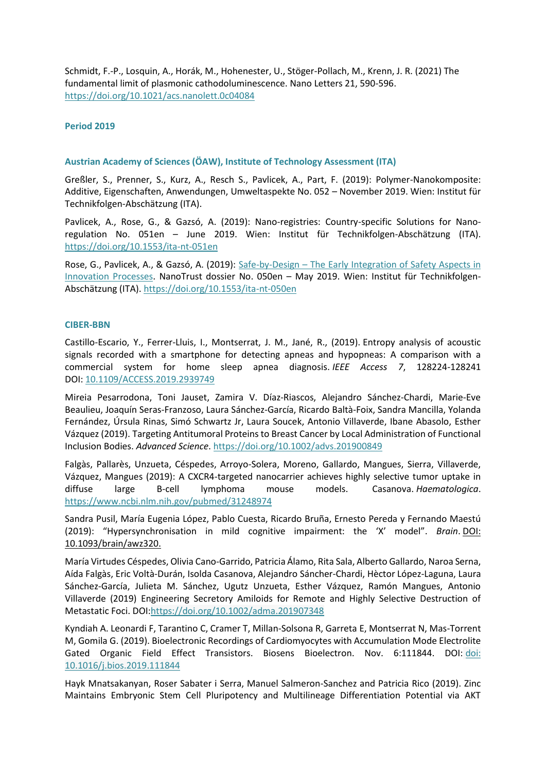Schmidt, F.-P., Losquin, A., Horák, M., Hohenester, U., Stöger-Pollach, M., Krenn, J. R. (2021) The fundamental limit of plasmonic cathodoluminescence. Nano Letters 21, 590-596. https://doi.org/10.1021/acs.nanolett.0c04084

### Period 2019

#### Austrian Academy of Sciences (ÖAW), Institute of Technology Assessment (ITA)

Greßler, S., Prenner, S., Kurz, A., Resch S., Pavlicek, A., Part, F. (2019): Polymer-Nanokomposite: Additive, Eigenschaften, Anwendungen, Umweltaspekte No. 052 – November 2019. Wien: Institut für Technikfolgen-Abschätzung (ITA).

Pavlicek, A., Rose, G., & Gazsó, A. (2019): Nano-registries: Country-specific Solutions for Nano-regulation No. 051en – June 2019. Wien: Institut für Technikfolgen-Abschätzung (ITA). https://doi.org/10.1553/ita-nt-051en

Rose, G., Pavlicek, A., & Gazsó, A. (2019): Safe-by-Design – The Early Integration of Safety Aspects in Innovation Processes. NanoTrust dossier No. 050en – May 2019. Wien: Institut für Technikfolgen-Abschätzung (ITA). https://doi.org/10.1553/ita-nt-050en

#### CIBER-BBN

Castillo-Escario, Y., Ferrer-Lluis, I., Montserrat, J. M., Jané, R., (2019). Entropy analysis of acoustic signals recorded with a smartphone for detecting apneas and hypopneas: A comparison with a commercial system for home sleep apnea diagnosis. *IEEE Access 7*, 128224-128241 DOI: 10.1109/ACCESS.2019.2939749

Mireia Pesarrodona, Toni Jauset, Zamira V. Díaz-Riascos, Alejandro Sánchez-Chardi, Marie-Eve Beaulieu, Joaquín Seras-Franzoso, Laura Sánchez-García, Ricardo Baltà-Foix, Sandra Mancilla, Yolanda Fernández, Úrsula Rinas, Simó Schwartz Jr, Laura Soucek, Antonio Villaverde, Ibane Abasolo, Esther Vázquez (2019). Targeting Antitumoral Proteins to Breast Cancer by Local Administration of Functional Inclusion Bodies. *Advanced Science*. https://doi.org/10.1002/advs.201900849

Falgàs, Pallarès, Unzueta, Céspedes, Arroyo-Solera, Moreno, Gallardo, Mangues, Sierra, Villaverde, Vázquez, Mangues (2019): A CXCR4-targeted nanocarrier achieves highly selective tumor uptake in diffuse large B-cell lymphoma mouse models. Casanova. *Haematologica*. https://www.ncbi.nlm.nih.gov/pubmed/31248974

Sandra Pusil, María Eugenia López, Pablo Cuesta, Ricardo Bruña, Ernesto Pereda y Fernando Maestú (2019): "Hypersynchronisation in mild cognitive impairment: the 'X' model". *Brain*. DOI: 10.1093/brain/awz320.

María Virtudes Céspedes, Olivia Cano-Garrido, Patricia Álamo, Rita Sala, Alberto Gallardo, Naroa Serna, Aída Falgàs, Eric Voltà-Durán, Isolda Casanova, Alejandro Sáncher-Chardi, Hèctor López-Laguna, Laura Sánchez-García, Julieta M. Sánchez, Ugutz Unzueta, Esther Vázquez, Ramón Mangues, Antonio Villaverde (2019) Engineering Secretory Amiloids for Remote and Highly Selective Destruction of Metastatic Foci. DOI:https://doi.org/10.1002/adma.201907348

Kyndiah A. Leonardi F, Tarantino C, Cramer T, Millan-Solsona R, Garreta E, Montserrat N, Mas-Torrent M, Gomila G. (2019). Bioelectronic Recordings of Cardiomyocytes with Accumulation Mode Electrolite Gated Organic Field Effect Transistors. Biosens Bioelectron. Nov. 6:111844. DOI: doi: 10.1016/j.bios.2019.111844

Hayk Mnatsakanyan, Roser Sabater i Serra, Manuel Salmeron-Sanchez and Patricia Rico (2019). Zinc Maintains Embryonic Stem Cell Pluripotency and Multilineage Differentiation Potential via AKT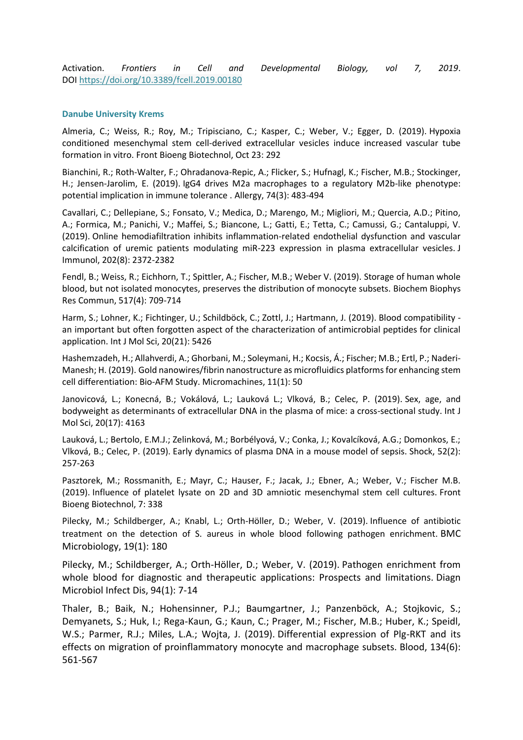Activation. *Frontiers in Cell and Developmental Biology, vol 7, 2019*. DOI https://doi.org/10.3389/fcell.2019.00180

### Danube University Krems

Almeria, C.; Weiss, R.; Roy, M.; Tripisciano, C.; Kasper, C.; Weber, V.; Egger, D. (2019). Hypoxia conditioned mesenchymal stem cell-derived extracellular vesicles induce increased vascular tube formation in vitro. Front Bioeng Biotechnol, Oct 23: 292

Bianchini, R.; Roth-Walter, F.; Ohradanova-Repic, A.; Flicker, S.; Hufnagl, K.; Fischer, M.B.; Stockinger, H.; Jensen-Jarolim, E. (2019). IgG4 drives M2a macrophages to a regulatory M2b-like phenotype: potential implication in immune tolerance . Allergy, 74(3): 483-494

Cavallari, C.; Dellepiane, S.; Fonsato, V.; Medica, D.; Marengo, M.; Migliori, M.; Quercia, A.D.; Pitino, A.; Formica, M.; Panichi, V.; Maffei, S.; Biancone, L.; Gatti, E.; Tetta, C.; Camussi, G.; Cantaluppi, V. (2019). Online hemodiafiltration inhibits inflammation-related endothelial dysfunction and vascular calcification of uremic patients modulating miR-223 expression in plasma extracellular vesicles. J Immunol, 202(8): 2372-2382

Fendl, B.; Weiss, R.; Eichhorn, T.; Spittler, A.; Fischer, M.B.; Weber V. (2019). Storage of human whole blood, but not isolated monocytes, preserves the distribution of monocyte subsets. Biochem Biophys Res Commun, 517(4): 709-714

Harm, S.; Lohner, K.; Fichtinger, U.; Schildböck, C.; Zottl, J.; Hartmann, J. (2019). Blood compatibility - an important but often forgotten aspect of the characterization of antimicrobial peptides for clinical application. Int J Mol Sci, 20(21): 5426

Hashemzadeh, H.; Allahverdi, A.; Ghorbani, M.; Soleymani, H.; Kocsis, Á.; Fischer; M.B.; Ertl, P.; Naderi-Manesh; H. (2019). Gold nanowires/fibrin nanostructure as microfluidics platforms for enhancing stem cell differentiation: Bio-AFM Study. Micromachines, 11(1): 50

Janovicová, L.; Konecná, B.; Vokálová, L.; Lauková L.; Vlková, B.; Celec, P. (2019). Sex, age, and bodyweight as determinants of extracellular DNA in the plasma of mice: a cross-sectional study. Int J Mol Sci, 20(17): 4163

Lauková, L.; Bertolo, E.M.J.; Zelinková, M.; Borbélyová, V.; Conka, J.; Kovalcíková, A.G.; Domonkos, E.; Vlková, B.; Celec, P. (2019). Early dynamics of plasma DNA in a mouse model of sepsis. Shock, 52(2): 257-263

Pasztorek, M.; Rossmanith, E.; Mayr, C.; Hauser, F.; Jacak, J.; Ebner, A.; Weber, V.; Fischer M.B. (2019). Influence of platelet lysate on 2D and 3D amniotic mesenchymal stem cell cultures. Front Bioeng Biotechnol, 7: 338

Pilecky, M.; Schildberger, A.; Knabl, L.; Orth-Höller, D.; Weber, V. (2019). Influence of antibiotic treatment on the detection of S. aureus in whole blood following pathogen enrichment. BMC Microbiology, 19(1): 180

Pilecky, M.; Schildberger, A.; Orth-Höller, D.; Weber, V. (2019). Pathogen enrichment from whole blood for diagnostic and therapeutic applications: Prospects and limitations. Diagn Microbiol Infect Dis, 94(1): 7-14

Thaler, B.; Baik, N.; Hohensinner, P.J.; Baumgartner, J.; Panzenböck, A.; Stojkovic, S.; Demyanets, S.; Huk, I.; Rega-Kaun, G.; Kaun, C.; Prager, M.; Fischer, M.B.; Huber, K.; Speidl, W.S.; Parmer, R.J.; Miles, L.A.; Wojta, J. (2019). Differential expression of Plg-RKT and its effects on migration of proinflammatory monocyte and macrophage subsets. Blood, 134(6): 561-567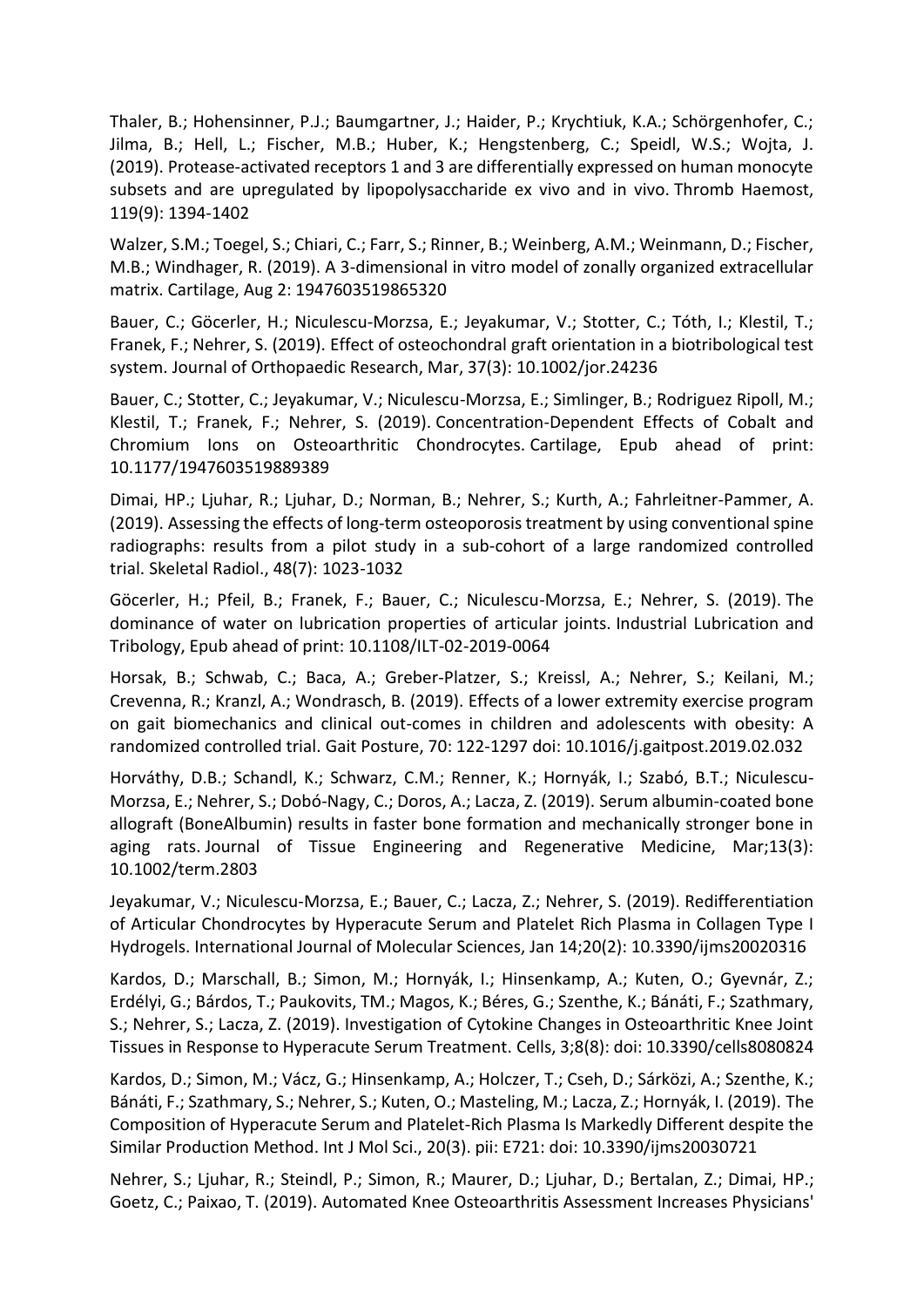Thaler, B.; Hohensinner, P.J.; Baumgartner, J.; Haider, P.; Krychtiuk, K.A.; Schörgenhofer, C.; Jilma, B.; Hell, L.; Fischer, M.B.; Huber, K.; Hengstenberg, C.; Speidl, W.S.; Wojta, J. (2019). Protease-activated receptors 1 and 3 are differentially expressed on human monocyte subsets and are upregulated by lipopolysaccharide ex vivo and in vivo. Thromb Haemost, 119(9): 1394-1402

Walzer, S.M.; Toegel, S.; Chiari, C.; Farr, S.; Rinner, B.; Weinberg, A.M.; Weinmann, D.; Fischer, M.B.; Windhager, R. (2019). A 3-dimensional in vitro model of zonally organized extracellular matrix. Cartilage, Aug 2: 1947603519865320

Bauer, C.; Göcerler, H.; Niculescu-Morzsa, E.; Jeyakumar, V.; Stotter, C.; Tóth, I.; Klestil, T.; Franek, F.; Nehrer, S. (2019). Effect of osteochondral graft orientation in a biotribological test system. Journal of Orthopaedic Research, Mar, 37(3): 10.1002/jor.24236

Bauer, C.; Stotter, C.; Jeyakumar, V.; Niculescu-Morzsa, E.; Simlinger, B.; Rodriguez Ripoll, M.; Klestil, T.; Franek, F.; Nehrer, S. (2019). Concentration-Dependent Effects of Cobalt and Chromium Ions on Osteoarthritic Chondrocytes. Cartilage, Epub ahead of print: 10.1177/1947603519889389

Dimai, HP.; Ljuhar, R.; Ljuhar, D.; Norman, B.; Nehrer, S.; Kurth, A.; Fahrleitner-Pammer, A. (2019). Assessing the effects of long-term osteoporosis treatment by using conventional spine radiographs: results from a pilot study in a sub-cohort of a large randomized controlled trial. Skeletal Radiol., 48(7): 1023-1032

Göcerler, H.; Pfeil, B.; Franek, F.; Bauer, C.; Niculescu-Morzsa, E.; Nehrer, S. (2019). The dominance of water on lubrication properties of articular joints. Industrial Lubrication and Tribology, Epub ahead of print: 10.1108/ILT-02-2019-0064

Horsak, B.; Schwab, C.; Baca, A.; Greber-Platzer, S.; Kreissl, A.; Nehrer, S.; Keilani, M.; Crevenna, R.; Kranzl, A.; Wondrasch, B. (2019). Effects of a lower extremity exercise program on gait biomechanics and clinical out-comes in children and adolescents with obesity: A randomized controlled trial. Gait Posture, 70: 122-1297 doi: 10.1016/j.gaitpost.2019.02.032

Horváthy, D.B.; Schandl, K.; Schwarz, C.M.; Renner, K.; Hornyák, I.; Szabó, B.T.; Niculescu-Morzsa, E.; Nehrer, S.; Dobó-Nagy, C.; Doros, A.; Lacza, Z. (2019). Serum albumin-coated bone allograft (BoneAlbumin) results in faster bone formation and mechanically stronger bone in aging rats. Journal of Tissue Engineering and Regenerative Medicine, Mar;13(3): 10.1002/term.2803

Jeyakumar, V.; Niculescu-Morzsa, E.; Bauer, C.; Lacza, Z.; Nehrer, S. (2019). Redifferentiation of Articular Chondrocytes by Hyperacute Serum and Platelet Rich Plasma in Collagen Type I Hydrogels. International Journal of Molecular Sciences, Jan 14;20(2): 10.3390/ijms20020316

Kardos, D.; Marschall, B.; Simon, M.; Hornyák, I.; Hinsenkamp, A.; Kuten, O.; Gyevnár, Z.; Erdélyi, G.; Bárdos, T.; Paukovits, TM.; Magos, K.; Béres, G.; Szenthe, K.; Bánáti, F.; Szathmary, S.; Nehrer, S.; Lacza, Z. (2019). Investigation of Cytokine Changes in Osteoarthritic Knee Joint Tissues in Response to Hyperacute Serum Treatment. Cells, 3;8(8): doi: 10.3390/cells8080824

Kardos, D.; Simon, M.; Vácz, G.; Hinsenkamp, A.; Holczer, T.; Cseh, D.; Sárközi, A.; Szenthe, K.; Bánáti, F.; Szathmary, S.; Nehrer, S.; Kuten, O.; Masteling, M.; Lacza, Z.; Hornyák, I. (2019). The Composition of Hyperacute Serum and Platelet-Rich Plasma Is Markedly Different despite the Similar Production Method. Int J Mol Sci., 20(3). pii: E721: doi: 10.3390/ijms20030721

Nehrer, S.; Ljuhar, R.; Steindl, P.; Simon, R.; Maurer, D.; Ljuhar, D.; Bertalan, Z.; Dimai, HP.; Goetz, C.; Paixao, T. (2019). Automated Knee Osteoarthritis Assessment Increases Physicians'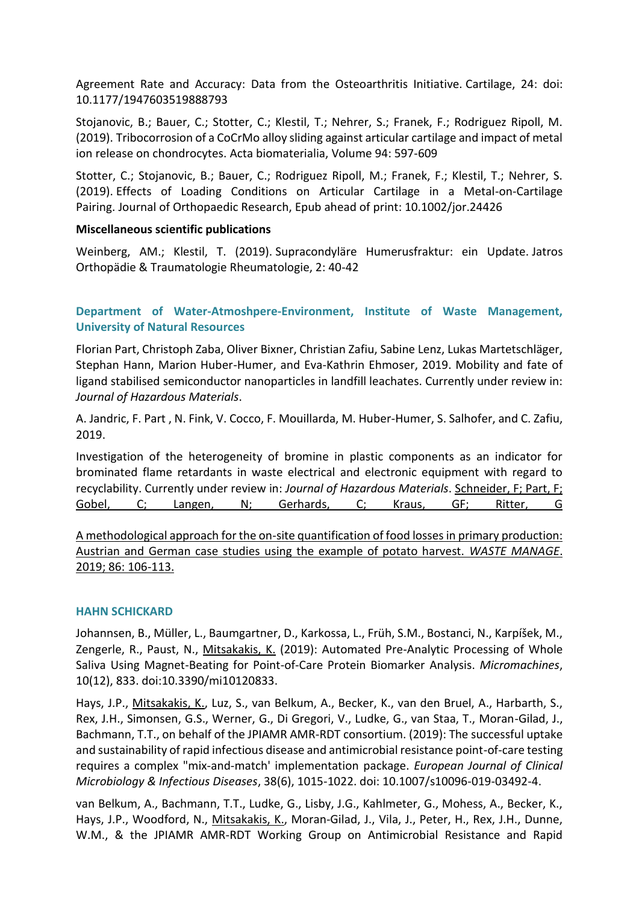Agreement Rate and Accuracy: Data from the Osteoarthritis Initiative. Cartilage, 24: doi: 10.1177/1947603519888793

Stojanovic, B.; Bauer, C.; Stotter, C.; Klestil, T.; Nehrer, S.; Franek, F.; Rodriguez Ripoll, M. (2019). Tribocorrosion of a CoCrMo alloy sliding against articular cartilage and impact of metal ion release on chondrocytes. Acta biomaterialia, Volume 94: 597-609

Stotter, C.; Stojanovic, B.; Bauer, C.; Rodriguez Ripoll, M.; Franek, F.; Klestil, T.; Nehrer, S. (2019). Effects of Loading Conditions on Articular Cartilage in a Metal-on-Cartilage Pairing. Journal of Orthopaedic Research, Epub ahead of print: 10.1002/jor.24426

**Miscellaneous scientific publications**

Weinberg, AM.; Klestil, T. (2019). Supracondyläre Humerusfraktur: ein Update. Jatros Orthopädie & Traumatologie Rheumatologie, 2: 40-42

### Department of Water-Atmoshpere-Environment, Institute of Waste Management, University of Natural Resources

Florian Part, Christoph Zaba, Oliver Bixner, Christian Zafiu, Sabine Lenz, Lukas Martetschläger, Stephan Hann, Marion Huber-Humer, and Eva-Kathrin Ehmoser, 2019. Mobility and fate of ligand stabilised semiconductor nanoparticles in landfill leachates. Currently under review in: *Journal of Hazardous Materials*.

A. Jandric, F. Part , N. Fink, V. Cocco, F. Mouillarda, M. Huber-Humer, S. Salhofer, and C. Zafiu, 2019.

Investigation of the heterogeneity of bromine in plastic components as an indicator for brominated flame retardants in waste electrical and electronic equipment with regard to recyclability. Currently under review in: *Journal of Hazardous Materials*. Schneider, F; Part, F; Gobel, C; Langen, N; Gerhards, C; Kraus, GF; Ritter, G

A methodological approach for the on-site quantification of food losses in primary production: Austrian and German case studies using the example of potato harvest. *WASTE MANAGE*. 2019; 86: 106-113.

### HAHN SCHICKARD

Johannsen, B., Müller, L., Baumgartner, D., Karkossa, L., Früh, S.M., Bostanci, N., Karpíšek, M., Zengerle, R., Paust, N., Mitsakakis, K. (2019): Automated Pre-Analytic Processing of Whole Saliva Using Magnet-Beating for Point-of-Care Protein Biomarker Analysis. *Micromachines*, 10(12), 833. doi:10.3390/mi10120833.

Hays, J.P., Mitsakakis, K., Luz, S., van Belkum, A., Becker, K., van den Bruel, A., Harbarth, S., Rex, J.H., Simonsen, G.S., Werner, G., Di Gregori, V., Ludke, G., van Staa, T., Moran-Gilad, J., Bachmann, T.T., on behalf of the JPIAMR AMR-RDT consortium. (2019): The successful uptake and sustainability of rapid infectious disease and antimicrobial resistance point-of-care testing requires a complex "mix-and-match' implementation package. *European Journal of Clinical Microbiology & Infectious Diseases*, 38(6), 1015-1022. doi: 10.1007/s10096-019-03492-4.

van Belkum, A., Bachmann, T.T., Ludke, G., Lisby, J.G., Kahlmeter, G., Mohess, A., Becker, K., Hays, J.P., Woodford, N., Mitsakakis, K., Moran-Gilad, J., Vila, J., Peter, H., Rex, J.H., Dunne, W.M., & the JPIAMR AMR-RDT Working Group on Antimicrobial Resistance and Rapid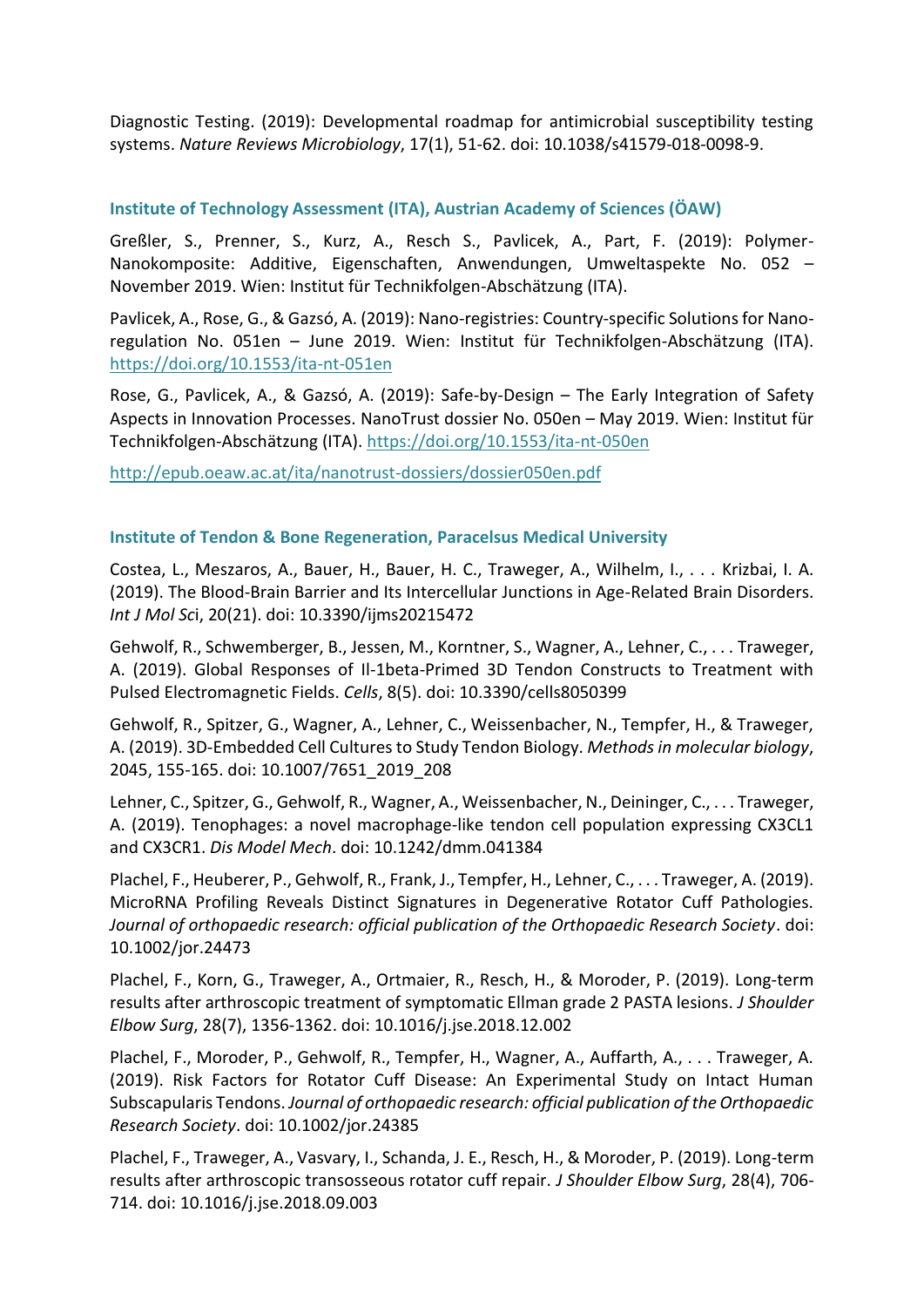Diagnostic Testing. (2019): Developmental roadmap for antimicrobial susceptibility testing systems. *Nature Reviews Microbiology*, 17(1), 51-62. doi: 10.1038/s41579-018-0098-9.

### Institute of Technology Assessment (ITA), Austrian Academy of Sciences (ÖAW)

Greßler, S., Prenner, S., Kurz, A., Resch S., Pavlicek, A., Part, F. (2019): Polymer-Nanokomposite: Additive, Eigenschaften, Anwendungen, Umweltaspekte No. 052 – November 2019. Wien: Institut für Technikfolgen-Abschätzung (ITA).

Pavlicek, A., Rose, G., & Gazsó, A. (2019): Nano-registries: Country-specific Solutions for Nano-regulation No. 051en – June 2019. Wien: Institut für Technikfolgen-Abschätzung (ITA). https://doi.org/10.1553/ita-nt-051en

Rose, G., Pavlicek, A., & Gazsó, A. (2019): Safe-by-Design – The Early Integration of Safety Aspects in Innovation Processes. NanoTrust dossier No. 050en – May 2019. Wien: Institut für Technikfolgen-Abschätzung (ITA). https://doi.org/10.1553/ita-nt-050en

http://epub.oeaw.ac.at/ita/nanotrust-dossiers/dossier050en.pdf

### Institute of Tendon & Bone Regeneration, Paracelsus Medical University

Costea, L., Meszaros, A., Bauer, H., Bauer, H. C., Traweger, A., Wilhelm, I., . . . Krizbai, I. A. (2019). The Blood-Brain Barrier and Its Intercellular Junctions in Age-Related Brain Disorders. *Int J Mol Sc*i, 20(21). doi: 10.3390/ijms20215472

Gehwolf, R., Schwemberger, B., Jessen, M., Korntner, S., Wagner, A., Lehner, C., . . . Traweger, A. (2019). Global Responses of Il-1beta-Primed 3D Tendon Constructs to Treatment with Pulsed Electromagnetic Fields. *Cells*, 8(5). doi: 10.3390/cells8050399

Gehwolf, R., Spitzer, G., Wagner, A., Lehner, C., Weissenbacher, N., Tempfer, H., & Traweger, A. (2019). 3D-Embedded Cell Cultures to Study Tendon Biology. *Methods in molecular biology*, 2045, 155-165. doi: 10.1007/7651_2019_208

Lehner, C., Spitzer, G., Gehwolf, R., Wagner, A., Weissenbacher, N., Deininger, C., . . . Traweger, A. (2019). Tenophages: a novel macrophage-like tendon cell population expressing CX3CL1 and CX3CR1. *Dis Model Mech*. doi: 10.1242/dmm.041384

Plachel, F., Heuberer, P., Gehwolf, R., Frank, J., Tempfer, H., Lehner, C., . . . Traweger, A. (2019). MicroRNA Profiling Reveals Distinct Signatures in Degenerative Rotator Cuff Pathologies. *Journal of orthopaedic research: official publication of the Orthopaedic Research Society*. doi: 10.1002/jor.24473

Plachel, F., Korn, G., Traweger, A., Ortmaier, R., Resch, H., & Moroder, P. (2019). Long-term results after arthroscopic treatment of symptomatic Ellman grade 2 PASTA lesions. *J Shoulder Elbow Surg*, 28(7), 1356-1362. doi: 10.1016/j.jse.2018.12.002

Plachel, F., Moroder, P., Gehwolf, R., Tempfer, H., Wagner, A., Auffarth, A., . . . Traweger, A. (2019). Risk Factors for Rotator Cuff Disease: An Experimental Study on Intact Human Subscapularis Tendons. *Journal of orthopaedic research: official publication of the Orthopaedic Research Society*. doi: 10.1002/jor.24385

Plachel, F., Traweger, A., Vasvary, I., Schanda, J. E., Resch, H., & Moroder, P. (2019). Long-term results after arthroscopic transosseous rotator cuff repair. *J Shoulder Elbow Surg*, 28(4), 706-714. doi: 10.1016/j.jse.2018.09.003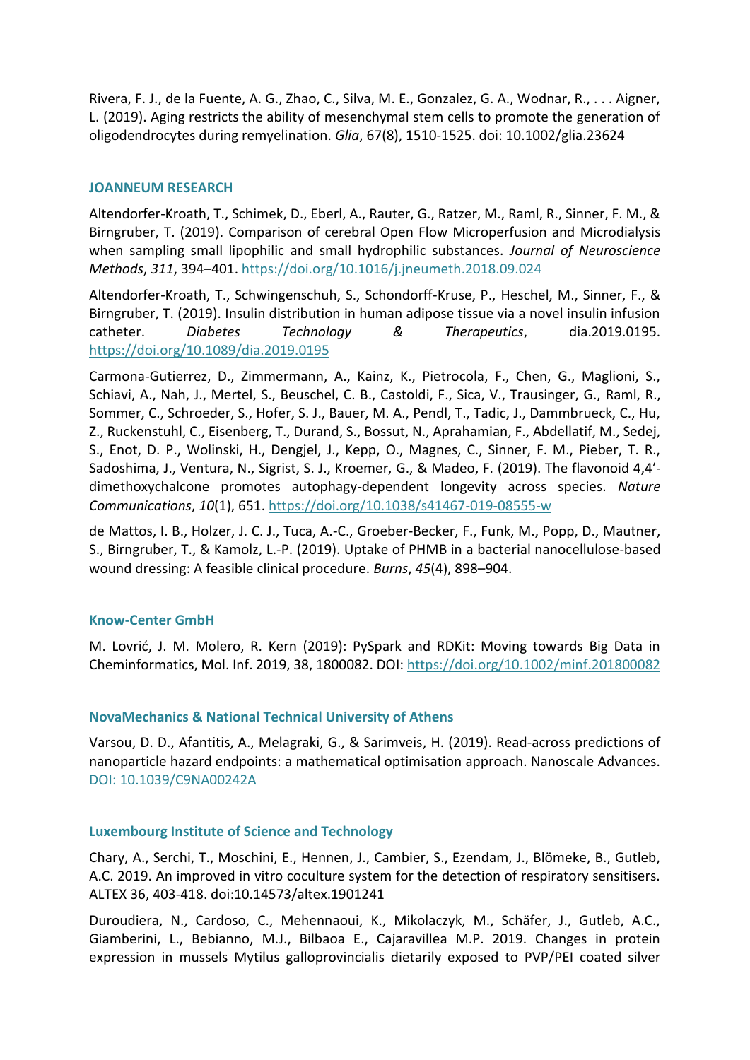Rivera, F. J., de la Fuente, A. G., Zhao, C., Silva, M. E., Gonzalez, G. A., Wodnar, R., . . . Aigner, L. (2019). Aging restricts the ability of mesenchymal stem cells to promote the generation of oligodendrocytes during remyelination. *Glia*, 67(8), 1510-1525. doi: 10.1002/glia.23624

### JOANNEUM RESEARCH

Altendorfer-Kroath, T., Schimek, D., Eberl, A., Rauter, G., Ratzer, M., Raml, R., Sinner, F. M., & Birngruber, T. (2019). Comparison of cerebral Open Flow Microperfusion and Microdialysis when sampling small lipophilic and small hydrophilic substances. *Journal of Neuroscience Methods*, *311*, 394–401. https://doi.org/10.1016/j.jneumeth.2018.09.024

Altendorfer-Kroath, T., Schwingenschuh, S., Schondorff-Kruse, P., Heschel, M., Sinner, F., & Birngruber, T. (2019). Insulin distribution in human adipose tissue via a novel insulin infusion catheter. *Diabetes Technology & Therapeutics*, dia.2019.0195. https://doi.org/10.1089/dia.2019.0195

Carmona-Gutierrez, D., Zimmermann, A., Kainz, K., Pietrocola, F., Chen, G., Maglioni, S., Schiavi, A., Nah, J., Mertel, S., Beuschel, C. B., Castoldi, F., Sica, V., Trausinger, G., Raml, R., Sommer, C., Schroeder, S., Hofer, S. J., Bauer, M. A., Pendl, T., Tadic, J., Dammbrueck, C., Hu, Z., Ruckenstuhl, C., Eisenberg, T., Durand, S., Bossut, N., Aprahamian, F., Abdellatif, M., Sedej, S., Enot, D. P., Wolinski, H., Dengjel, J., Kepp, O., Magnes, C., Sinner, F. M., Pieber, T. R., Sadoshima, J., Ventura, N., Sigrist, S. J., Kroemer, G., & Madeo, F. (2019). The flavonoid 4,4′-dimethoxychalcone promotes autophagy-dependent longevity across species. *Nature Communications*, *10*(1), 651. https://doi.org/10.1038/s41467-019-08555-w

de Mattos, I. B., Holzer, J. C. J., Tuca, A.-C., Groeber-Becker, F., Funk, M., Popp, D., Mautner, S., Birngruber, T., & Kamolz, L.-P. (2019). Uptake of PHMB in a bacterial nanocellulose-based wound dressing: A feasible clinical procedure. *Burns*, *45*(4), 898–904.

### Know-Center GmbH

M. Lovrić, J. M. Molero, R. Kern (2019): PySpark and RDKit: Moving towards Big Data in Cheminformatics, Mol. Inf. 2019, 38, 1800082. DOI: https://doi.org/10.1002/minf.201800082

### NovaMechanics & National Technical University of Athens

Varsou, D. D., Afantitis, A., Melagraki, G., & Sarimveis, H. (2019). Read-across predictions of nanoparticle hazard endpoints: a mathematical optimisation approach. Nanoscale Advances. DOI: 10.1039/C9NA00242A

### Luxembourg Institute of Science and Technology

Chary, A., Serchi, T., Moschini, E., Hennen, J., Cambier, S., Ezendam, J., Blömeke, B., Gutleb, A.C. 2019. An improved in vitro coculture system for the detection of respiratory sensitisers. ALTEX 36, 403-418. doi:10.14573/altex.1901241

Duroudiera, N., Cardoso, C., Mehennaoui, K., Mikolaczyk, M., Schäfer, J., Gutleb, A.C., Giamberini, L., Bebianno, M.J., Bilbaoa E., Cajaravillea M.P. 2019. Changes in protein expression in mussels Mytilus galloprovincialis dietarily exposed to PVP/PEI coated silver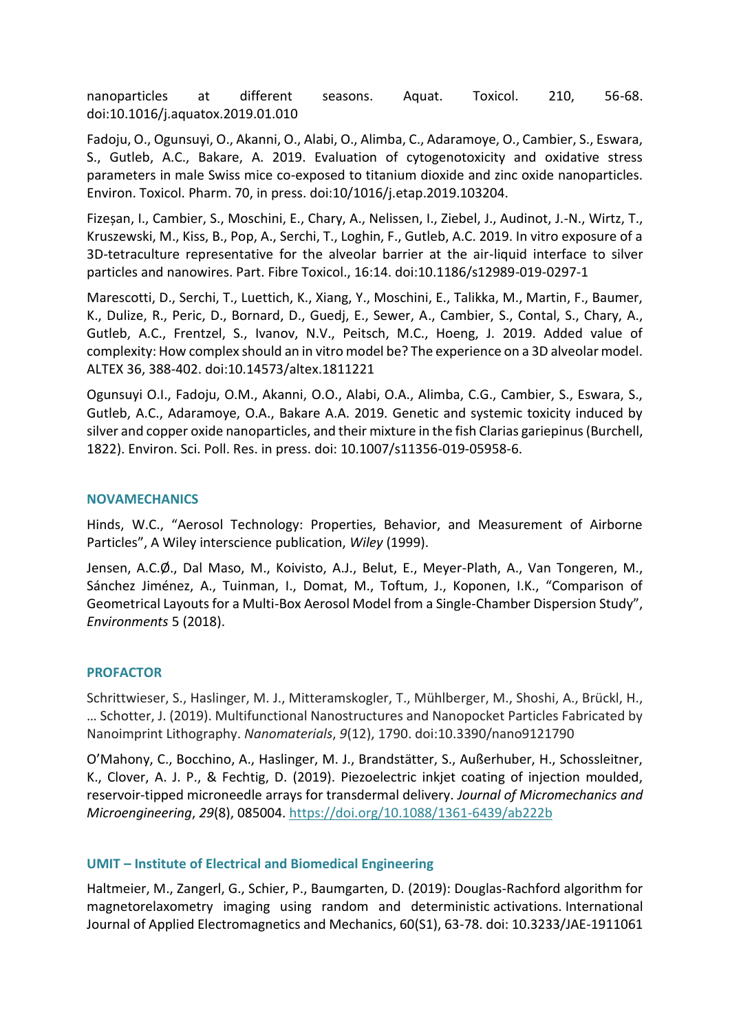nanoparticles at different seasons. Aquat. Toxicol. 210, 56-68. doi:10.1016/j.aquatox.2019.01.010

Fadoju, O., Ogunsuyi, O., Akanni, O., Alabi, O., Alimba, C., Adaramoye, O., Cambier, S., Eswara, S., Gutleb, A.C., Bakare, A. 2019. Evaluation of cytogenotoxicity and oxidative stress parameters in male Swiss mice co-exposed to titanium dioxide and zinc oxide nanoparticles. Environ. Toxicol. Pharm. 70, in press. doi:10/1016/j.etap.2019.103204.

Fizeșan, I., Cambier, S., Moschini, E., Chary, A., Nelissen, I., Ziebel, J., Audinot, J.-N., Wirtz, T., Kruszewski, M., Kiss, B., Pop, A., Serchi, T., Loghin, F., Gutleb, A.C. 2019. In vitro exposure of a 3D-tetraculture representative for the alveolar barrier at the air-liquid interface to silver particles and nanowires. Part. Fibre Toxicol., 16:14. doi:10.1186/s12989-019-0297-1

Marescotti, D., Serchi, T., Luettich, K., Xiang, Y., Moschini, E., Talikka, M., Martin, F., Baumer, K., Dulize, R., Peric, D., Bornard, D., Guedj, E., Sewer, A., Cambier, S., Contal, S., Chary, A., Gutleb, A.C., Frentzel, S., Ivanov, N.V., Peitsch, M.C., Hoeng, J. 2019. Added value of complexity: How complex should an in vitro model be? The experience on a 3D alveolar model. ALTEX 36, 388-402. doi:10.14573/altex.1811221

Ogunsuyi O.I., Fadoju, O.M., Akanni, O.O., Alabi, O.A., Alimba, C.G., Cambier, S., Eswara, S., Gutleb, A.C., Adaramoye, O.A., Bakare A.A. 2019. Genetic and systemic toxicity induced by silver and copper oxide nanoparticles, and their mixture in the fish Clarias gariepinus (Burchell, 1822). Environ. Sci. Poll. Res. in press. doi: 10.1007/s11356-019-05958-6.

#### NOVAMECHANICS

Hinds, W.C., "Aerosol Technology: Properties, Behavior, and Measurement of Airborne Particles", A Wiley interscience publication, *Wiley* (1999).

Jensen, A.C.Ø., Dal Maso, M., Koivisto, A.J., Belut, E., Meyer-Plath, A., Van Tongeren, M., Sánchez Jiménez, A., Tuinman, I., Domat, M., Toftum, J., Koponen, I.K., "Comparison of Geometrical Layouts for a Multi-Box Aerosol Model from a Single-Chamber Dispersion Study", *Environments* 5 (2018).

#### PROFACTOR

Schrittwieser, S., Haslinger, M. J., Mitteramskogler, T., Mühlberger, M., Shoshi, A., Brückl, H., … Schotter, J. (2019). Multifunctional Nanostructures and Nanopocket Particles Fabricated by Nanoimprint Lithography. *Nanomaterials*, *9*(12), 1790. doi:10.3390/nano9121790

O'Mahony, C., Bocchino, A., Haslinger, M. J., Brandstätter, S., Außerhuber, H., Schossleitner, K., Clover, A. J. P., & Fechtig, D. (2019). Piezoelectric inkjet coating of injection moulded, reservoir-tipped microneedle arrays for transdermal delivery. *Journal of Micromechanics and Microengineering*, *29*(8), 085004. https://doi.org/10.1088/1361-6439/ab222b

#### UMIT – Institute of Electrical and Biomedical Engineering

Haltmeier, M., Zangerl, G., Schier, P., Baumgarten, D. (2019): Douglas-Rachford algorithm for magnetorelaxometry imaging using random and deterministic activations. International Journal of Applied Electromagnetics and Mechanics, 60(S1), 63-78. doi: 10.3233/JAE-1911061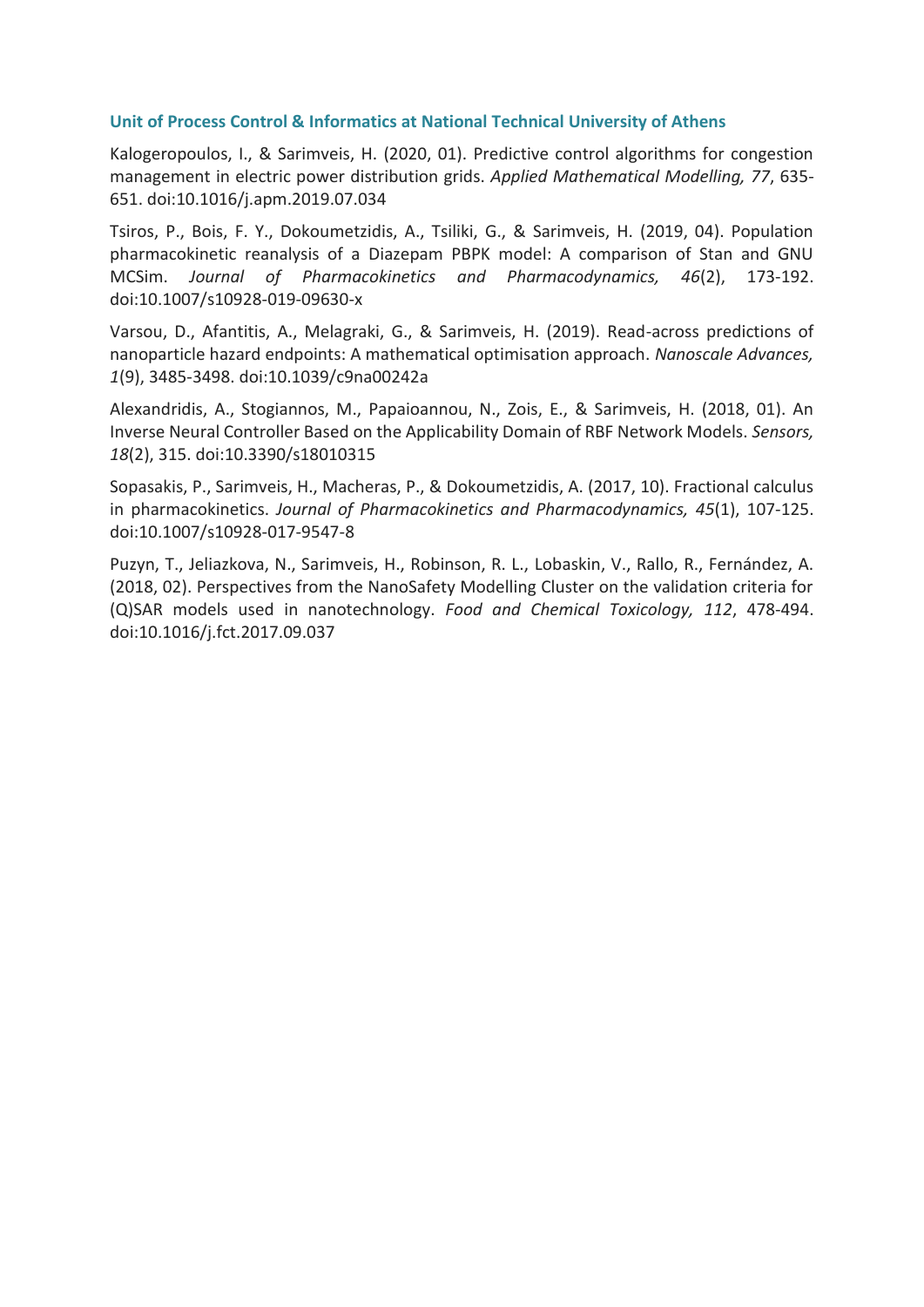### Unit of Process Control & Informatics at National Technical University of Athens

Kalogeropoulos, I., & Sarimveis, H. (2020, 01). Predictive control algorithms for congestion management in electric power distribution grids. *Applied Mathematical Modelling, 77*, 635-651. doi:10.1016/j.apm.2019.07.034

Tsiros, P., Bois, F. Y., Dokoumetzidis, A., Tsiliki, G., & Sarimveis, H. (2019, 04). Population pharmacokinetic reanalysis of a Diazepam PBPK model: A comparison of Stan and GNU MCSim. *Journal of Pharmacokinetics and Pharmacodynamics, 46*(2), 173-192. doi:10.1007/s10928-019-09630-x

Varsou, D., Afantitis, A., Melagraki, G., & Sarimveis, H. (2019). Read-across predictions of nanoparticle hazard endpoints: A mathematical optimisation approach. *Nanoscale Advances, 1*(9), 3485-3498. doi:10.1039/c9na00242a

Alexandridis, A., Stogiannos, M., Papaioannou, N., Zois, E., & Sarimveis, H. (2018, 01). An Inverse Neural Controller Based on the Applicability Domain of RBF Network Models. *Sensors, 18*(2), 315. doi:10.3390/s18010315

Sopasakis, P., Sarimveis, H., Macheras, P., & Dokoumetzidis, A. (2017, 10). Fractional calculus in pharmacokinetics. *Journal of Pharmacokinetics and Pharmacodynamics, 45*(1), 107-125. doi:10.1007/s10928-017-9547-8

Puzyn, T., Jeliazkova, N., Sarimveis, H., Robinson, R. L., Lobaskin, V., Rallo, R., Fernández, A. (2018, 02). Perspectives from the NanoSafety Modelling Cluster on the validation criteria for (Q)SAR models used in nanotechnology. *Food and Chemical Toxicology, 112*, 478-494. doi:10.1016/j.fct.2017.09.037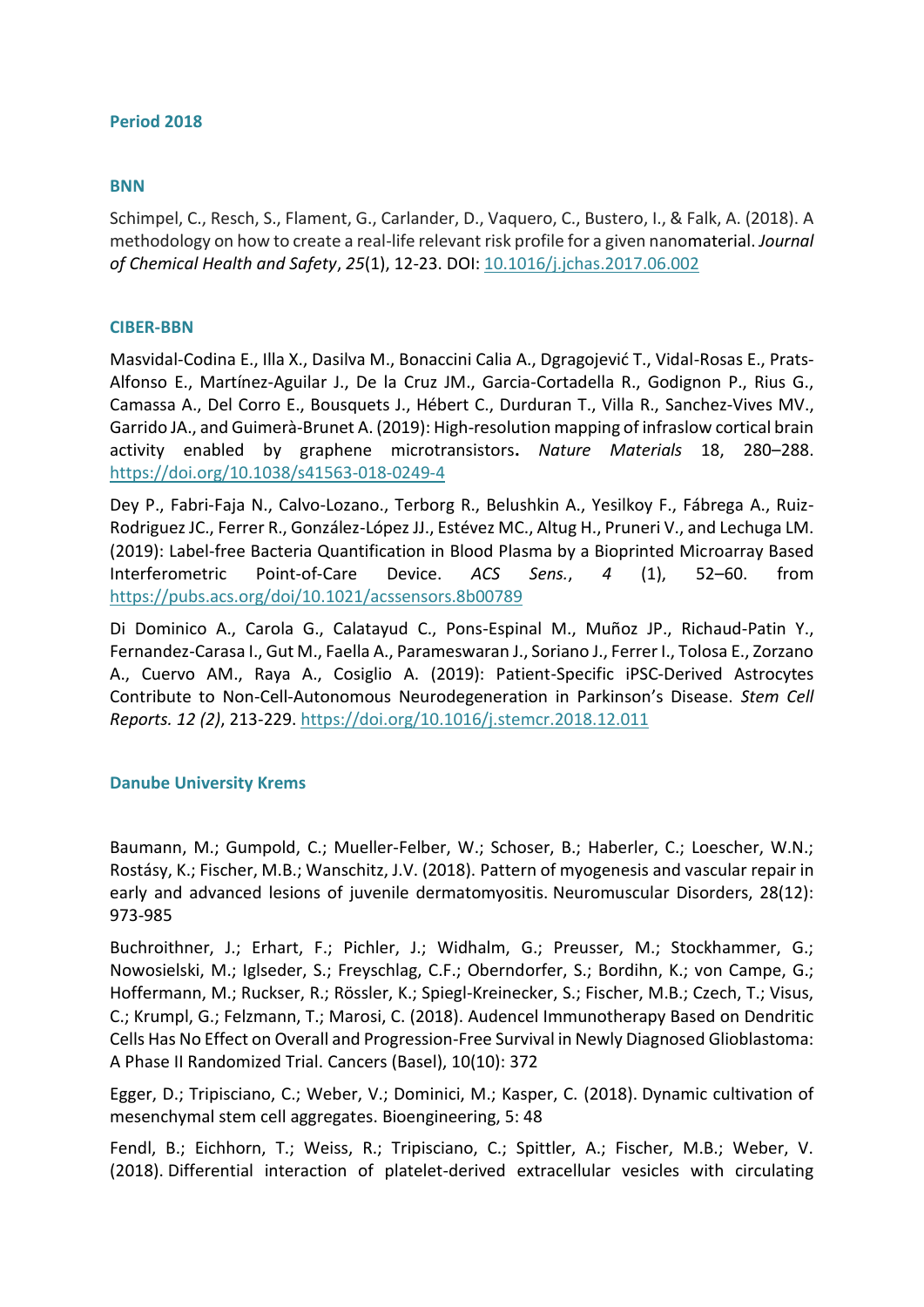### Period 2018

#### BNN

Schimpel, C., Resch, S., Flament, G., Carlander, D., Vaquero, C., Bustero, I., & Falk, A. (2018). A methodology on how to create a real-life relevant risk profile for a given nanomaterial. *Journal of Chemical Health and Safety*, *25*(1), 12-23. DOI: 10.1016/j.jchas.2017.06.002

#### CIBER-BBN

Masvidal-Codina E., Illa X., Dasilva M., Bonaccini Calia A., Dgragojević T., Vidal-Rosas E., Prats-Alfonso E., Martínez-Aguilar J., De la Cruz JM., Garcia-Cortadella R., Godignon P., Rius G., Camassa A., Del Corro E., Bousquets J., Hébert C., Durduran T., Villa R., Sanchez-Vives MV., Garrido JA., and Guimerà-Brunet A. (2019): High-resolution mapping of infraslow cortical brain activity enabled by graphene microtransistors**.** *Nature Materials* 18, 280–288. https://doi.org/10.1038/s41563-018-0249-4

Dey P., Fabri-Faja N., Calvo-Lozano., Terborg R., Belushkin A., Yesilkoy F., Fábrega A., Ruiz-Rodriguez JC., Ferrer R., González-López JJ., Estévez MC., Altug H., Pruneri V., and Lechuga LM. (2019): Label-free Bacteria Quantification in Blood Plasma by a Bioprinted Microarray Based Interferometric Point-of-Care Device. *ACS Sens.*, *4* (1), 52–60. from https://pubs.acs.org/doi/10.1021/acssensors.8b00789

Di Dominico A., Carola G., Calatayud C., Pons-Espinal M., Muñoz JP., Richaud-Patin Y., Fernandez-Carasa I., Gut M., Faella A., Parameswaran J., Soriano J., Ferrer I., Tolosa E., Zorzano A., Cuervo AM., Raya A., Cosiglio A. (2019): Patient-Specific iPSC-Derived Astrocytes Contribute to Non-Cell-Autonomous Neurodegeneration in Parkinson's Disease. *Stem Cell Reports. 12 (2)*, 213-229. https://doi.org/10.1016/j.stemcr.2018.12.011

#### Danube University Krems

Baumann, M.; Gumpold, C.; Mueller-Felber, W.; Schoser, B.; Haberler, C.; Loescher, W.N.; Rostásy, K.; Fischer, M.B.; Wanschitz, J.V. (2018). Pattern of myogenesis and vascular repair in early and advanced lesions of juvenile dermatomyositis. Neuromuscular Disorders, 28(12): 973-985

Buchroithner, J.; Erhart, F.; Pichler, J.; Widhalm, G.; Preusser, M.; Stockhammer, G.; Nowosielski, M.; Iglseder, S.; Freyschlag, C.F.; Oberndorfer, S.; Bordihn, K.; von Campe, G.; Hoffermann, M.; Ruckser, R.; Rössler, K.; Spiegl-Kreinecker, S.; Fischer, M.B.; Czech, T.; Visus, C.; Krumpl, G.; Felzmann, T.; Marosi, C. (2018). Audencel Immunotherapy Based on Dendritic Cells Has No Effect on Overall and Progression-Free Survival in Newly Diagnosed Glioblastoma: A Phase II Randomized Trial. Cancers (Basel), 10(10): 372

Egger, D.; Tripisciano, C.; Weber, V.; Dominici, M.; Kasper, C. (2018). Dynamic cultivation of mesenchymal stem cell aggregates. Bioengineering, 5: 48

Fendl, B.; Eichhorn, T.; Weiss, R.; Tripisciano, C.; Spittler, A.; Fischer, M.B.; Weber, V. (2018). Differential interaction of platelet-derived extracellular vesicles with circulating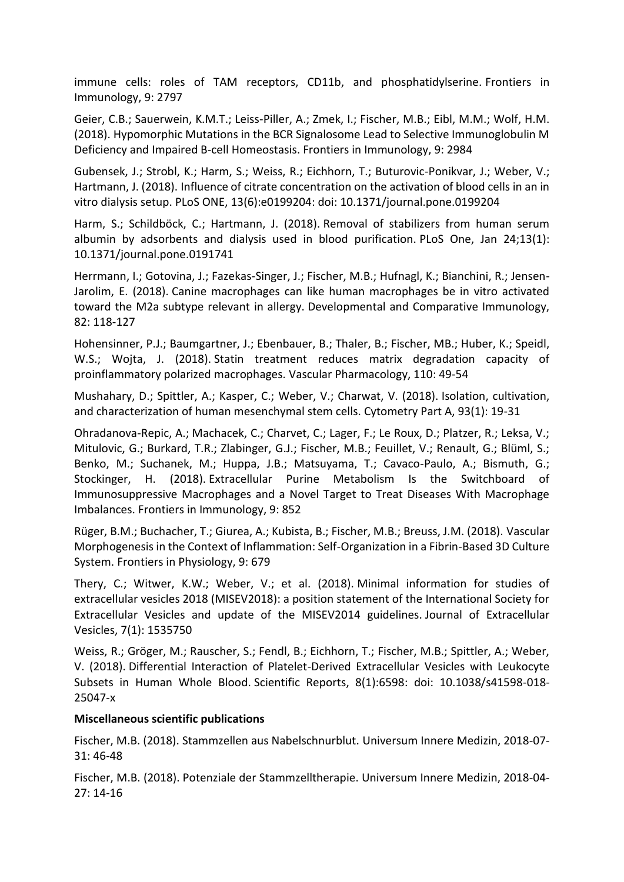immune cells: roles of TAM receptors, CD11b, and phosphatidylserine. Frontiers in Immunology, 9: 2797

Geier, C.B.; Sauerwein, K.M.T.; Leiss-Piller, A.; Zmek, I.; Fischer, M.B.; Eibl, M.M.; Wolf, H.M. (2018). Hypomorphic Mutations in the BCR Signalosome Lead to Selective Immunoglobulin M Deficiency and Impaired B-cell Homeostasis. Frontiers in Immunology, 9: 2984

Gubensek, J.; Strobl, K.; Harm, S.; Weiss, R.; Eichhorn, T.; Buturovic-Ponikvar, J.; Weber, V.; Hartmann, J. (2018). Influence of citrate concentration on the activation of blood cells in an in vitro dialysis setup. PLoS ONE, 13(6):e0199204: doi: 10.1371/journal.pone.0199204

Harm, S.; Schildböck, C.; Hartmann, J. (2018). Removal of stabilizers from human serum albumin by adsorbents and dialysis used in blood purification. PLoS One, Jan 24;13(1): 10.1371/journal.pone.0191741

Herrmann, I.; Gotovina, J.; Fazekas-Singer, J.; Fischer, M.B.; Hufnagl, K.; Bianchini, R.; Jensen-Jarolim, E. (2018). Canine macrophages can like human macrophages be in vitro activated toward the M2a subtype relevant in allergy. Developmental and Comparative Immunology, 82: 118-127

Hohensinner, P.J.; Baumgartner, J.; Ebenbauer, B.; Thaler, B.; Fischer, MB.; Huber, K.; Speidl, W.S.; Wojta, J. (2018). Statin treatment reduces matrix degradation capacity of proinflammatory polarized macrophages. Vascular Pharmacology, 110: 49-54

Mushahary, D.; Spittler, A.; Kasper, C.; Weber, V.; Charwat, V. (2018). Isolation, cultivation, and characterization of human mesenchymal stem cells. Cytometry Part A, 93(1): 19-31

Ohradanova-Repic, A.; Machacek, C.; Charvet, C.; Lager, F.; Le Roux, D.; Platzer, R.; Leksa, V.; Mitulovic, G.; Burkard, T.R.; Zlabinger, G.J.; Fischer, M.B.; Feuillet, V.; Renault, G.; Blüml, S.; Benko, M.; Suchanek, M.; Huppa, J.B.; Matsuyama, T.; Cavaco-Paulo, A.; Bismuth, G.; Stockinger, H. (2018). Extracellular Purine Metabolism Is the Switchboard of Immunosuppressive Macrophages and a Novel Target to Treat Diseases With Macrophage Imbalances. Frontiers in Immunology, 9: 852

Rüger, B.M.; Buchacher, T.; Giurea, A.; Kubista, B.; Fischer, M.B.; Breuss, J.M. (2018). Vascular Morphogenesis in the Context of Inflammation: Self-Organization in a Fibrin-Based 3D Culture System. Frontiers in Physiology, 9: 679

Thery, C.; Witwer, K.W.; Weber, V.; et al. (2018). Minimal information for studies of extracellular vesicles 2018 (MISEV2018): a position statement of the International Society for Extracellular Vesicles and update of the MISEV2014 guidelines. Journal of Extracellular Vesicles, 7(1): 1535750

Weiss, R.; Gröger, M.; Rauscher, S.; Fendl, B.; Eichhorn, T.; Fischer, M.B.; Spittler, A.; Weber, V. (2018). Differential Interaction of Platelet-Derived Extracellular Vesicles with Leukocyte Subsets in Human Whole Blood. Scientific Reports, 8(1):6598: doi: 10.1038/s41598-018-25047-x

**Miscellaneous scientific publications**

Fischer, M.B. (2018). Stammzellen aus Nabelschnurblut. Universum Innere Medizin, 2018-07-31: 46-48

Fischer, M.B. (2018). Potenziale der Stammzelltherapie. Universum Innere Medizin, 2018-04-27: 14-16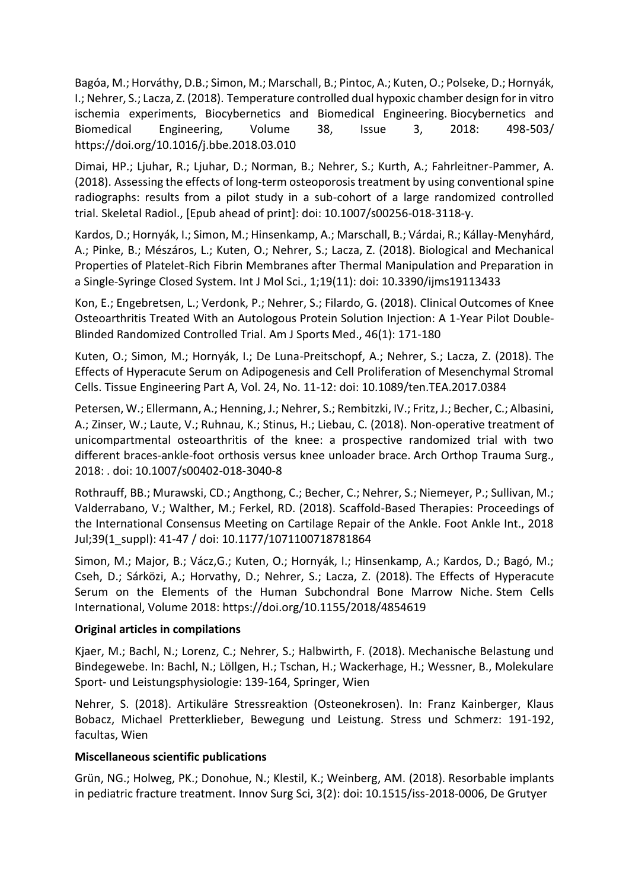Bagóa, M.; Horváthy, D.B.; Simon, M.; Marschall, B.; Pintoc, A.; Kuten, O.; Polseke, D.; Hornyák, I.; Nehrer, S.; Lacza, Z. (2018). Temperature controlled dual hypoxic chamber design for in vitro ischemia experiments, Biocybernetics and Biomedical Engineering. Biocybernetics and Biomedical Engineering, Volume 38, Issue 3, 2018: 498-503/ https://doi.org/10.1016/j.bbe.2018.03.010

Dimai, HP.; Ljuhar, R.; Ljuhar, D.; Norman, B.; Nehrer, S.; Kurth, A.; Fahrleitner-Pammer, A. (2018). Assessing the effects of long-term osteoporosis treatment by using conventional spine radiographs: results from a pilot study in a sub-cohort of a large randomized controlled trial. Skeletal Radiol., [Epub ahead of print]: doi: 10.1007/s00256-018-3118-y.

Kardos, D.; Hornyák, I.; Simon, M.; Hinsenkamp, A.; Marschall, B.; Várdai, R.; Kállay-Menyhárd, A.; Pinke, B.; Mészáros, L.; Kuten, O.; Nehrer, S.; Lacza, Z. (2018). Biological and Mechanical Properties of Platelet-Rich Fibrin Membranes after Thermal Manipulation and Preparation in a Single-Syringe Closed System. Int J Mol Sci., 1;19(11): doi: 10.3390/ijms19113433

Kon, E.; Engebretsen, L.; Verdonk, P.; Nehrer, S.; Filardo, G. (2018). Clinical Outcomes of Knee Osteoarthritis Treated With an Autologous Protein Solution Injection: A 1-Year Pilot Double-Blinded Randomized Controlled Trial. Am J Sports Med., 46(1): 171-180

Kuten, O.; Simon, M.; Hornyák, I.; De Luna-Preitschopf, A.; Nehrer, S.; Lacza, Z. (2018). The Effects of Hyperacute Serum on Adipogenesis and Cell Proliferation of Mesenchymal Stromal Cells. Tissue Engineering Part A, Vol. 24, No. 11-12: doi: 10.1089/ten.TEA.2017.0384

Petersen, W.; Ellermann, A.; Henning, J.; Nehrer, S.; Rembitzki, IV.; Fritz, J.; Becher, C.; Albasini, A.; Zinser, W.; Laute, V.; Ruhnau, K.; Stinus, H.; Liebau, C. (2018). Non-operative treatment of unicompartmental osteoarthritis of the knee: a prospective randomized trial with two different braces-ankle-foot orthosis versus knee unloader brace. Arch Orthop Trauma Surg., 2018: . doi: 10.1007/s00402-018-3040-8

Rothrauff, BB.; Murawski, CD.; Angthong, C.; Becher, C.; Nehrer, S.; Niemeyer, P.; Sullivan, M.; Valderrabano, V.; Walther, M.; Ferkel, RD. (2018). Scaffold-Based Therapies: Proceedings of the International Consensus Meeting on Cartilage Repair of the Ankle. Foot Ankle Int., 2018 Jul;39(1_suppl): 41-47 / doi: 10.1177/1071100718781864

Simon, M.; Major, B.; Vácz,G.; Kuten, O.; Hornyák, I.; Hinsenkamp, A.; Kardos, D.; Bagó, M.; Cseh, D.; Sárközi, A.; Horvathy, D.; Nehrer, S.; Lacza, Z. (2018). The Effects of Hyperacute Serum on the Elements of the Human Subchondral Bone Marrow Niche. Stem Cells International, Volume 2018: https://doi.org/10.1155/2018/4854619

**Original articles in compilations**

Kjaer, M.; Bachl, N.; Lorenz, C.; Nehrer, S.; Halbwirth, F. (2018). Mechanische Belastung und Bindegewebe. In: Bachl, N.; Löllgen, H.; Tschan, H.; Wackerhage, H.; Wessner, B., Molekulare Sport- und Leistungsphysiologie: 139-164, Springer, Wien

Nehrer, S. (2018). Artikuläre Stressreaktion (Osteonekrosen). In: Franz Kainberger, Klaus Bobacz, Michael Pretterklieber, Bewegung und Leistung. Stress und Schmerz: 191-192, facultas, Wien

**Miscellaneous scientific publications**

Grün, NG.; Holweg, PK.; Donohue, N.; Klestil, K.; Weinberg, AM. (2018). Resorbable implants in pediatric fracture treatment. Innov Surg Sci, 3(2): doi: 10.1515/iss-2018-0006, De Grutyer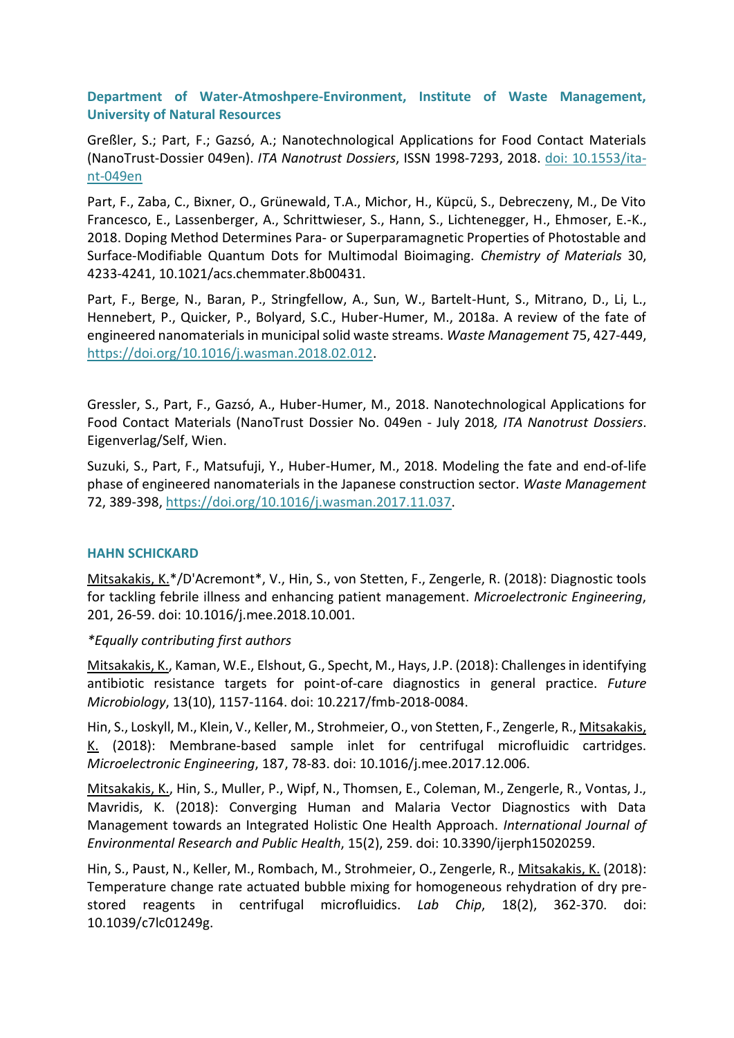### Department of Water-Atmoshpere-Environment, Institute of Waste Management, University of Natural Resources

Greßler, S.; Part, F.; Gazsó, A.; Nanotechnological Applications for Food Contact Materials (NanoTrust-Dossier 049en). *ITA Nanotrust Dossiers*, ISSN 1998-7293, 2018. [doi: 10.1553/ita-nt-049en](https://doi.org/10.1553/ita-nt-049en)

Part, F., Zaba, C., Bixner, O., Grünewald, T.A., Michor, H., Küpcü, S., Debreczeny, M., De Vito Francesco, E., Lassenberger, A., Schrittwieser, S., Hann, S., Lichtenegger, H., Ehmoser, E.-K., 2018. Doping Method Determines Para- or Superparamagnetic Properties of Photostable and Surface-Modifiable Quantum Dots for Multimodal Bioimaging. *Chemistry of Materials* 30, 4233-4241, 10.1021/acs.chemmater.8b00431.

Part, F., Berge, N., Baran, P., Stringfellow, A., Sun, W., Bartelt-Hunt, S., Mitrano, D., Li, L., Hennebert, P., Quicker, P., Bolyard, S.C., Huber-Humer, M., 2018a. A review of the fate of engineered nanomaterials in municipal solid waste streams. *Waste Management* 75, 427-449, <https://doi.org/10.1016/j.wasman.2018.02.012>.

Gressler, S., Part, F., Gazsó, A., Huber-Humer, M., 2018. Nanotechnological Applications for Food Contact Materials (NanoTrust Dossier No. 049en - July 2018*, ITA Nanotrust Dossiers*. Eigenverlag/Self, Wien.

Suzuki, S., Part, F., Matsufuji, Y., Huber-Humer, M., 2018. Modeling the fate and end-of-life phase of engineered nanomaterials in the Japanese construction sector. *Waste Management* 72, 389-398, <https://doi.org/10.1016/j.wasman.2017.11.037>.

### HAHN SCHICKARD

Mitsakakis, K.*/D'Acremont*, V., Hin, S., von Stetten, F., Zengerle, R. (2018): Diagnostic tools for tackling febrile illness and enhancing patient management. *Microelectronic Engineering*, 201, 26-59. doi: 10.1016/j.mee.2018.10.001.

*\*Equally contributing first authors*

Mitsakakis, K., Kaman, W.E., Elshout, G., Specht, M., Hays, J.P. (2018): Challenges in identifying antibiotic resistance targets for point-of-care diagnostics in general practice. *Future Microbiology*, 13(10), 1157-1164. doi: 10.2217/fmb-2018-0084.

Hin, S., Loskyll, M., Klein, V., Keller, M., Strohmeier, O., von Stetten, F., Zengerle, R., Mitsakakis, K. (2018): Membrane-based sample inlet for centrifugal microfluidic cartridges. *Microelectronic Engineering*, 187, 78-83. doi: 10.1016/j.mee.2017.12.006.

Mitsakakis, K., Hin, S., Muller, P., Wipf, N., Thomsen, E., Coleman, M., Zengerle, R., Vontas, J., Mavridis, K. (2018): Converging Human and Malaria Vector Diagnostics with Data Management towards an Integrated Holistic One Health Approach. *International Journal of Environmental Research and Public Health*, 15(2), 259. doi: 10.3390/ijerph15020259.

Hin, S., Paust, N., Keller, M., Rombach, M., Strohmeier, O., Zengerle, R., Mitsakakis, K. (2018): Temperature change rate actuated bubble mixing for homogeneous rehydration of dry pre-stored reagents in centrifugal microfluidics. *Lab Chip*, 18(2), 362-370. doi: 10.1039/c7lc01249g.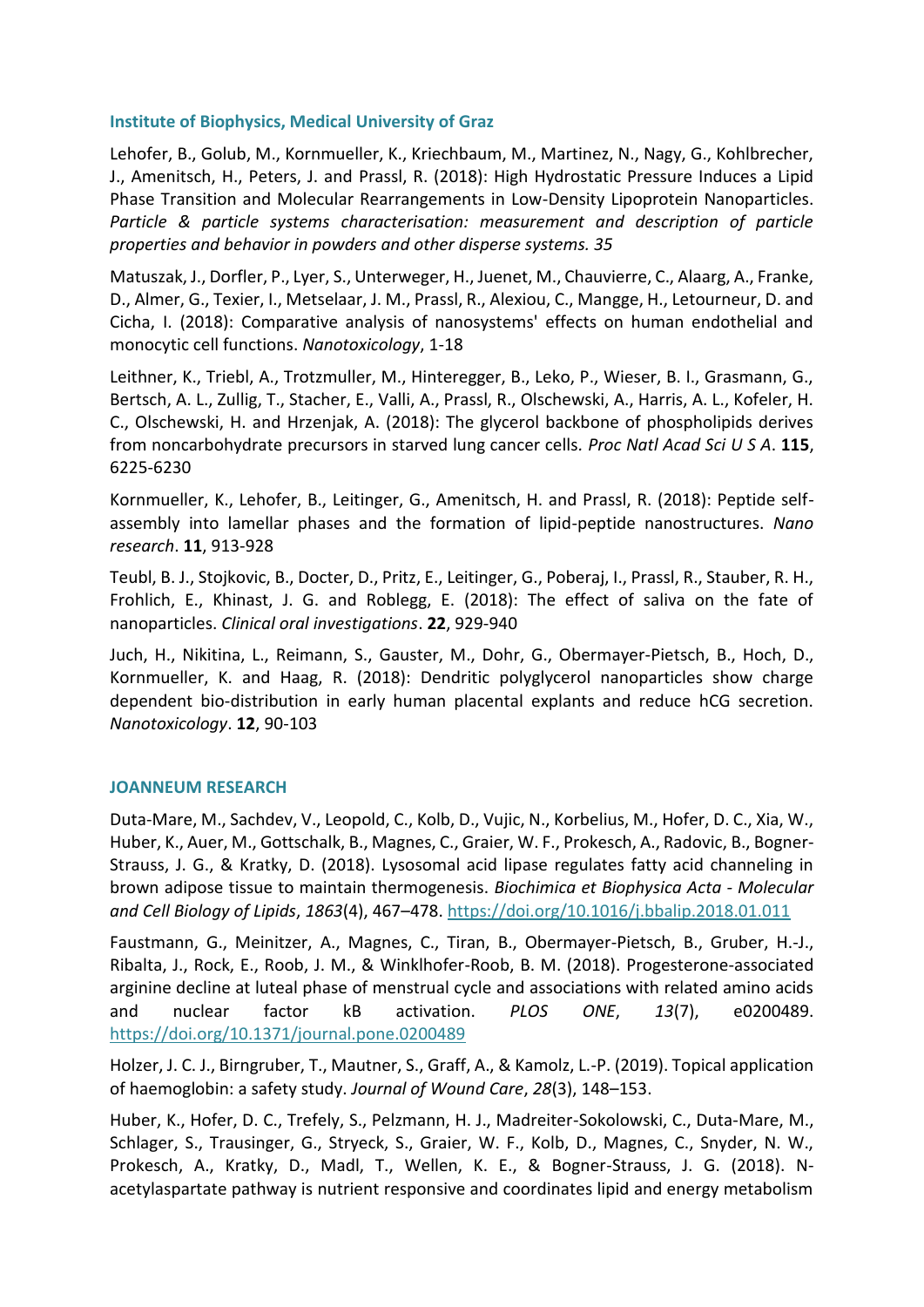### Institute of Biophysics, Medical University of Graz

Lehofer, B., Golub, M., Kornmueller, K., Kriechbaum, M., Martinez, N., Nagy, G., Kohlbrecher, J., Amenitsch, H., Peters, J. and Prassl, R. (2018): High Hydrostatic Pressure Induces a Lipid Phase Transition and Molecular Rearrangements in Low-Density Lipoprotein Nanoparticles. *Particle & particle systems characterisation: measurement and description of particle properties and behavior in powders and other disperse systems. 35*

Matuszak, J., Dorfler, P., Lyer, S., Unterweger, H., Juenet, M., Chauvierre, C., Alaarg, A., Franke, D., Almer, G., Texier, I., Metselaar, J. M., Prassl, R., Alexiou, C., Mangge, H., Letourneur, D. and Cicha, I. (2018): Comparative analysis of nanosystems' effects on human endothelial and monocytic cell functions. *Nanotoxicology*, 1-18

Leithner, K., Triebl, A., Trotzmuller, M., Hinteregger, B., Leko, P., Wieser, B. I., Grasmann, G., Bertsch, A. L., Zullig, T., Stacher, E., Valli, A., Prassl, R., Olschewski, A., Harris, A. L., Kofeler, H. C., Olschewski, H. and Hrzenjak, A. (2018): The glycerol backbone of phospholipids derives from noncarbohydrate precursors in starved lung cancer cells. *Proc Natl Acad Sci U S A*. **115**, 6225-6230

Kornmueller, K., Lehofer, B., Leitinger, G., Amenitsch, H. and Prassl, R. (2018): Peptide self-assembly into lamellar phases and the formation of lipid-peptide nanostructures. *Nano research*. **11**, 913-928

Teubl, B. J., Stojkovic, B., Docter, D., Pritz, E., Leitinger, G., Poberaj, I., Prassl, R., Stauber, R. H., Frohlich, E., Khinast, J. G. and Roblegg, E. (2018): The effect of saliva on the fate of nanoparticles. *Clinical oral investigations*. **22**, 929-940

Juch, H., Nikitina, L., Reimann, S., Gauster, M., Dohr, G., Obermayer-Pietsch, B., Hoch, D., Kornmueller, K. and Haag, R. (2018): Dendritic polyglycerol nanoparticles show charge dependent bio-distribution in early human placental explants and reduce hCG secretion. *Nanotoxicology*. **12**, 90-103

### JOANNEUM RESEARCH

Duta-Mare, M., Sachdev, V., Leopold, C., Kolb, D., Vujic, N., Korbelius, M., Hofer, D. C., Xia, W., Huber, K., Auer, M., Gottschalk, B., Magnes, C., Graier, W. F., Prokesch, A., Radovic, B., Bogner-Strauss, J. G., & Kratky, D. (2018). Lysosomal acid lipase regulates fatty acid channeling in brown adipose tissue to maintain thermogenesis. *Biochimica et Biophysica Acta - Molecular and Cell Biology of Lipids*, *1863*(4), 467–478. https://doi.org/10.1016/j.bbalip.2018.01.011

Faustmann, G., Meinitzer, A., Magnes, C., Tiran, B., Obermayer-Pietsch, B., Gruber, H.-J., Ribalta, J., Rock, E., Roob, J. M., & Winklhofer-Roob, B. M. (2018). Progesterone-associated arginine decline at luteal phase of menstrual cycle and associations with related amino acids and nuclear factor kB activation. *PLOS ONE*, *13*(7), e0200489. https://doi.org/10.1371/journal.pone.0200489

Holzer, J. C. J., Birngruber, T., Mautner, S., Graff, A., & Kamolz, L.-P. (2019). Topical application of haemoglobin: a safety study. *Journal of Wound Care*, *28*(3), 148–153.

Huber, K., Hofer, D. C., Trefely, S., Pelzmann, H. J., Madreiter-Sokolowski, C., Duta-Mare, M., Schlager, S., Trausinger, G., Stryeck, S., Graier, W. F., Kolb, D., Magnes, C., Snyder, N. W., Prokesch, A., Kratky, D., Madl, T., Wellen, K. E., & Bogner-Strauss, J. G. (2018). N-acetylaspartate pathway is nutrient responsive and coordinates lipid and energy metabolism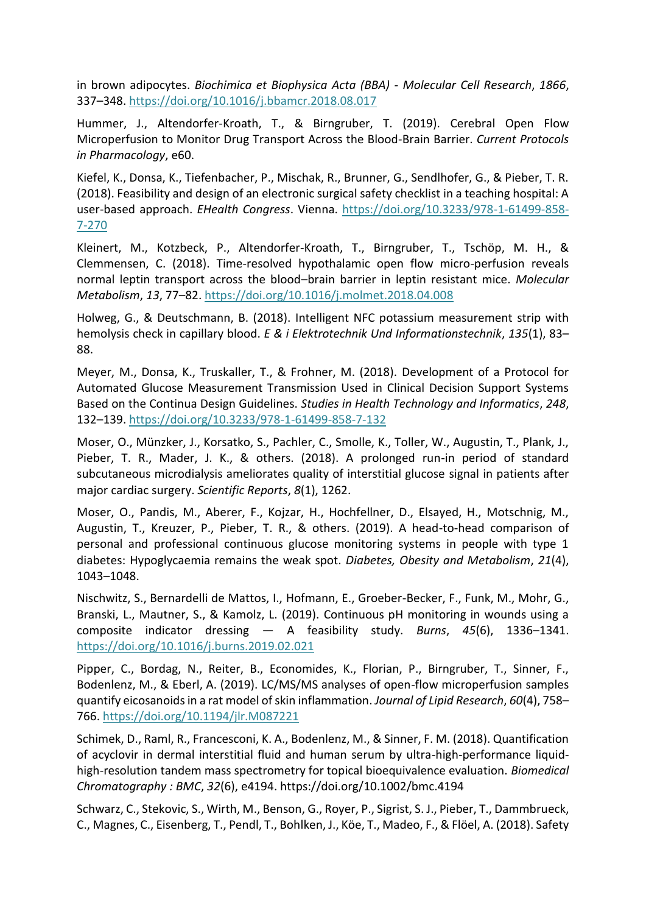in brown adipocytes. *Biochimica et Biophysica Acta (BBA) - Molecular Cell Research*, *1866*, 337–348. https://doi.org/10.1016/j.bbamcr.2018.08.017

Hummer, J., Altendorfer-Kroath, T., & Birngruber, T. (2019). Cerebral Open Flow Microperfusion to Monitor Drug Transport Across the Blood-Brain Barrier. *Current Protocols in Pharmacology*, e60.

Kiefel, K., Donsa, K., Tiefenbacher, P., Mischak, R., Brunner, G., Sendlhofer, G., & Pieber, T. R. (2018). Feasibility and design of an electronic surgical safety checklist in a teaching hospital: A user-based approach. *EHealth Congress*. Vienna. https://doi.org/10.3233/978-1-61499-858-7-270

Kleinert, M., Kotzbeck, P., Altendorfer-Kroath, T., Birngruber, T., Tschöp, M. H., & Clemmensen, C. (2018). Time-resolved hypothalamic open flow micro-perfusion reveals normal leptin transport across the blood–brain barrier in leptin resistant mice. *Molecular Metabolism*, *13*, 77–82. https://doi.org/10.1016/j.molmet.2018.04.008

Holweg, G., & Deutschmann, B. (2018). Intelligent NFC potassium measurement strip with hemolysis check in capillary blood. *E & i Elektrotechnik Und Informationstechnik*, *135*(1), 83–88.

Meyer, M., Donsa, K., Truskaller, T., & Frohner, M. (2018). Development of a Protocol for Automated Glucose Measurement Transmission Used in Clinical Decision Support Systems Based on the Continua Design Guidelines. *Studies in Health Technology and Informatics*, *248*, 132–139. https://doi.org/10.3233/978-1-61499-858-7-132

Moser, O., Münzker, J., Korsatko, S., Pachler, C., Smolle, K., Toller, W., Augustin, T., Plank, J., Pieber, T. R., Mader, J. K., & others. (2018). A prolonged run-in period of standard subcutaneous microdialysis ameliorates quality of interstitial glucose signal in patients after major cardiac surgery. *Scientific Reports*, *8*(1), 1262.

Moser, O., Pandis, M., Aberer, F., Kojzar, H., Hochfellner, D., Elsayed, H., Motschnig, M., Augustin, T., Kreuzer, P., Pieber, T. R., & others. (2019). A head-to-head comparison of personal and professional continuous glucose monitoring systems in people with type 1 diabetes: Hypoglycaemia remains the weak spot. *Diabetes, Obesity and Metabolism*, *21*(4), 1043–1048.

Nischwitz, S., Bernardelli de Mattos, I., Hofmann, E., Groeber-Becker, F., Funk, M., Mohr, G., Branski, L., Mautner, S., & Kamolz, L. (2019). Continuous pH monitoring in wounds using a composite indicator dressing — A feasibility study. *Burns*, *45*(6), 1336–1341. https://doi.org/10.1016/j.burns.2019.02.021

Pipper, C., Bordag, N., Reiter, B., Economides, K., Florian, P., Birngruber, T., Sinner, F., Bodenlenz, M., & Eberl, A. (2019). LC/MS/MS analyses of open-flow microperfusion samples quantify eicosanoids in a rat model of skin inflammation. *Journal of Lipid Research*, *60*(4), 758–766. https://doi.org/10.1194/jlr.M087221

Schimek, D., Raml, R., Francesconi, K. A., Bodenlenz, M., & Sinner, F. M. (2018). Quantification of acyclovir in dermal interstitial fluid and human serum by ultra-high-performance liquid-high-resolution tandem mass spectrometry for topical bioequivalence evaluation. *Biomedical Chromatography : BMC*, *32*(6), e4194. https://doi.org/10.1002/bmc.4194

Schwarz, C., Stekovic, S., Wirth, M., Benson, G., Royer, P., Sigrist, S. J., Pieber, T., Dammbrueck, C., Magnes, C., Eisenberg, T., Pendl, T., Bohlken, J., Köe, T., Madeo, F., & Flöel, A. (2018). Safety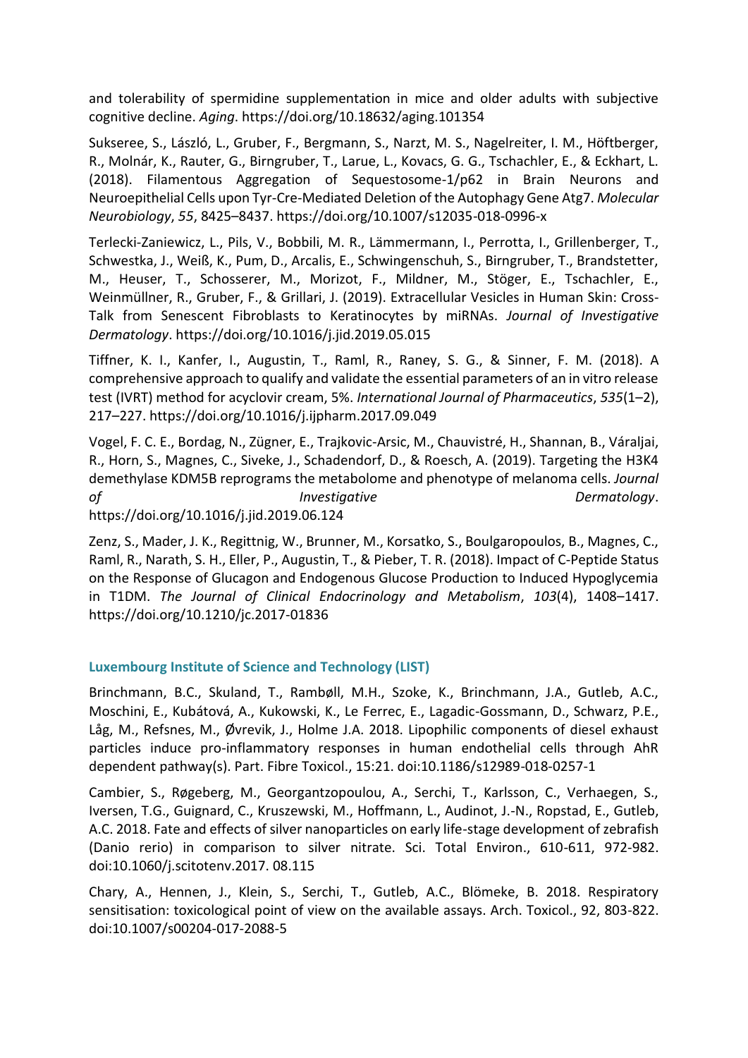and tolerability of spermidine supplementation in mice and older adults with subjective cognitive decline. *Aging*. https://doi.org/10.18632/aging.101354

Sukseree, S., László, L., Gruber, F., Bergmann, S., Narzt, M. S., Nagelreiter, I. M., Höftberger, R., Molnár, K., Rauter, G., Birngruber, T., Larue, L., Kovacs, G. G., Tschachler, E., & Eckhart, L. (2018). Filamentous Aggregation of Sequestosome-1/p62 in Brain Neurons and Neuroepithelial Cells upon Tyr-Cre-Mediated Deletion of the Autophagy Gene Atg7. *Molecular Neurobiology*, *55*, 8425–8437. https://doi.org/10.1007/s12035-018-0996-x

Terlecki-Zaniewicz, L., Pils, V., Bobbili, M. R., Lämmermann, I., Perrotta, I., Grillenberger, T., Schwestka, J., Weiß, K., Pum, D., Arcalis, E., Schwingenschuh, S., Birngruber, T., Brandstetter, M., Heuser, T., Schosserer, M., Morizot, F., Mildner, M., Stöger, E., Tschachler, E., Weinmüllner, R., Gruber, F., & Grillari, J. (2019). Extracellular Vesicles in Human Skin: Cross-Talk from Senescent Fibroblasts to Keratinocytes by miRNAs. *Journal of Investigative Dermatology*. https://doi.org/10.1016/j.jid.2019.05.015

Tiffner, K. I., Kanfer, I., Augustin, T., Raml, R., Raney, S. G., & Sinner, F. M. (2018). A comprehensive approach to qualify and validate the essential parameters of an in vitro release test (IVRT) method for acyclovir cream, 5%. *International Journal of Pharmaceutics*, *535*(1–2), 217–227. https://doi.org/10.1016/j.ijpharm.2017.09.049

Vogel, F. C. E., Bordag, N., Zügner, E., Trajkovic-Arsic, M., Chauvistré, H., Shannan, B., Váraljai, R., Horn, S., Magnes, C., Siveke, J., Schadendorf, D., & Roesch, A. (2019). Targeting the H3K4 demethylase KDM5B reprograms the metabolome and phenotype of melanoma cells. *Journal of Investigative Dermatology*. https://doi.org/10.1016/j.jid.2019.06.124

Zenz, S., Mader, J. K., Regittnig, W., Brunner, M., Korsatko, S., Boulgaropoulos, B., Magnes, C., Raml, R., Narath, S. H., Eller, P., Augustin, T., & Pieber, T. R. (2018). Impact of C-Peptide Status on the Response of Glucagon and Endogenous Glucose Production to Induced Hypoglycemia in T1DM. *The Journal of Clinical Endocrinology and Metabolism*, *103*(4), 1408–1417. https://doi.org/10.1210/jc.2017-01836

### Luxembourg Institute of Science and Technology (LIST)

Brinchmann, B.C., Skuland, T., Rambøll, M.H., Szoke, K., Brinchmann, J.A., Gutleb, A.C., Moschini, E., Kubátová, A., Kukowski, K., Le Ferrec, E., Lagadic-Gossmann, D., Schwarz, P.E., Låg, M., Refsnes, M., Øvrevik, J., Holme J.A. 2018. Lipophilic components of diesel exhaust particles induce pro-inflammatory responses in human endothelial cells through AhR dependent pathway(s). Part. Fibre Toxicol., 15:21. doi:10.1186/s12989-018-0257-1

Cambier, S., Røgeberg, M., Georgantzopoulou, A., Serchi, T., Karlsson, C., Verhaegen, S., Iversen, T.G., Guignard, C., Kruszewski, M., Hoffmann, L., Audinot, J.-N., Ropstad, E., Gutleb, A.C. 2018. Fate and effects of silver nanoparticles on early life-stage development of zebrafish (Danio rerio) in comparison to silver nitrate. Sci. Total Environ., 610-611, 972-982. doi:10.1060/j.scitotenv.2017. 08.115

Chary, A., Hennen, J., Klein, S., Serchi, T., Gutleb, A.C., Blömeke, B. 2018. Respiratory sensitisation: toxicological point of view on the available assays. Arch. Toxicol., 92, 803-822. doi:10.1007/s00204-017-2088-5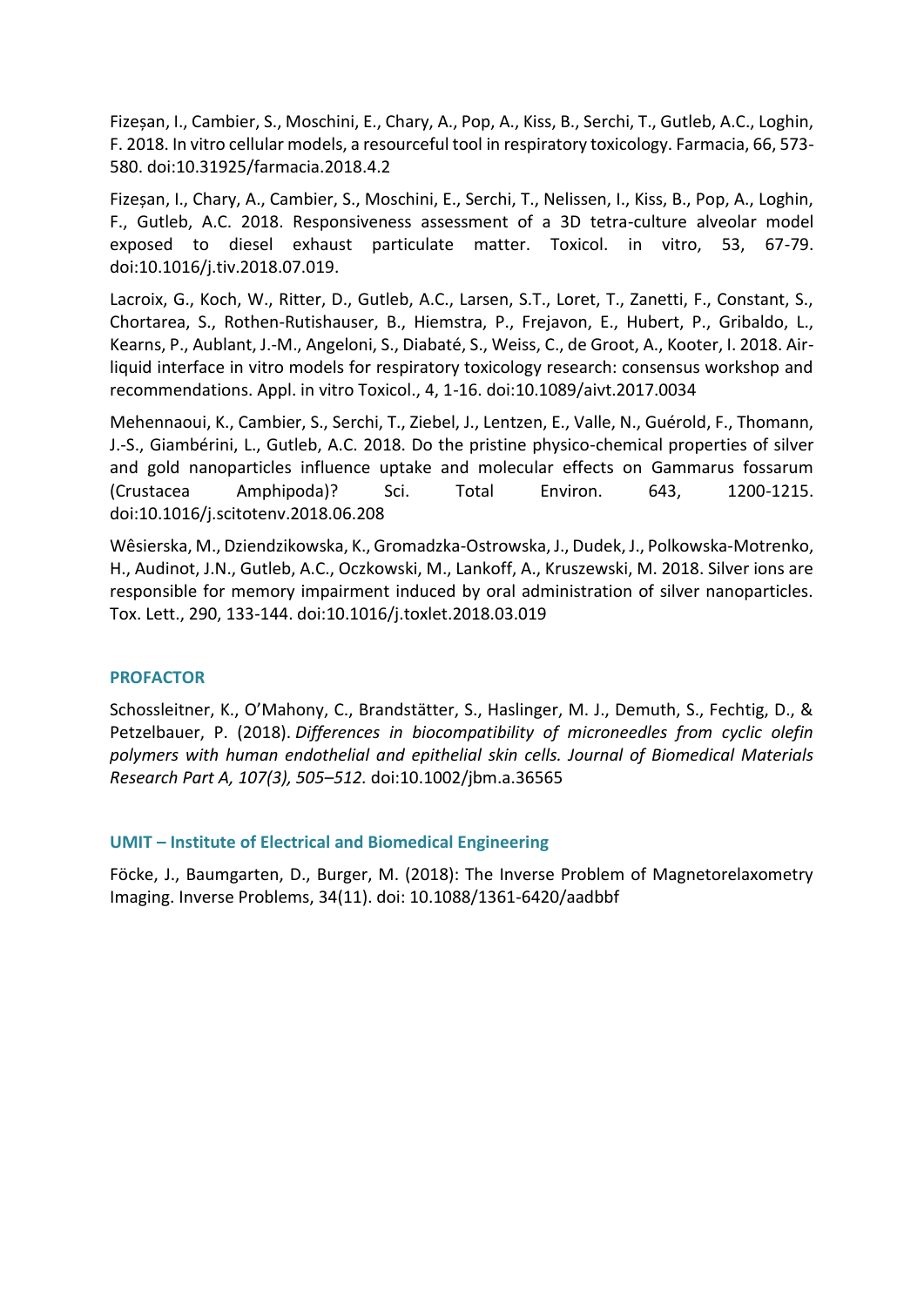Fizeșan, I., Cambier, S., Moschini, E., Chary, A., Pop, A., Kiss, B., Serchi, T., Gutleb, A.C., Loghin, F. 2018. In vitro cellular models, a resourceful tool in respiratory toxicology. Farmacia, 66, 573-580. doi:10.31925/farmacia.2018.4.2

Fizeșan, I., Chary, A., Cambier, S., Moschini, E., Serchi, T., Nelissen, I., Kiss, B., Pop, A., Loghin, F., Gutleb, A.C. 2018. Responsiveness assessment of a 3D tetra-culture alveolar model exposed to diesel exhaust particulate matter. Toxicol. in vitro, 53, 67-79. doi:10.1016/j.tiv.2018.07.019.

Lacroix, G., Koch, W., Ritter, D., Gutleb, A.C., Larsen, S.T., Loret, T., Zanetti, F., Constant, S., Chortarea, S., Rothen-Rutishauser, B., Hiemstra, P., Frejavon, E., Hubert, P., Gribaldo, L., Kearns, P., Aublant, J.-M., Angeloni, S., Diabaté, S., Weiss, C., de Groot, A., Kooter, I. 2018. Air-liquid interface in vitro models for respiratory toxicology research: consensus workshop and recommendations. Appl. in vitro Toxicol., 4, 1-16. doi:10.1089/aivt.2017.0034

Mehennaoui, K., Cambier, S., Serchi, T., Ziebel, J., Lentzen, E., Valle, N., Guérold, F., Thomann, J.-S., Giambérini, L., Gutleb, A.C. 2018. Do the pristine physico-chemical properties of silver and gold nanoparticles influence uptake and molecular effects on Gammarus fossarum (Crustacea Amphipoda)? Sci. Total Environ. 643, 1200-1215. doi:10.1016/j.scitotenv.2018.06.208

Wêsierska, M., Dziendzikowska, K., Gromadzka-Ostrowska, J., Dudek, J., Polkowska-Motrenko, H., Audinot, J.N., Gutleb, A.C., Oczkowski, M., Lankoff, A., Kruszewski, M. 2018. Silver ions are responsible for memory impairment induced by oral administration of silver nanoparticles. Tox. Lett., 290, 133-144. doi:10.1016/j.toxlet.2018.03.019

### PROFACTOR

Schossleitner, K., O'Mahony, C., Brandstätter, S., Haslinger, M. J., Demuth, S., Fechtig, D., & Petzelbauer, P. (2018). *Differences in biocompatibility of microneedles from cyclic olefin polymers with human endothelial and epithelial skin cells. Journal of Biomedical Materials Research Part A, 107(3), 505–512.* doi:10.1002/jbm.a.36565

### UMIT – Institute of Electrical and Biomedical Engineering

Föcke, J., Baumgarten, D., Burger, M. (2018): The Inverse Problem of Magnetorelaxometry Imaging. Inverse Problems, 34(11). doi: 10.1088/1361-6420/aadbbf